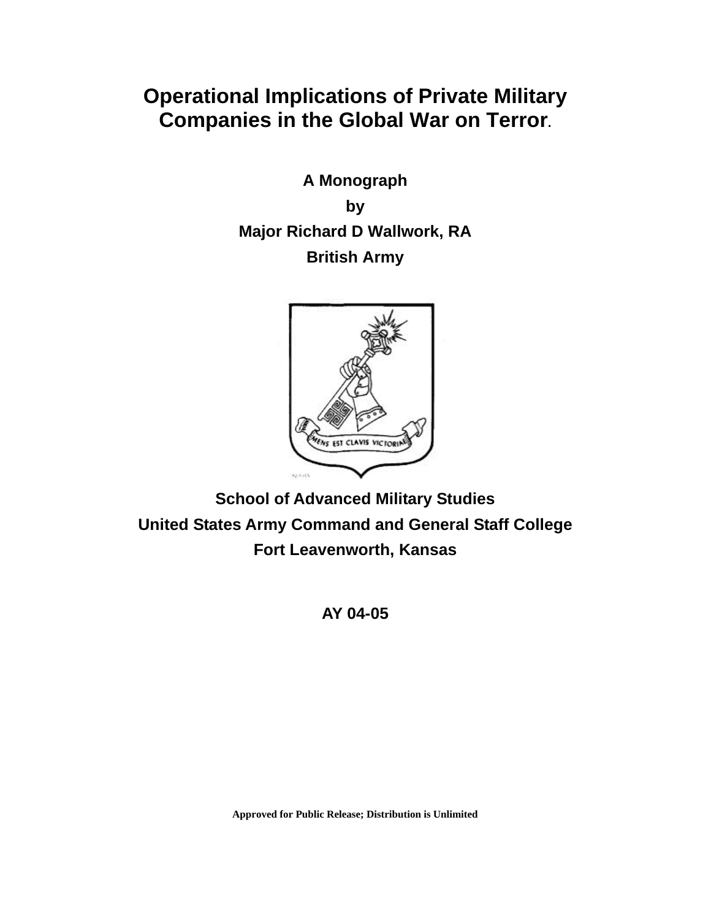# Operational Implications of Private Military Companies in the Global War on Terror.

**A Monograph**

**by**

**Major Richard D Wallwork, RA**

**British Army**

**School of Advanced Military Studies**

**United States Army Command and General Staff College**

**Fort Leavenworth, Kansas**

**AY 04-05**

**Approved for Public Release; Distribution is Unlimited**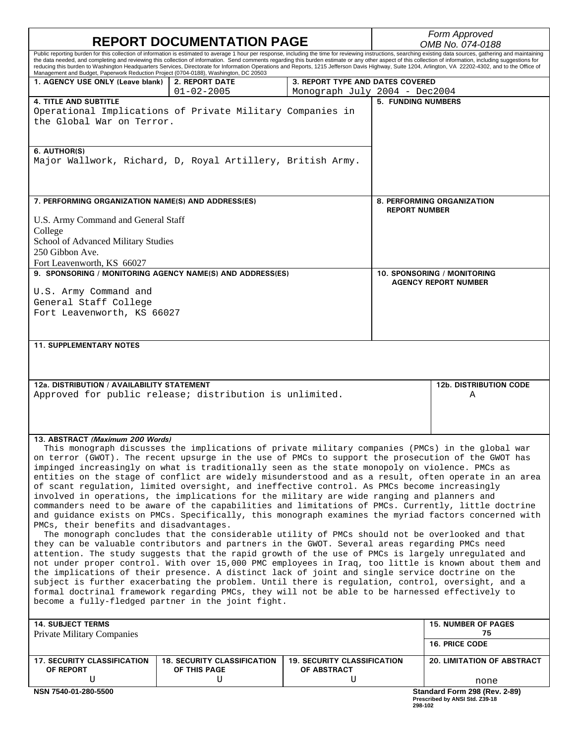# REPORT DOCUMENTATION PAGE

*Form Approved*
*OMB No. 074-0188*

Public reporting burden for this collection of information is estimated to average 1 hour per response, including the time for reviewing instructions, searching existing data sources, gathering and maintaining the data needed, and completing and reviewing this collection of information. Send comments regarding this burden estimate or any other aspect of this collection of information, including suggestions for reducing this burden to Washington Headquarters Services, Directorate for Information Operations and Reports, 1215 Jefferson Davis Highway, Suite 1204, Arlington, VA 22202-4302, and to the Office of Management and Budget, Paperwork Reduction Project (0704-0188), Washington, DC 20503

| 1. AGENCY USE ONLY (Leave blank) | 2. REPORT DATE | 3. REPORT TYPE AND DATES COVERED |
|---|---|---|
| | 01-02-2005 | Monograph July 2004 - Dec2004 |

**4. TITLE AND SUBTITLE**
Operational Implications of Private Military Companies in the Global War on Terror.

**5. FUNDING NUMBERS**

**6. AUTHOR(S)**
Major Wallwork, Richard, D, Royal Artillery, British Army.

**7. PERFORMING ORGANIZATION NAME(S) AND ADDRESS(ES)**
U.S. Army Command and General Staff College
School of Advanced Military Studies
250 Gibbon Ave.
Fort Leavenworth, KS 66027

**8. PERFORMING ORGANIZATION REPORT NUMBER**

**9. SPONSORING / MONITORING AGENCY NAME(S) AND ADDRESS(ES)**
U.S. Army Command and General Staff College
Fort Leavenworth, KS 66027

**10. SPONSORING / MONITORING AGENCY REPORT NUMBER**

**11. SUPPLEMENTARY NOTES**

| 12a. DISTRIBUTION / AVAILABILITY STATEMENT | 12b. DISTRIBUTION CODE |
|---|---|
| Approved for public release; distribution is unlimited. | A |

**13. ABSTRACT *(Maximum 200 Words)***

This monograph discusses the implications of private military companies (PMCs) in the global war on terror (GWOT). The recent upsurge in the use of PMCs to support the prosecution of the GWOT has impinged increasingly on what is traditionally seen as the state monopoly on violence. PMCs as entities on the stage of conflict are widely misunderstood and as a result, often operate in an area of scant regulation, limited oversight, and ineffective control. As PMCs become increasingly involved in operations, the implications for the military are wide ranging and planners and commanders need to be aware of the capabilities and limitations of PMCs. Currently, little doctrine and guidance exists on PMCs. Specifically, this monograph examines the myriad factors concerned with PMCs, their benefits and disadvantages.

The monograph concludes that the considerable utility of PMCs should not be overlooked and that they can be valuable contributors and partners in the GWOT. Several areas regarding PMCs need attention. The study suggests that the rapid growth of the use of PMCs is largely unregulated and not under proper control. With over 15,000 PMC employees in Iraq, too little is known about them and the implications of their presence. A distinct lack of joint and single service doctrine on the subject is further exacerbating the problem. Until there is regulation, control, oversight, and a formal doctrinal framework regarding PMCs, they will not be able to be harnessed effectively to become a fully-fledged partner in the joint fight.

| 14. SUBJECT TERMS | 15. NUMBER OF PAGES |
|---|---|
| Private Military Companies | 75 |
| | 16. PRICE CODE |

| 17. SECURITY CLASSIFICATION OF REPORT | 18. SECURITY CLASSIFICATION OF THIS PAGE | 19. SECURITY CLASSIFICATION OF ABSTRACT | 20. LIMITATION OF ABSTRACT |
|---|---|---|---|
| U | U | U | none |

NSN 7540-01-280-5500

Standard Form 298 (Rev. 2-89)
Prescribed by ANSI Std. Z39-18
298-102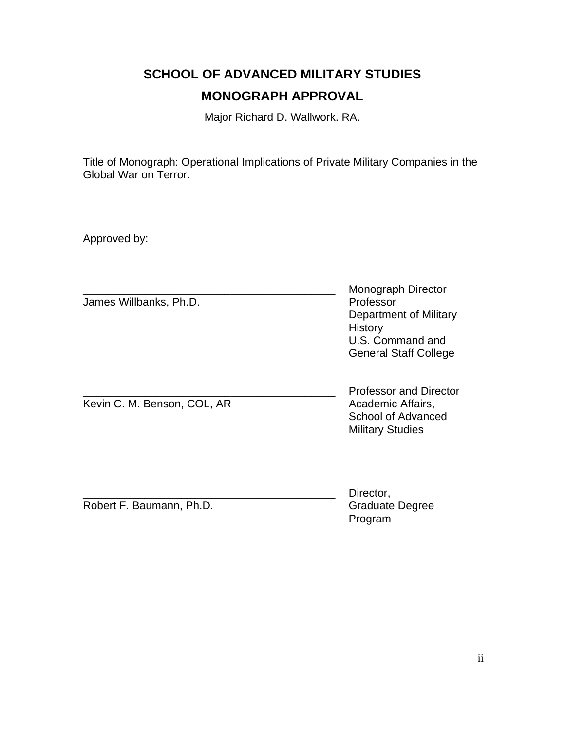# SCHOOL OF ADVANCED MILITARY STUDIES

## MONOGRAPH APPROVAL

Major Richard D. Wallwork. RA.

Title of Monograph: Operational Implications of Private Military Companies in the Global War on Terror.

Approved by:

__________________________________________ Monograph Director
James Willbanks, Ph.D. Professor
Department of Military History
U.S. Command and General Staff College

__________________________________________ Professor and Director
Kevin C. M. Benson, COL, AR Academic Affairs,
School of Advanced Military Studies

__________________________________________ Director,
Robert F. Baumann, Ph.D. Graduate Degree Program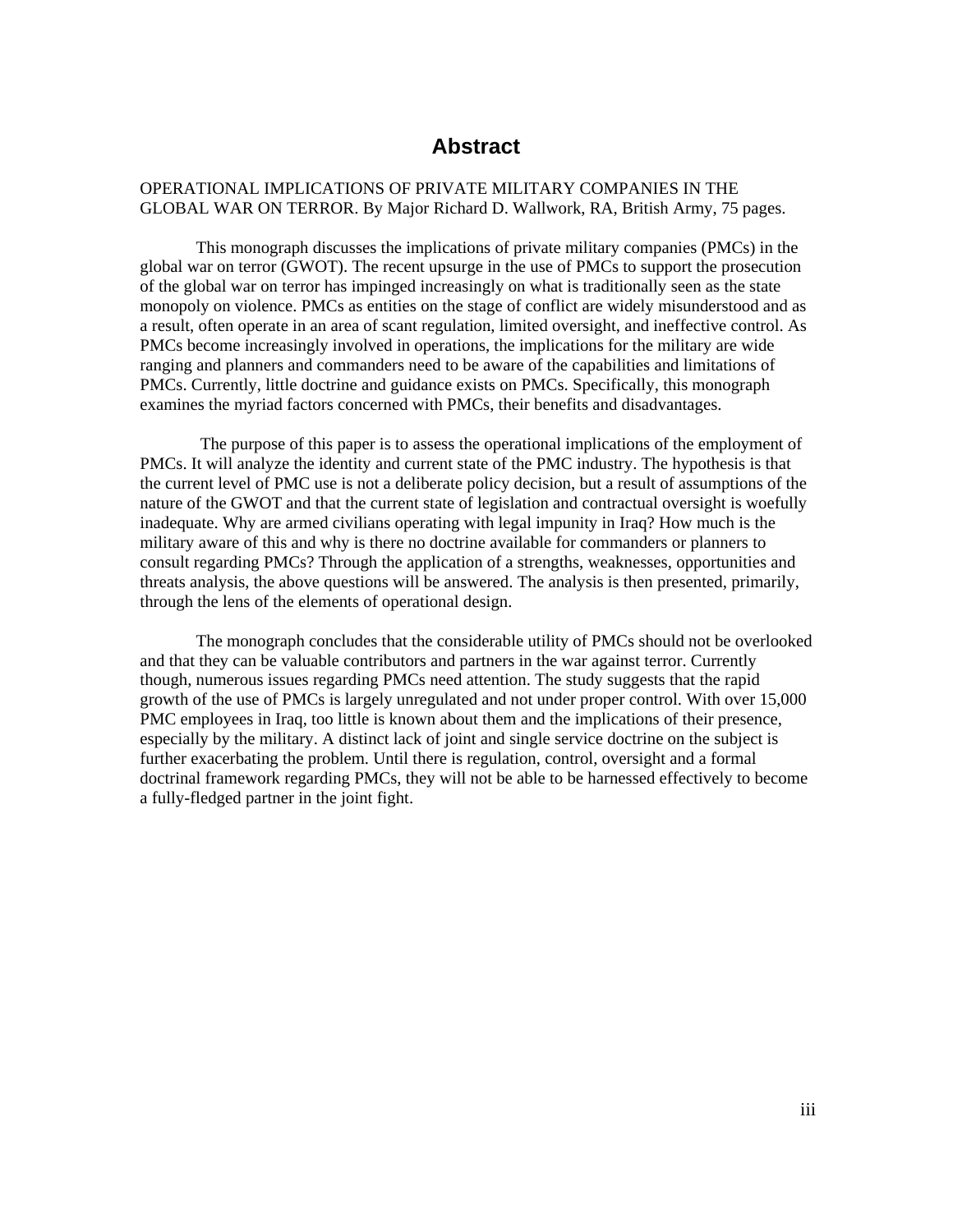# Abstract

OPERATIONAL IMPLICATIONS OF PRIVATE MILITARY COMPANIES IN THE GLOBAL WAR ON TERROR. By Major Richard D. Wallwork, RA, British Army, 75 pages.

This monograph discusses the implications of private military companies (PMCs) in the global war on terror (GWOT). The recent upsurge in the use of PMCs to support the prosecution of the global war on terror has impinged increasingly on what is traditionally seen as the state monopoly on violence. PMCs as entities on the stage of conflict are widely misunderstood and as a result, often operate in an area of scant regulation, limited oversight, and ineffective control. As PMCs become increasingly involved in operations, the implications for the military are wide ranging and planners and commanders need to be aware of the capabilities and limitations of PMCs. Currently, little doctrine and guidance exists on PMCs. Specifically, this monograph examines the myriad factors concerned with PMCs, their benefits and disadvantages.

The purpose of this paper is to assess the operational implications of the employment of PMCs. It will analyze the identity and current state of the PMC industry. The hypothesis is that the current level of PMC use is not a deliberate policy decision, but a result of assumptions of the nature of the GWOT and that the current state of legislation and contractual oversight is woefully inadequate. Why are armed civilians operating with legal impunity in Iraq? How much is the military aware of this and why is there no doctrine available for commanders or planners to consult regarding PMCs? Through the application of a strengths, weaknesses, opportunities and threats analysis, the above questions will be answered. The analysis is then presented, primarily, through the lens of the elements of operational design.

The monograph concludes that the considerable utility of PMCs should not be overlooked and that they can be valuable contributors and partners in the war against terror. Currently though, numerous issues regarding PMCs need attention. The study suggests that the rapid growth of the use of PMCs is largely unregulated and not under proper control. With over 15,000 PMC employees in Iraq, too little is known about them and the implications of their presence, especially by the military. A distinct lack of joint and single service doctrine on the subject is further exacerbating the problem. Until there is regulation, control, oversight and a formal doctrinal framework regarding PMCs, they will not be able to be harnessed effectively to become a fully-fledged partner in the joint fight.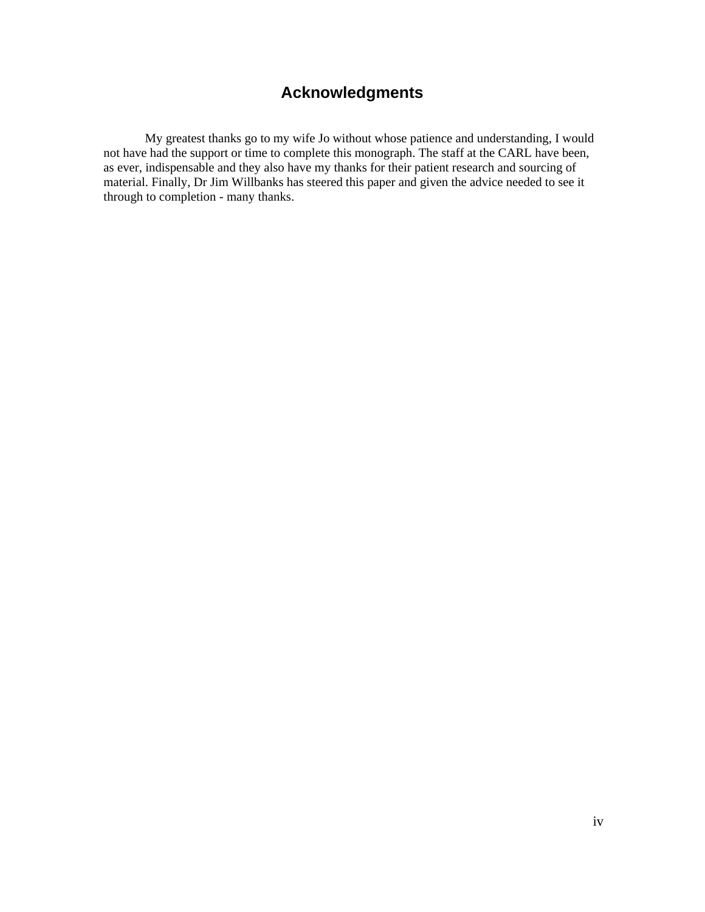# Acknowledgments

My greatest thanks go to my wife Jo without whose patience and understanding, I would not have had the support or time to complete this monograph. The staff at the CARL have been, as ever, indispensable and they also have my thanks for their patient research and sourcing of material. Finally, Dr Jim Willbanks has steered this paper and given the advice needed to see it through to completion - many thanks.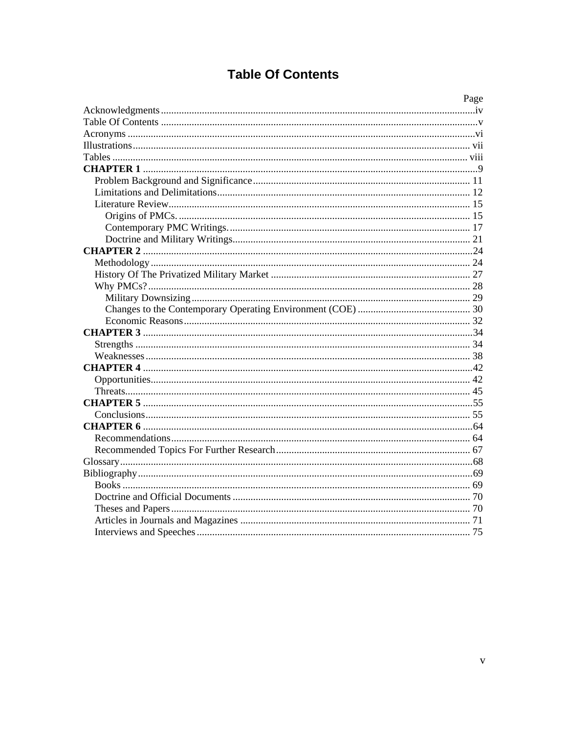# Table Of Contents

| | Page |
|---|---|
| Acknowledgments | iv |
| Table Of Contents | v |
| Acronyms | vi |
| Illustrations | vii |
| Tables | viii |
| **CHAPTER 1** | 9 |
| Problem Background and Significance | 11 |
| Limitations and Delimitations | 12 |
| Literature Review | 15 |
| Origins of PMCs. | 15 |
| Contemporary PMC Writings. | 17 |
| Doctrine and Military Writings | 21 |
| **CHAPTER 2** | 24 |
| Methodology | 24 |
| History Of The Privatized Military Market | 27 |
| Why PMCs? | 28 |
| Military Downsizing | 29 |
| Changes to the Contemporary Operating Environment (COE) | 30 |
| Economic Reasons | 32 |
| **CHAPTER 3** | 34 |
| Strengths | 34 |
| Weaknesses | 38 |
| **CHAPTER 4** | 42 |
| Opportunities | 42 |
| Threats | 45 |
| **CHAPTER 5** | 55 |
| Conclusions | 55 |
| **CHAPTER 6** | 64 |
| Recommendations | 64 |
| Recommended Topics For Further Research | 67 |
| Glossary | 68 |
| Bibliography | 69 |
| Books | 69 |
| Doctrine and Official Documents | 70 |
| Theses and Papers | 70 |
| Articles in Journals and Magazines | 71 |
| Interviews and Speeches | 75 |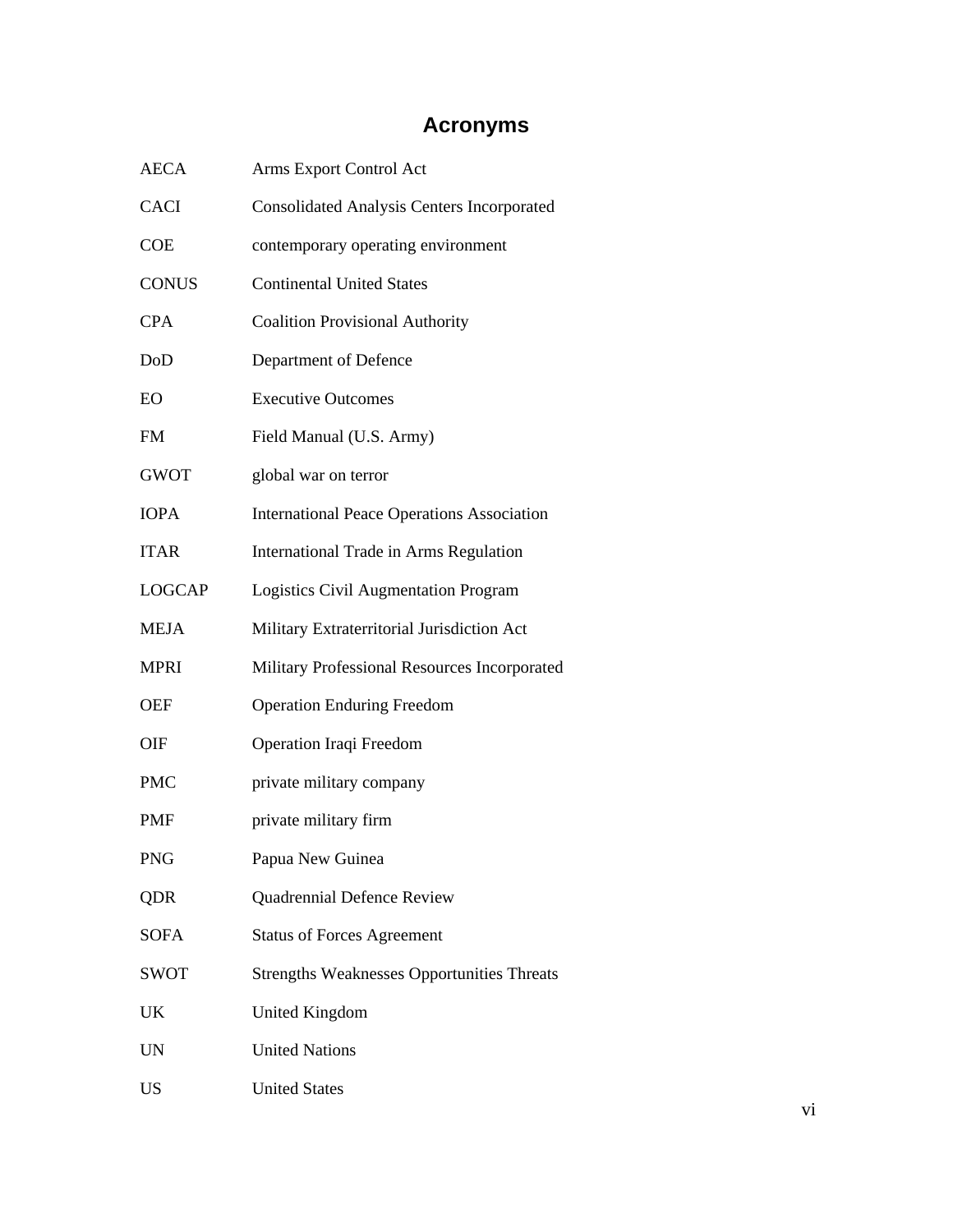# Acronyms

| | |
|---|---|
| AECA | Arms Export Control Act |
| CACI | Consolidated Analysis Centers Incorporated |
| COE | contemporary operating environment |
| CONUS | Continental United States |
| CPA | Coalition Provisional Authority |
| DoD | Department of Defence |
| EO | Executive Outcomes |
| FM | Field Manual (U.S. Army) |
| GWOT | global war on terror |
| IOPA | International Peace Operations Association |
| ITAR | International Trade in Arms Regulation |
| LOGCAP | Logistics Civil Augmentation Program |
| MEJA | Military Extraterritorial Jurisdiction Act |
| MPRI | Military Professional Resources Incorporated |
| OEF | Operation Enduring Freedom |
| OIF | Operation Iraqi Freedom |
| PMC | private military company |
| PMF | private military firm |
| PNG | Papua New Guinea |
| QDR | Quadrennial Defence Review |
| SOFA | Status of Forces Agreement |
| SWOT | Strengths Weaknesses Opportunities Threats |
| UK | United Kingdom |
| UN | United Nations |
| US | United States |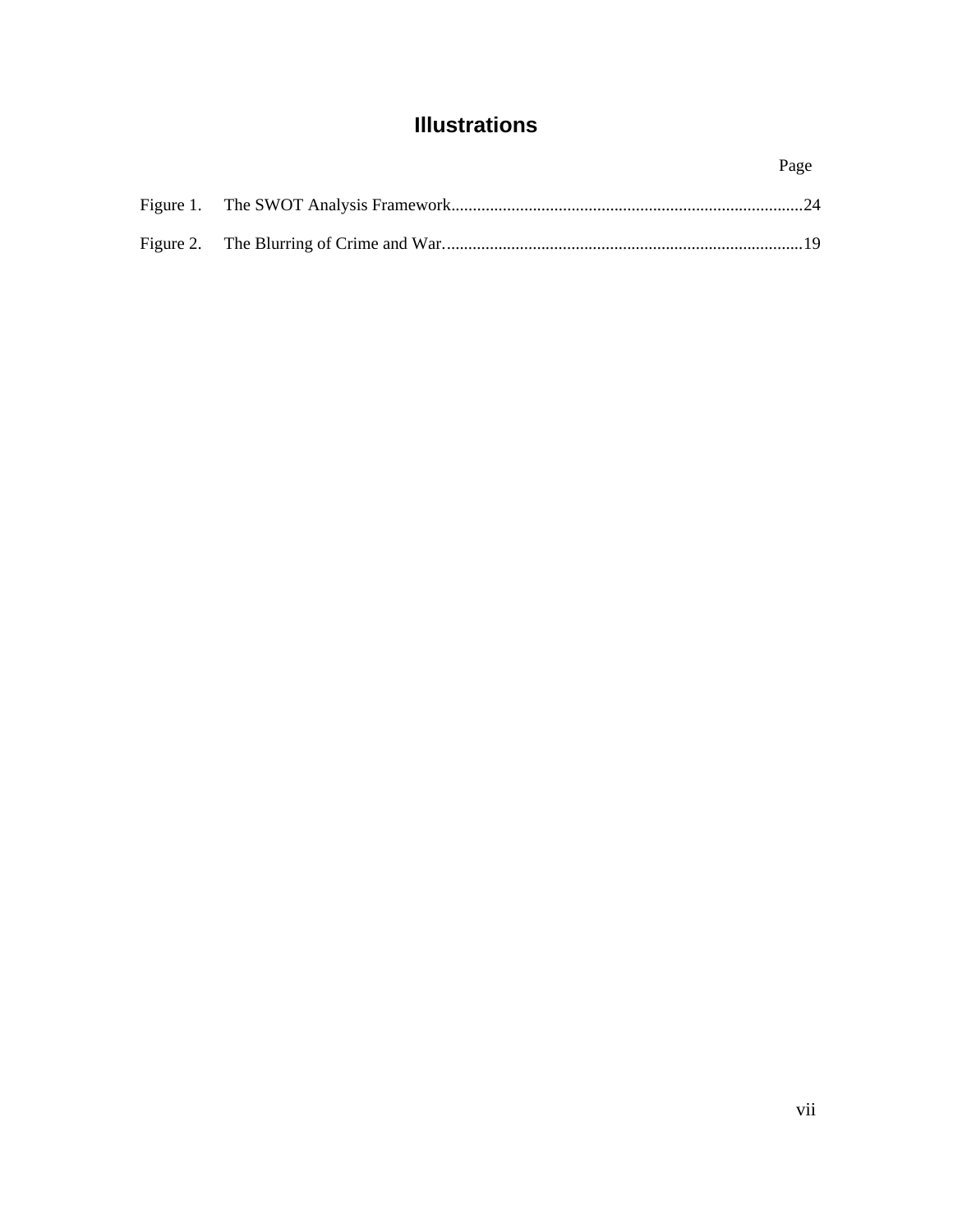# Illustrations

| | | Page |
|---|---|---|
| Figure 1. | The SWOT Analysis Framework | 24 |
| Figure 2. | The Blurring of Crime and War. | 19 |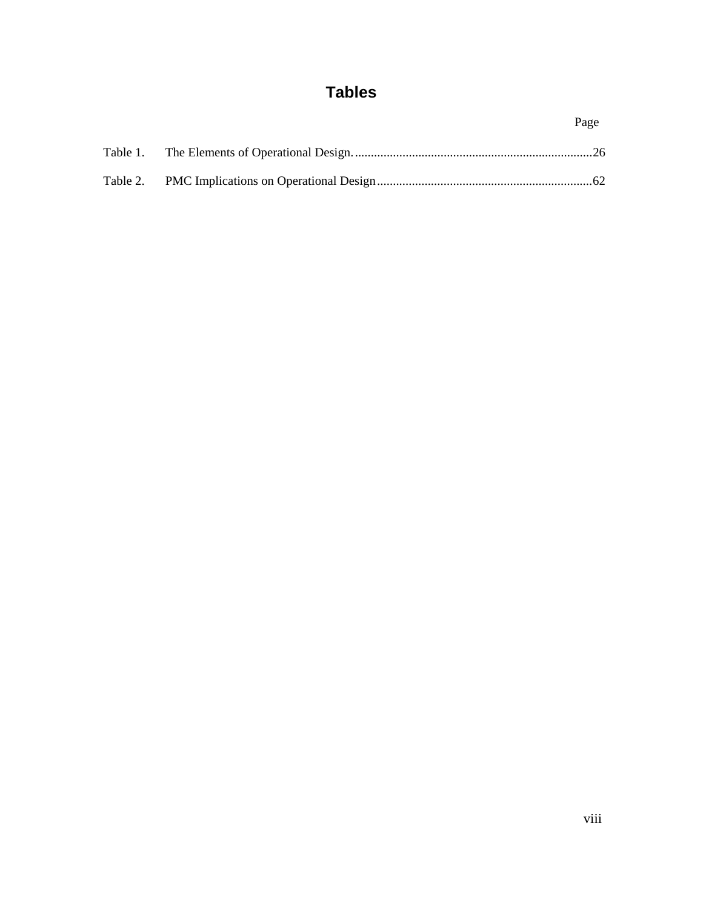# Tables

Page

Table 1. The Elements of Operational Design. ........................................................................... 26

Table 2. PMC Implications on Operational Design .................................................................... 62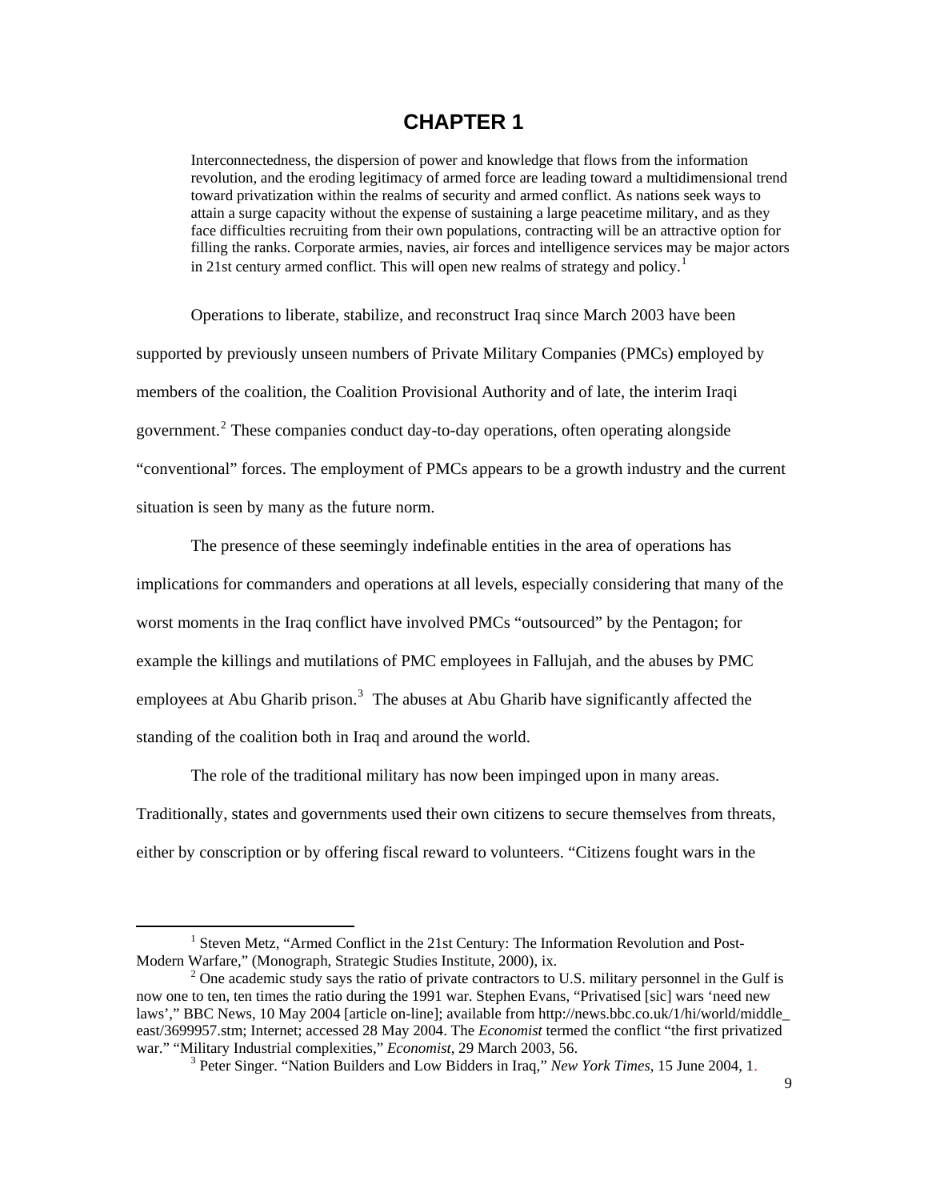# CHAPTER 1

> Interconnectedness, the dispersion of power and knowledge that flows from the information revolution, and the eroding legitimacy of armed force are leading toward a multidimensional trend toward privatization within the realms of security and armed conflict. As nations seek ways to attain a surge capacity without the expense of sustaining a large peacetime military, and as they face difficulties recruiting from their own populations, contracting will be an attractive option for filling the ranks. Corporate armies, navies, air forces and intelligence services may be major actors in 21st century armed conflict. This will open new realms of strategy and policy.[1]

Operations to liberate, stabilize, and reconstruct Iraq since March 2003 have been supported by previously unseen numbers of Private Military Companies (PMCs) employed by members of the coalition, the Coalition Provisional Authority and of late, the interim Iraqi government.[2] These companies conduct day-to-day operations, often operating alongside "conventional" forces. The employment of PMCs appears to be a growth industry and the current situation is seen by many as the future norm.

The presence of these seemingly indefinable entities in the area of operations has implications for commanders and operations at all levels, especially considering that many of the worst moments in the Iraq conflict have involved PMCs "outsourced" by the Pentagon; for example the killings and mutilations of PMC employees in Fallujah, and the abuses by PMC employees at Abu Gharib prison.[3] The abuses at Abu Gharib have significantly affected the standing of the coalition both in Iraq and around the world.

The role of the traditional military has now been impinged upon in many areas. Traditionally, states and governments used their own citizens to secure themselves from threats, either by conscription or by offering fiscal reward to volunteers. "Citizens fought wars in the

---

[1] Steven Metz, "Armed Conflict in the 21st Century: The Information Revolution and Post-Modern Warfare," (Monograph, Strategic Studies Institute, 2000), ix.

[2] One academic study says the ratio of private contractors to U.S. military personnel in the Gulf is now one to ten, ten times the ratio during the 1991 war. Stephen Evans, "Privatised [sic] wars 'need new laws'," BBC News, 10 May 2004 [article on-line]; available from http://news.bbc.co.uk/1/hi/world/middle_east/3699957.stm; Internet; accessed 28 May 2004. The *Economist* termed the conflict "the first privatized war." "Military Industrial complexities," *Economist*, 29 March 2003, 56.

[3] Peter Singer. "Nation Builders and Low Bidders in Iraq," *New York Times*, 15 June 2004, 1.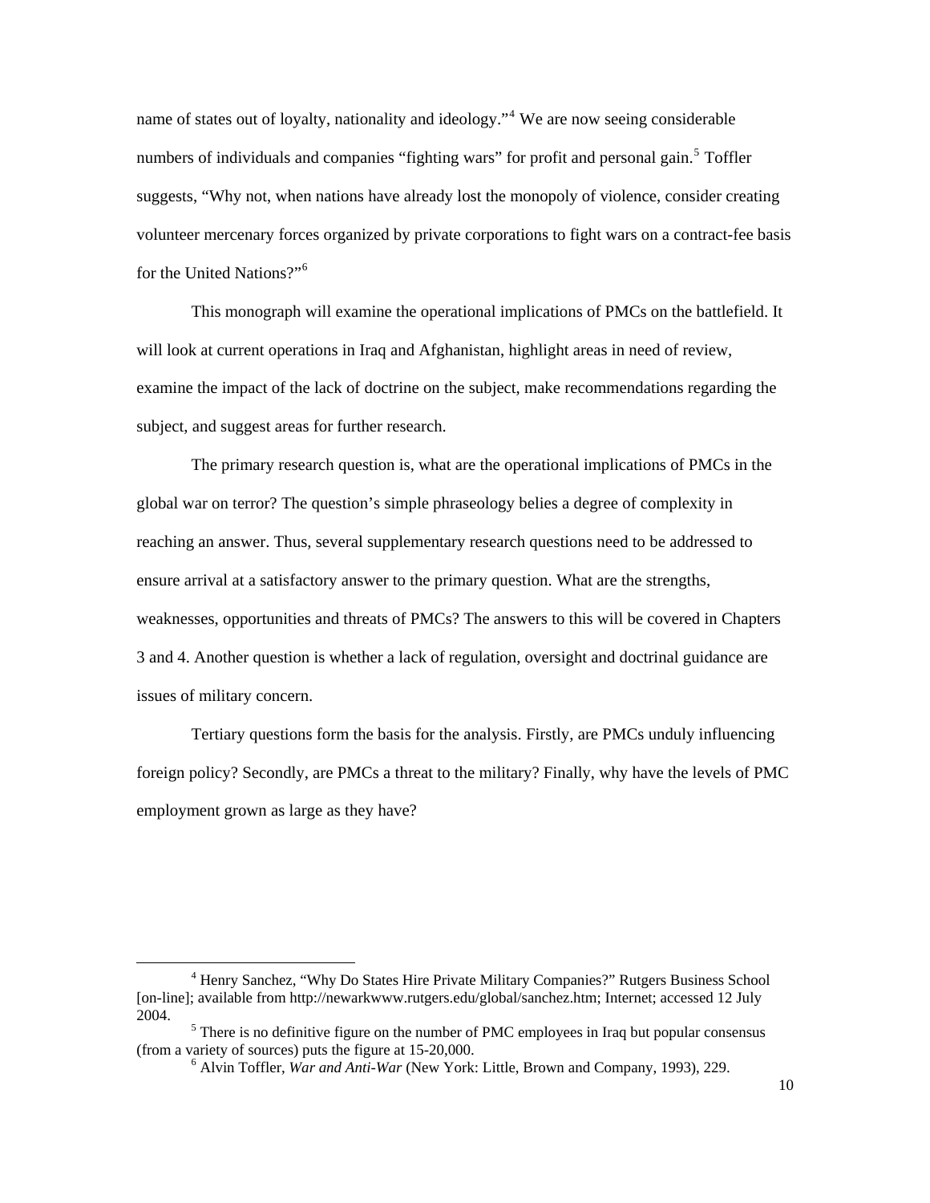name of states out of loyalty, nationality and ideology."[4] We are now seeing considerable numbers of individuals and companies "fighting wars" for profit and personal gain.[5] Toffler suggests, "Why not, when nations have already lost the monopoly of violence, consider creating volunteer mercenary forces organized by private corporations to fight wars on a contract-fee basis for the United Nations?"[6]

This monograph will examine the operational implications of PMCs on the battlefield. It will look at current operations in Iraq and Afghanistan, highlight areas in need of review, examine the impact of the lack of doctrine on the subject, make recommendations regarding the subject, and suggest areas for further research.

The primary research question is, what are the operational implications of PMCs in the global war on terror? The question's simple phraseology belies a degree of complexity in reaching an answer. Thus, several supplementary research questions need to be addressed to ensure arrival at a satisfactory answer to the primary question. What are the strengths, weaknesses, opportunities and threats of PMCs? The answers to this will be covered in Chapters 3 and 4. Another question is whether a lack of regulation, oversight and doctrinal guidance are issues of military concern.

Tertiary questions form the basis for the analysis. Firstly, are PMCs unduly influencing foreign policy? Secondly, are PMCs a threat to the military? Finally, why have the levels of PMC employment grown as large as they have?

---

[4] Henry Sanchez, "Why Do States Hire Private Military Companies?" Rutgers Business School [on-line]; available from http://newarkwww.rutgers.edu/global/sanchez.htm; Internet; accessed 12 July 2004.

[5] There is no definitive figure on the number of PMC employees in Iraq but popular consensus (from a variety of sources) puts the figure at 15-20,000.

[6] Alvin Toffler, *War and Anti-War* (New York: Little, Brown and Company, 1993), 229.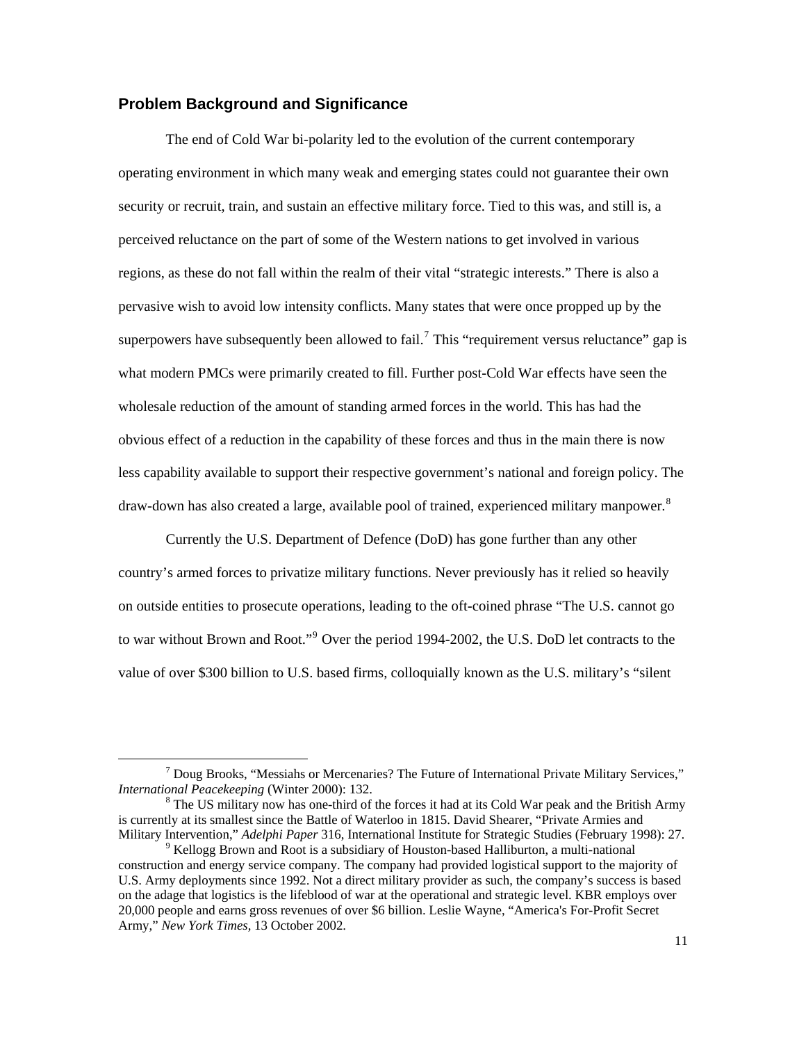## Problem Background and Significance

The end of Cold War bi-polarity led to the evolution of the current contemporary operating environment in which many weak and emerging states could not guarantee their own security or recruit, train, and sustain an effective military force. Tied to this was, and still is, a perceived reluctance on the part of some of the Western nations to get involved in various regions, as these do not fall within the realm of their vital "strategic interests." There is also a pervasive wish to avoid low intensity conflicts. Many states that were once propped up by the superpowers have subsequently been allowed to fail.[7] This "requirement versus reluctance" gap is what modern PMCs were primarily created to fill. Further post-Cold War effects have seen the wholesale reduction of the amount of standing armed forces in the world. This has had the obvious effect of a reduction in the capability of these forces and thus in the main there is now less capability available to support their respective government's national and foreign policy. The draw-down has also created a large, available pool of trained, experienced military manpower.[8]

Currently the U.S. Department of Defence (DoD) has gone further than any other country's armed forces to privatize military functions. Never previously has it relied so heavily on outside entities to prosecute operations, leading to the oft-coined phrase "The U.S. cannot go to war without Brown and Root."[9] Over the period 1994-2002, the U.S. DoD let contracts to the value of over $300 billion to U.S. based firms, colloquially known as the U.S. military's "silent

---

[7] Doug Brooks, "Messiahs or Mercenaries? The Future of International Private Military Services," *International Peacekeeping* (Winter 2000): 132.

[8] The US military now has one-third of the forces it had at its Cold War peak and the British Army is currently at its smallest since the Battle of Waterloo in 1815. David Shearer, "Private Armies and Military Intervention," *Adelphi Paper* 316, International Institute for Strategic Studies (February 1998): 27.

[9] Kellogg Brown and Root is a subsidiary of Houston-based Halliburton, a multi-national construction and energy service company. The company had provided logistical support to the majority of U.S. Army deployments since 1992. Not a direct military provider as such, the company's success is based on the adage that logistics is the lifeblood of war at the operational and strategic level. KBR employs over 20,000 people and earns gross revenues of over $6 billion. Leslie Wayne, "America's For-Profit Secret Army," *New York Times*, 13 October 2002.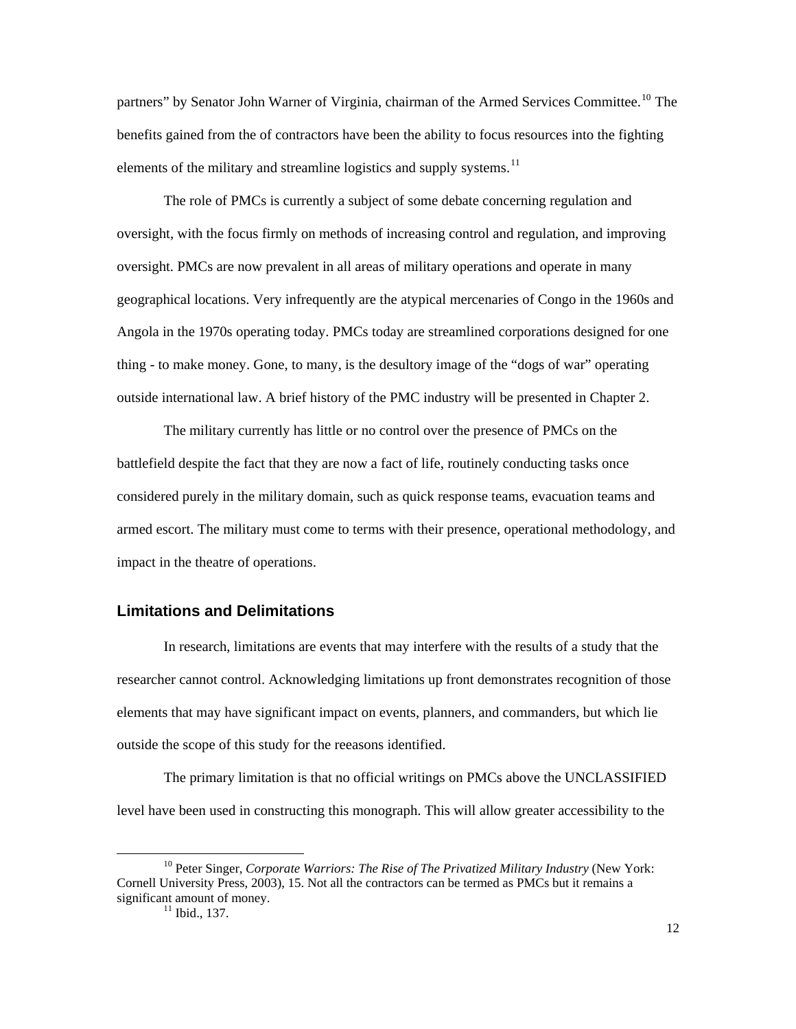partners" by Senator John Warner of Virginia, chairman of the Armed Services Committee.[10] The benefits gained from the of contractors have been the ability to focus resources into the fighting elements of the military and streamline logistics and supply systems.[11]

The role of PMCs is currently a subject of some debate concerning regulation and oversight, with the focus firmly on methods of increasing control and regulation, and improving oversight. PMCs are now prevalent in all areas of military operations and operate in many geographical locations. Very infrequently are the atypical mercenaries of Congo in the 1960s and Angola in the 1970s operating today. PMCs today are streamlined corporations designed for one thing - to make money. Gone, to many, is the desultory image of the "dogs of war" operating outside international law. A brief history of the PMC industry will be presented in Chapter 2.

The military currently has little or no control over the presence of PMCs on the battlefield despite the fact that they are now a fact of life, routinely conducting tasks once considered purely in the military domain, such as quick response teams, evacuation teams and armed escort. The military must come to terms with their presence, operational methodology, and impact in the theatre of operations.

## Limitations and Delimitations

In research, limitations are events that may interfere with the results of a study that the researcher cannot control. Acknowledging limitations up front demonstrates recognition of those elements that may have significant impact on events, planners, and commanders, but which lie outside the scope of this study for the reeasons identified.

The primary limitation is that no official writings on PMCs above the UNCLASSIFIED level have been used in constructing this monograph. This will allow greater accessibility to the

[10] Peter Singer, *Corporate Warriors: The Rise of The Privatized Military Industry* (New York: Cornell University Press, 2003), 15. Not all the contractors can be termed as PMCs but it remains a significant amount of money.

[11] Ibid., 137.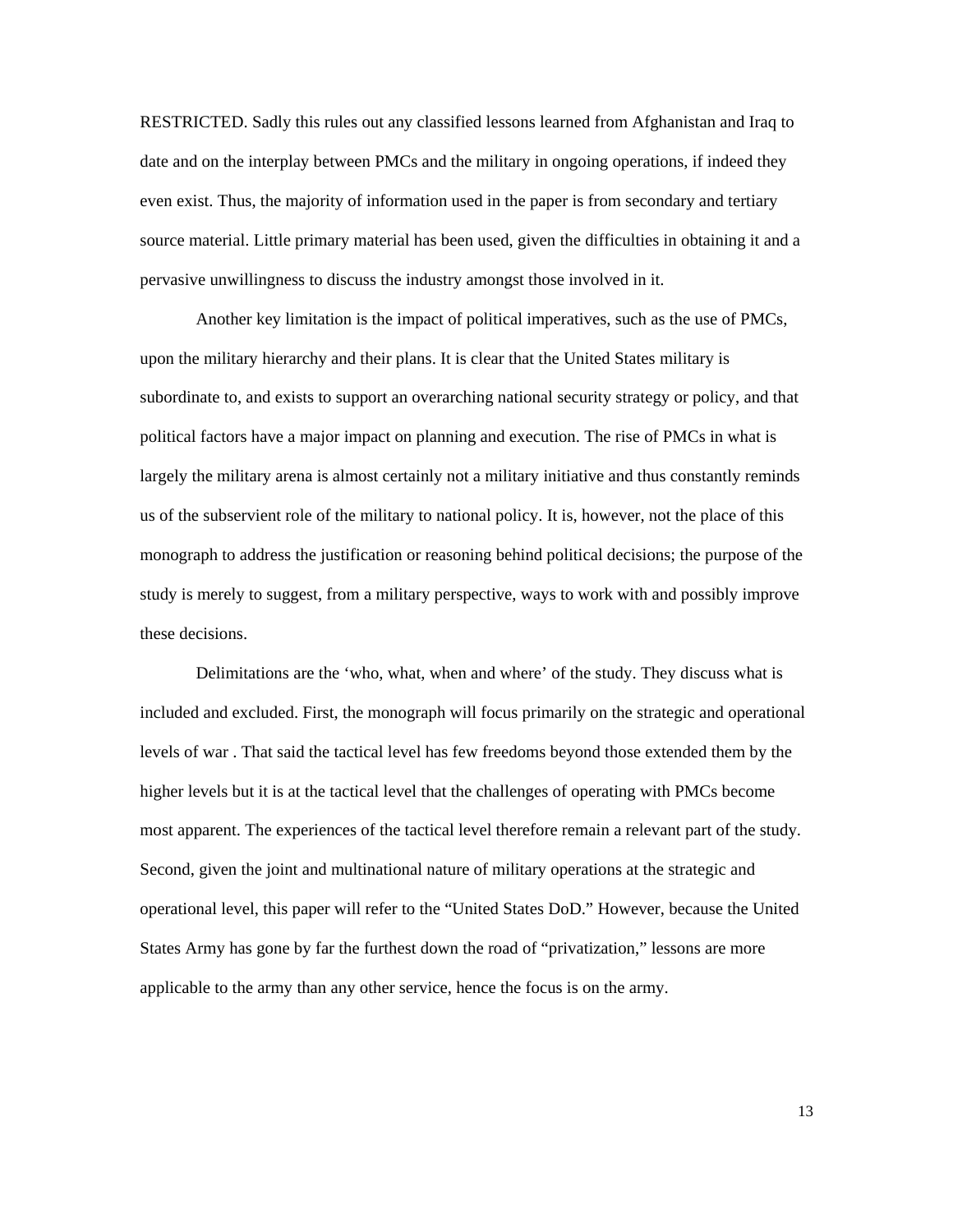RESTRICTED. Sadly this rules out any classified lessons learned from Afghanistan and Iraq to date and on the interplay between PMCs and the military in ongoing operations, if indeed they even exist. Thus, the majority of information used in the paper is from secondary and tertiary source material. Little primary material has been used, given the difficulties in obtaining it and a pervasive unwillingness to discuss the industry amongst those involved in it.

Another key limitation is the impact of political imperatives, such as the use of PMCs, upon the military hierarchy and their plans. It is clear that the United States military is subordinate to, and exists to support an overarching national security strategy or policy, and that political factors have a major impact on planning and execution. The rise of PMCs in what is largely the military arena is almost certainly not a military initiative and thus constantly reminds us of the subservient role of the military to national policy. It is, however, not the place of this monograph to address the justification or reasoning behind political decisions; the purpose of the study is merely to suggest, from a military perspective, ways to work with and possibly improve these decisions.

Delimitations are the 'who, what, when and where' of the study. They discuss what is included and excluded. First, the monograph will focus primarily on the strategic and operational levels of war . That said the tactical level has few freedoms beyond those extended them by the higher levels but it is at the tactical level that the challenges of operating with PMCs become most apparent. The experiences of the tactical level therefore remain a relevant part of the study. Second, given the joint and multinational nature of military operations at the strategic and operational level, this paper will refer to the "United States DoD." However, because the United States Army has gone by far the furthest down the road of "privatization," lessons are more applicable to the army than any other service, hence the focus is on the army.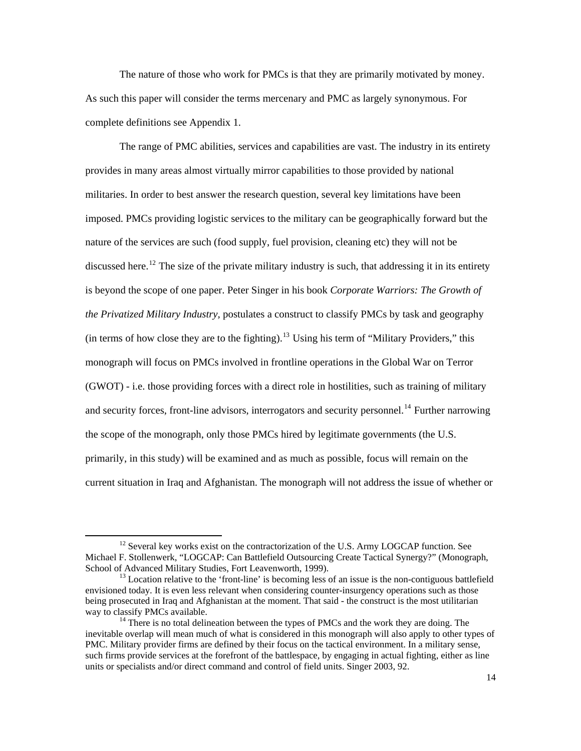The nature of those who work for PMCs is that they are primarily motivated by money. As such this paper will consider the terms mercenary and PMC as largely synonymous. For complete definitions see Appendix 1.

The range of PMC abilities, services and capabilities are vast. The industry in its entirety provides in many areas almost virtually mirror capabilities to those provided by national militaries. In order to best answer the research question, several key limitations have been imposed. PMCs providing logistic services to the military can be geographically forward but the nature of the services are such (food supply, fuel provision, cleaning etc) they will not be discussed here.[12] The size of the private military industry is such, that addressing it in its entirety is beyond the scope of one paper. Peter Singer in his book *Corporate Warriors: The Growth of the Privatized Military Industry*, postulates a construct to classify PMCs by task and geography (in terms of how close they are to the fighting).[13] Using his term of "Military Providers," this monograph will focus on PMCs involved in frontline operations in the Global War on Terror (GWOT) - i.e. those providing forces with a direct role in hostilities, such as training of military and security forces, front-line advisors, interrogators and security personnel.[14] Further narrowing the scope of the monograph, only those PMCs hired by legitimate governments (the U.S. primarily, in this study) will be examined and as much as possible, focus will remain on the current situation in Iraq and Afghanistan. The monograph will not address the issue of whether or

[12] Several key works exist on the contractorization of the U.S. Army LOGCAP function. See Michael F. Stollenwerk, "LOGCAP: Can Battlefield Outsourcing Create Tactical Synergy?" (Monograph, School of Advanced Military Studies, Fort Leavenworth, 1999).

[13] Location relative to the 'front-line' is becoming less of an issue is the non-contiguous battlefield envisioned today. It is even less relevant when considering counter-insurgency operations such as those being prosecuted in Iraq and Afghanistan at the moment. That said - the construct is the most utilitarian way to classify PMCs available.

[14] There is no total delineation between the types of PMCs and the work they are doing. The inevitable overlap will mean much of what is considered in this monograph will also apply to other types of PMC. Military provider firms are defined by their focus on the tactical environment. In a military sense, such firms provide services at the forefront of the battlespace, by engaging in actual fighting, either as line units or specialists and/or direct command and control of field units. Singer 2003, 92.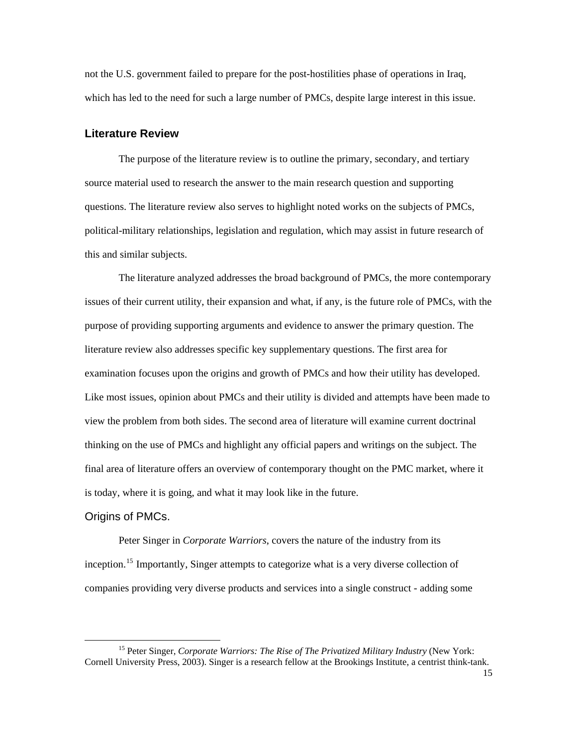not the U.S. government failed to prepare for the post-hostilities phase of operations in Iraq, which has led to the need for such a large number of PMCs, despite large interest in this issue.

## Literature Review

The purpose of the literature review is to outline the primary, secondary, and tertiary source material used to research the answer to the main research question and supporting questions. The literature review also serves to highlight noted works on the subjects of PMCs, political-military relationships, legislation and regulation, which may assist in future research of this and similar subjects.

The literature analyzed addresses the broad background of PMCs, the more contemporary issues of their current utility, their expansion and what, if any, is the future role of PMCs, with the purpose of providing supporting arguments and evidence to answer the primary question. The literature review also addresses specific key supplementary questions. The first area for examination focuses upon the origins and growth of PMCs and how their utility has developed. Like most issues, opinion about PMCs and their utility is divided and attempts have been made to view the problem from both sides. The second area of literature will examine current doctrinal thinking on the use of PMCs and highlight any official papers and writings on the subject. The final area of literature offers an overview of contemporary thought on the PMC market, where it is today, where it is going, and what it may look like in the future.

### Origins of PMCs.

Peter Singer in *Corporate Warriors*, covers the nature of the industry from its inception.[15] Importantly, Singer attempts to categorize what is a very diverse collection of companies providing very diverse products and services into a single construct - adding some

[15] Peter Singer, *Corporate Warriors: The Rise of The Privatized Military Industry* (New York: Cornell University Press, 2003). Singer is a research fellow at the Brookings Institute, a centrist think-tank.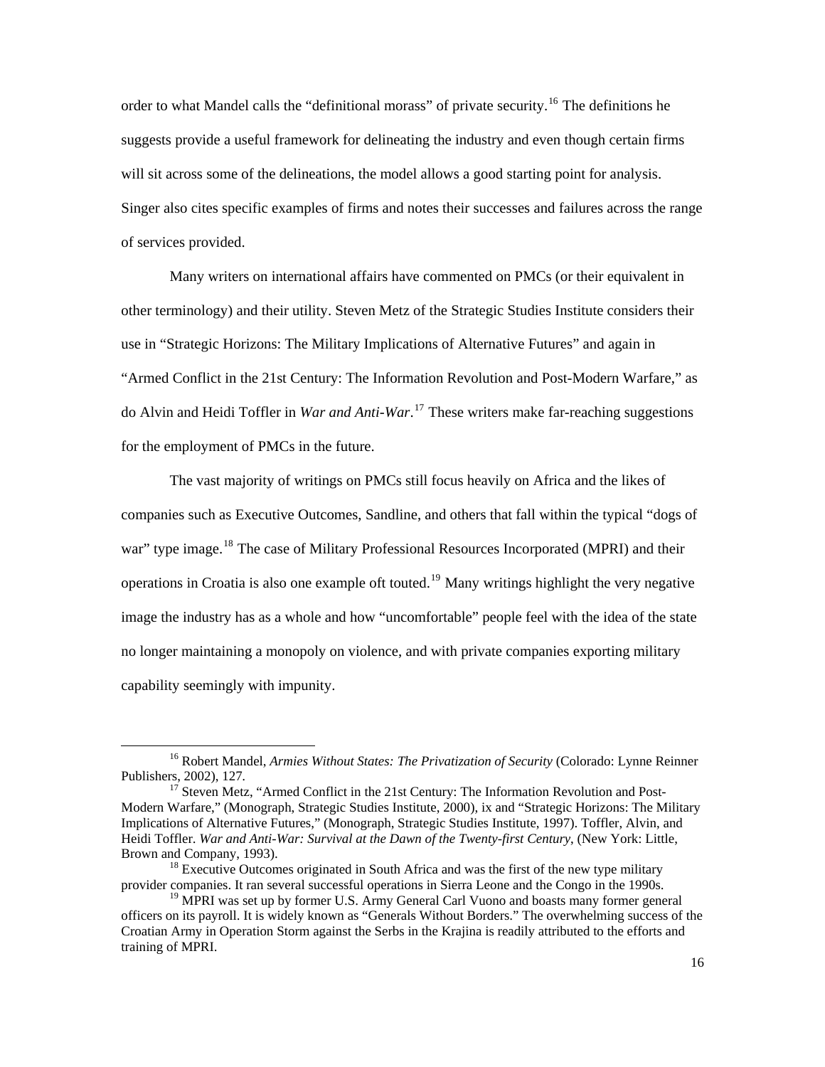order to what Mandel calls the "definitional morass" of private security.[16] The definitions he suggests provide a useful framework for delineating the industry and even though certain firms will sit across some of the delineations, the model allows a good starting point for analysis. Singer also cites specific examples of firms and notes their successes and failures across the range of services provided.

Many writers on international affairs have commented on PMCs (or their equivalent in other terminology) and their utility. Steven Metz of the Strategic Studies Institute considers their use in "Strategic Horizons: The Military Implications of Alternative Futures" and again in "Armed Conflict in the 21st Century: The Information Revolution and Post-Modern Warfare," as do Alvin and Heidi Toffler in *War and Anti-War*.[17] These writers make far-reaching suggestions for the employment of PMCs in the future.

The vast majority of writings on PMCs still focus heavily on Africa and the likes of companies such as Executive Outcomes, Sandline, and others that fall within the typical "dogs of war" type image.[18] The case of Military Professional Resources Incorporated (MPRI) and their operations in Croatia is also one example oft touted.[19] Many writings highlight the very negative image the industry has as a whole and how "uncomfortable" people feel with the idea of the state no longer maintaining a monopoly on violence, and with private companies exporting military capability seemingly with impunity.

---

[16] Robert Mandel, *Armies Without States: The Privatization of Security* (Colorado: Lynne Reinner Publishers, 2002), 127.

[17] Steven Metz, "Armed Conflict in the 21st Century: The Information Revolution and Post-Modern Warfare," (Monograph, Strategic Studies Institute, 2000), ix and "Strategic Horizons: The Military Implications of Alternative Futures," (Monograph, Strategic Studies Institute, 1997). Toffler, Alvin, and Heidi Toffler. *War and Anti-War: Survival at the Dawn of the Twenty-first Century*, (New York: Little, Brown and Company, 1993).

[18] Executive Outcomes originated in South Africa and was the first of the new type military provider companies. It ran several successful operations in Sierra Leone and the Congo in the 1990s.

[19] MPRI was set up by former U.S. Army General Carl Vuono and boasts many former general officers on its payroll. It is widely known as "Generals Without Borders." The overwhelming success of the Croatian Army in Operation Storm against the Serbs in the Krajina is readily attributed to the efforts and training of MPRI.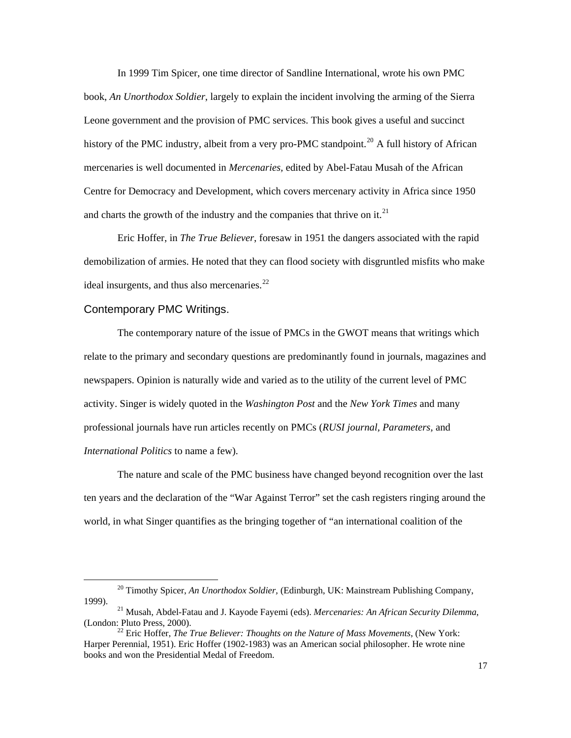In 1999 Tim Spicer, one time director of Sandline International, wrote his own PMC book, *An Unorthodox Soldier*, largely to explain the incident involving the arming of the Sierra Leone government and the provision of PMC services. This book gives a useful and succinct history of the PMC industry, albeit from a very pro-PMC standpoint.[20] A full history of African mercenaries is well documented in *Mercenaries*, edited by Abel-Fatau Musah of the African Centre for Democracy and Development, which covers mercenary activity in Africa since 1950 and charts the growth of the industry and the companies that thrive on it.[21]

Eric Hoffer, in *The True Believer*, foresaw in 1951 the dangers associated with the rapid demobilization of armies. He noted that they can flood society with disgruntled misfits who make ideal insurgents, and thus also mercenaries.[22]

## Contemporary PMC Writings.

The contemporary nature of the issue of PMCs in the GWOT means that writings which relate to the primary and secondary questions are predominantly found in journals, magazines and newspapers. Opinion is naturally wide and varied as to the utility of the current level of PMC activity. Singer is widely quoted in the *Washington Post* and the *New York Times* and many professional journals have run articles recently on PMCs (*RUSI journal, Parameters,* and *International Politics* to name a few).

The nature and scale of the PMC business have changed beyond recognition over the last ten years and the declaration of the "War Against Terror" set the cash registers ringing around the world, in what Singer quantifies as the bringing together of "an international coalition of the

---

[20] Timothy Spicer, *An Unorthodox Soldier*, (Edinburgh, UK: Mainstream Publishing Company, 1999).

[21] Musah, Abdel-Fatau and J. Kayode Fayemi (eds). *Mercenaries: An African Security Dilemma*, (London: Pluto Press, 2000).

[22] Eric Hoffer, *The True Believer: Thoughts on the Nature of Mass Movements*, (New York: Harper Perennial, 1951). Eric Hoffer (1902-1983) was an American social philosopher. He wrote nine books and won the Presidential Medal of Freedom.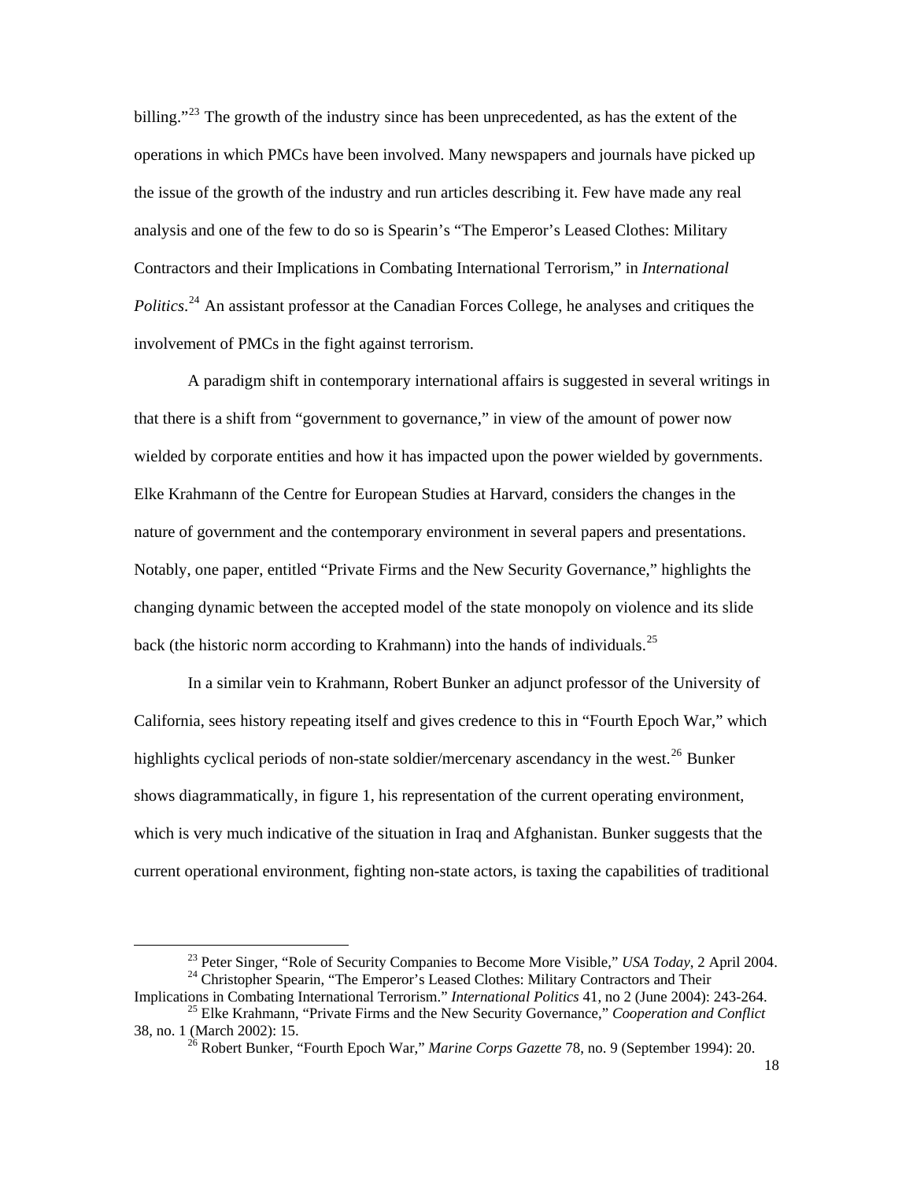billing."[23] The growth of the industry since has been unprecedented, as has the extent of the operations in which PMCs have been involved. Many newspapers and journals have picked up the issue of the growth of the industry and run articles describing it. Few have made any real analysis and one of the few to do so is Spearin's "The Emperor's Leased Clothes: Military Contractors and their Implications in Combating International Terrorism," in *International Politics*.[24] An assistant professor at the Canadian Forces College, he analyses and critiques the involvement of PMCs in the fight against terrorism.

A paradigm shift in contemporary international affairs is suggested in several writings in that there is a shift from "government to governance," in view of the amount of power now wielded by corporate entities and how it has impacted upon the power wielded by governments. Elke Krahmann of the Centre for European Studies at Harvard, considers the changes in the nature of government and the contemporary environment in several papers and presentations. Notably, one paper, entitled "Private Firms and the New Security Governance," highlights the changing dynamic between the accepted model of the state monopoly on violence and its slide back (the historic norm according to Krahmann) into the hands of individuals.[25]

In a similar vein to Krahmann, Robert Bunker an adjunct professor of the University of California, sees history repeating itself and gives credence to this in "Fourth Epoch War," which highlights cyclical periods of non-state soldier/mercenary ascendancy in the west.[26] Bunker shows diagrammatically, in figure 1, his representation of the current operating environment, which is very much indicative of the situation in Iraq and Afghanistan. Bunker suggests that the current operational environment, fighting non-state actors, is taxing the capabilities of traditional

[23] Peter Singer, "Role of Security Companies to Become More Visible," *USA Today*, 2 April 2004.

[24] Christopher Spearin, "The Emperor's Leased Clothes: Military Contractors and Their Implications in Combating International Terrorism." *International Politics* 41, no 2 (June 2004): 243-264.

[25] Elke Krahmann, "Private Firms and the New Security Governance," *Cooperation and Conflict* 38, no. 1 (March 2002): 15.

[26] Robert Bunker, "Fourth Epoch War," *Marine Corps Gazette* 78, no. 9 (September 1994): 20.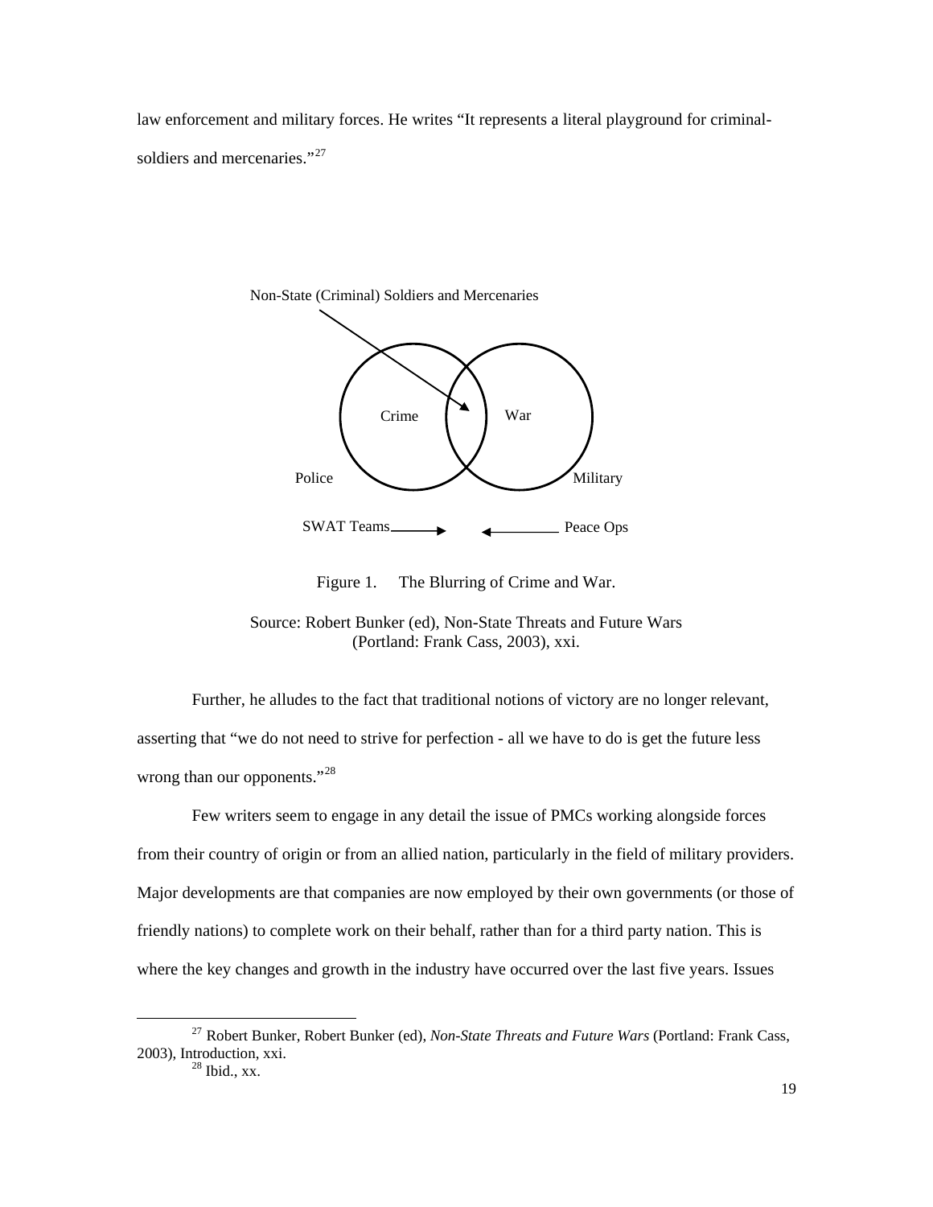law enforcement and military forces. He writes “It represents a literal playground for criminal-soldiers and mercenaries.”[27]

Non-State (Criminal) Soldiers and Mercenaries

Crime War

Police Military

SWAT Teams Peace Ops

Figure 1. The Blurring of Crime and War.

Source: Robert Bunker (ed), Non-State Threats and Future Wars (Portland: Frank Cass, 2003), xxi.

Further, he alludes to the fact that traditional notions of victory are no longer relevant, asserting that “we do not need to strive for perfection - all we have to do is get the future less wrong than our opponents.”[28]

Few writers seem to engage in any detail the issue of PMCs working alongside forces from their country of origin or from an allied nation, particularly in the field of military providers. Major developments are that companies are now employed by their own governments (or those of friendly nations) to complete work on their behalf, rather than for a third party nation. This is where the key changes and growth in the industry have occurred over the last five years. Issues

---

[27] Robert Bunker, Robert Bunker (ed), *Non-State Threats and Future Wars* (Portland: Frank Cass, 2003), Introduction, xxi.

[28] Ibid., xx.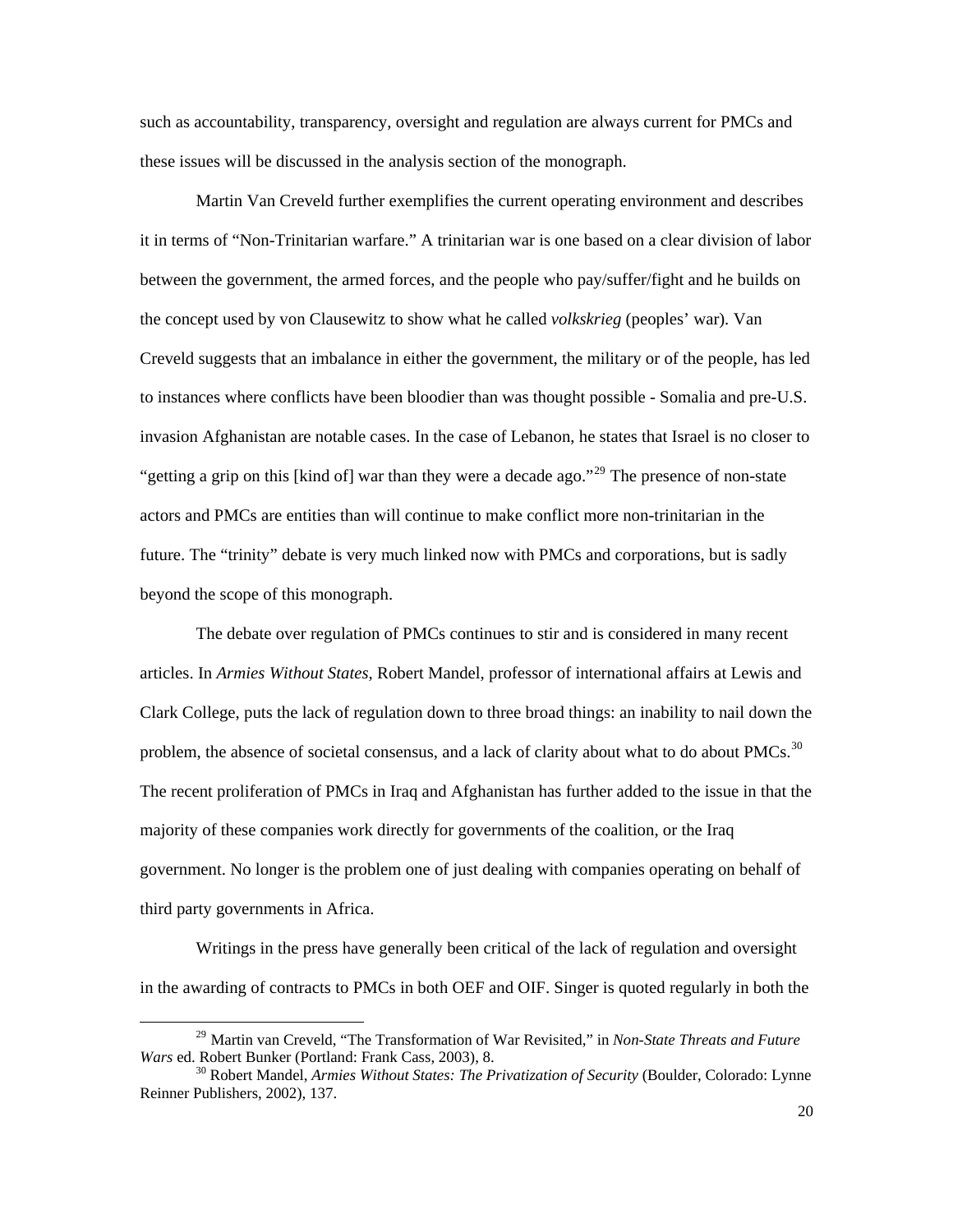such as accountability, transparency, oversight and regulation are always current for PMCs and these issues will be discussed in the analysis section of the monograph.

Martin Van Creveld further exemplifies the current operating environment and describes it in terms of "Non-Trinitarian warfare." A trinitarian war is one based on a clear division of labor between the government, the armed forces, and the people who pay/suffer/fight and he builds on the concept used by von Clausewitz to show what he called *volkskrieg* (peoples' war). Van Creveld suggests that an imbalance in either the government, the military or of the people, has led to instances where conflicts have been bloodier than was thought possible - Somalia and pre-U.S. invasion Afghanistan are notable cases. In the case of Lebanon, he states that Israel is no closer to "getting a grip on this [kind of] war than they were a decade ago."[29] The presence of non-state actors and PMCs are entities than will continue to make conflict more non-trinitarian in the future. The "trinity" debate is very much linked now with PMCs and corporations, but is sadly beyond the scope of this monograph.

The debate over regulation of PMCs continues to stir and is considered in many recent articles. In *Armies Without States*, Robert Mandel, professor of international affairs at Lewis and Clark College, puts the lack of regulation down to three broad things: an inability to nail down the problem, the absence of societal consensus, and a lack of clarity about what to do about PMCs.[30] The recent proliferation of PMCs in Iraq and Afghanistan has further added to the issue in that the majority of these companies work directly for governments of the coalition, or the Iraq government. No longer is the problem one of just dealing with companies operating on behalf of third party governments in Africa.

Writings in the press have generally been critical of the lack of regulation and oversight in the awarding of contracts to PMCs in both OEF and OIF. Singer is quoted regularly in both the

---

[29] Martin van Creveld, "The Transformation of War Revisited," in *Non-State Threats and Future Wars* ed. Robert Bunker (Portland: Frank Cass, 2003), 8.

[30] Robert Mandel, *Armies Without States: The Privatization of Security* (Boulder, Colorado: Lynne Reinner Publishers, 2002), 137.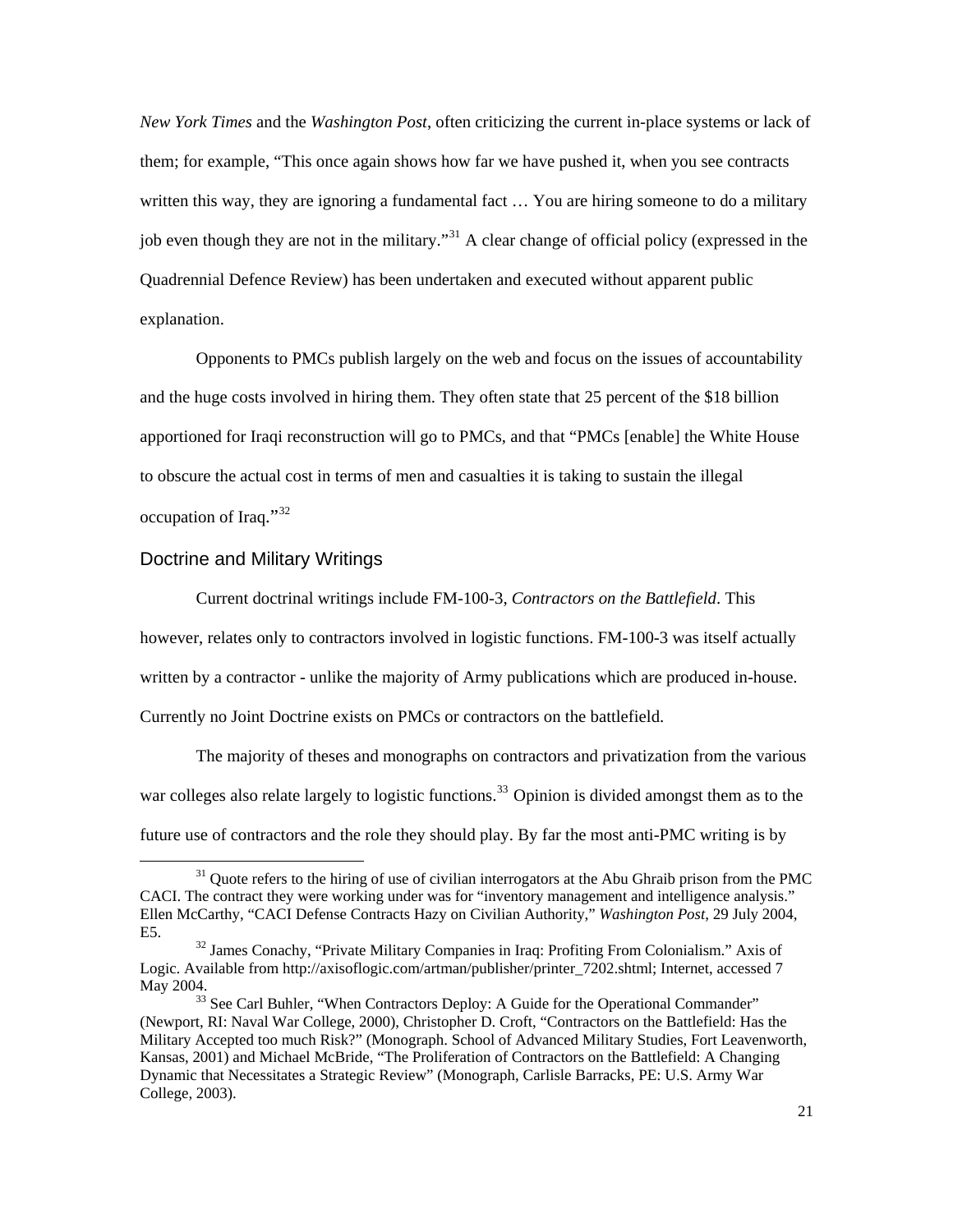*New York Times* and the *Washington Post*, often criticizing the current in-place systems or lack of them; for example, "This once again shows how far we have pushed it, when you see contracts written this way, they are ignoring a fundamental fact … You are hiring someone to do a military job even though they are not in the military."[31] A clear change of official policy (expressed in the Quadrennial Defence Review) has been undertaken and executed without apparent public explanation.

Opponents to PMCs publish largely on the web and focus on the issues of accountability and the huge costs involved in hiring them. They often state that 25 percent of the $18 billion apportioned for Iraqi reconstruction will go to PMCs, and that "PMCs [enable] the White House to obscure the actual cost in terms of men and casualties it is taking to sustain the illegal occupation of Iraq."[32]

## Doctrine and Military Writings

Current doctrinal writings include FM-100-3, *Contractors on the Battlefield*. This however, relates only to contractors involved in logistic functions. FM-100-3 was itself actually written by a contractor - unlike the majority of Army publications which are produced in-house. Currently no Joint Doctrine exists on PMCs or contractors on the battlefield.

The majority of theses and monographs on contractors and privatization from the various war colleges also relate largely to logistic functions.[33] Opinion is divided amongst them as to the future use of contractors and the role they should play. By far the most anti-PMC writing is by

---

[31] Quote refers to the hiring of use of civilian interrogators at the Abu Ghraib prison from the PMC CACI. The contract they were working under was for "inventory management and intelligence analysis." Ellen McCarthy, "CACI Defense Contracts Hazy on Civilian Authority," *Washington Post*, 29 July 2004, E5.

[32] James Conachy, "Private Military Companies in Iraq: Profiting From Colonialism." Axis of Logic. Available from http://axisoflogic.com/artman/publisher/printer_7202.shtml; Internet, accessed 7 May 2004.

[33] See Carl Buhler, "When Contractors Deploy: A Guide for the Operational Commander" (Newport, RI: Naval War College, 2000), Christopher D. Croft, "Contractors on the Battlefield: Has the Military Accepted too much Risk?" (Monograph. School of Advanced Military Studies, Fort Leavenworth, Kansas, 2001) and Michael McBride, "The Proliferation of Contractors on the Battlefield: A Changing Dynamic that Necessitates a Strategic Review" (Monograph, Carlisle Barracks, PE: U.S. Army War College, 2003).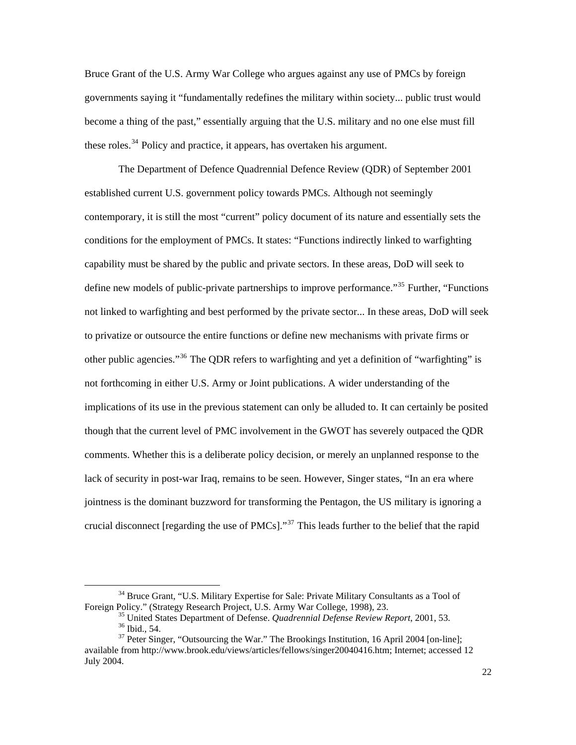Bruce Grant of the U.S. Army War College who argues against any use of PMCs by foreign governments saying it "fundamentally redefines the military within society... public trust would become a thing of the past," essentially arguing that the U.S. military and no one else must fill these roles.[34] Policy and practice, it appears, has overtaken his argument.

The Department of Defence Quadrennial Defence Review (QDR) of September 2001 established current U.S. government policy towards PMCs. Although not seemingly contemporary, it is still the most "current" policy document of its nature and essentially sets the conditions for the employment of PMCs. It states: "Functions indirectly linked to warfighting capability must be shared by the public and private sectors. In these areas, DoD will seek to define new models of public-private partnerships to improve performance."[35] Further, "Functions not linked to warfighting and best performed by the private sector... In these areas, DoD will seek to privatize or outsource the entire functions or define new mechanisms with private firms or other public agencies."[36] The QDR refers to warfighting and yet a definition of "warfighting" is not forthcoming in either U.S. Army or Joint publications. A wider understanding of the implications of its use in the previous statement can only be alluded to. It can certainly be posited though that the current level of PMC involvement in the GWOT has severely outpaced the QDR comments. Whether this is a deliberate policy decision, or merely an unplanned response to the lack of security in post-war Iraq, remains to be seen. However, Singer states, "In an era where jointness is the dominant buzzword for transforming the Pentagon, the US military is ignoring a crucial disconnect [regarding the use of PMCs]."[37] This leads further to the belief that the rapid

---

[34] Bruce Grant, "U.S. Military Expertise for Sale: Private Military Consultants as a Tool of Foreign Policy." (Strategy Research Project, U.S. Army War College, 1998), 23.

[35] United States Department of Defense. *Quadrennial Defense Review Report*, 2001, 53.

[36] Ibid., 54.

[37] Peter Singer, "Outsourcing the War." The Brookings Institution, 16 April 2004 [on-line]; available from http://www.brook.edu/views/articles/fellows/singer20040416.htm; Internet; accessed 12 July 2004.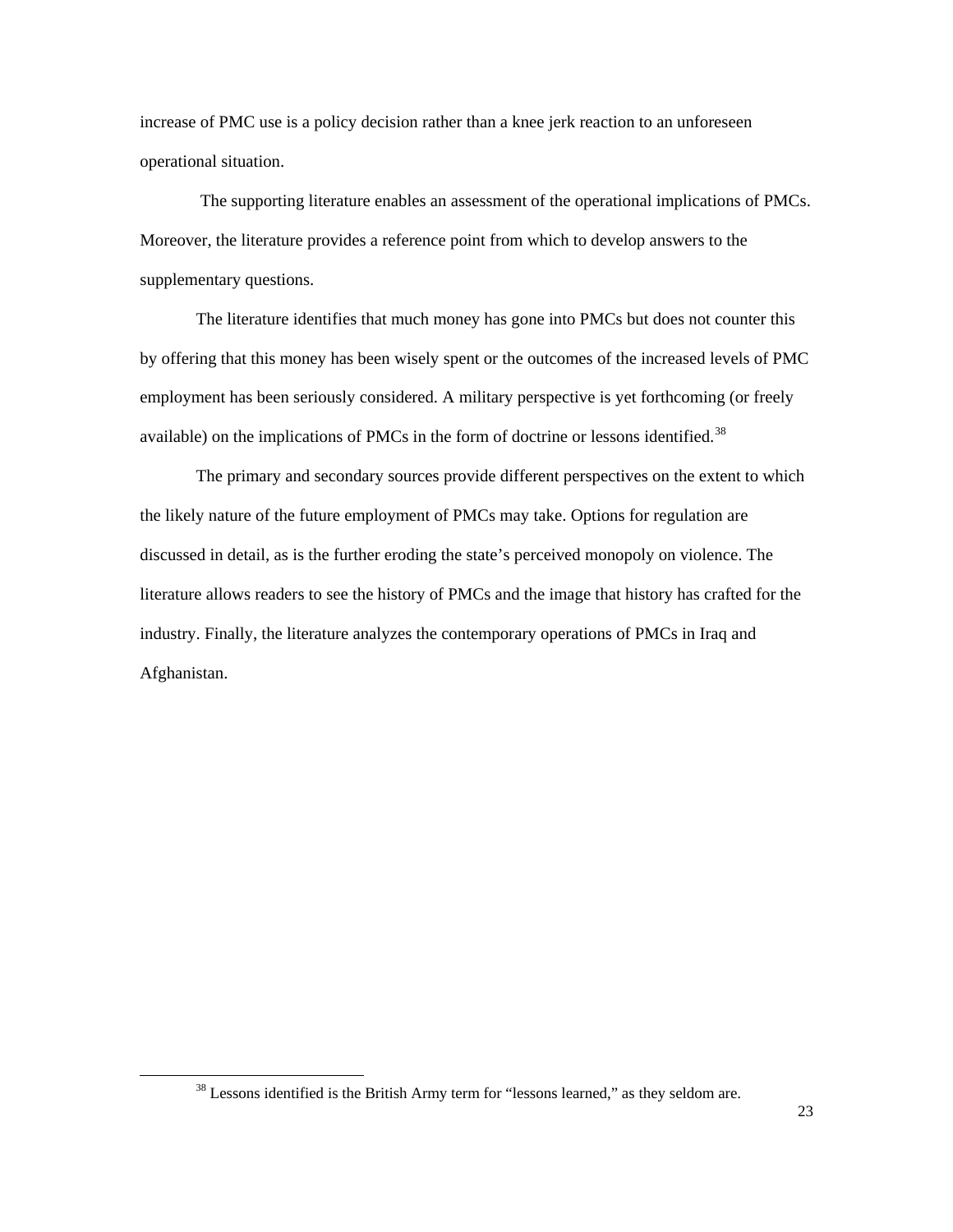increase of PMC use is a policy decision rather than a knee jerk reaction to an unforeseen operational situation.

The supporting literature enables an assessment of the operational implications of PMCs. Moreover, the literature provides a reference point from which to develop answers to the supplementary questions.

The literature identifies that much money has gone into PMCs but does not counter this by offering that this money has been wisely spent or the outcomes of the increased levels of PMC employment has been seriously considered. A military perspective is yet forthcoming (or freely available) on the implications of PMCs in the form of doctrine or lessons identified.[38]

The primary and secondary sources provide different perspectives on the extent to which the likely nature of the future employment of PMCs may take. Options for regulation are discussed in detail, as is the further eroding the state's perceived monopoly on violence. The literature allows readers to see the history of PMCs and the image that history has crafted for the industry. Finally, the literature analyzes the contemporary operations of PMCs in Iraq and Afghanistan.

---

[38] Lessons identified is the British Army term for "lessons learned," as they seldom are.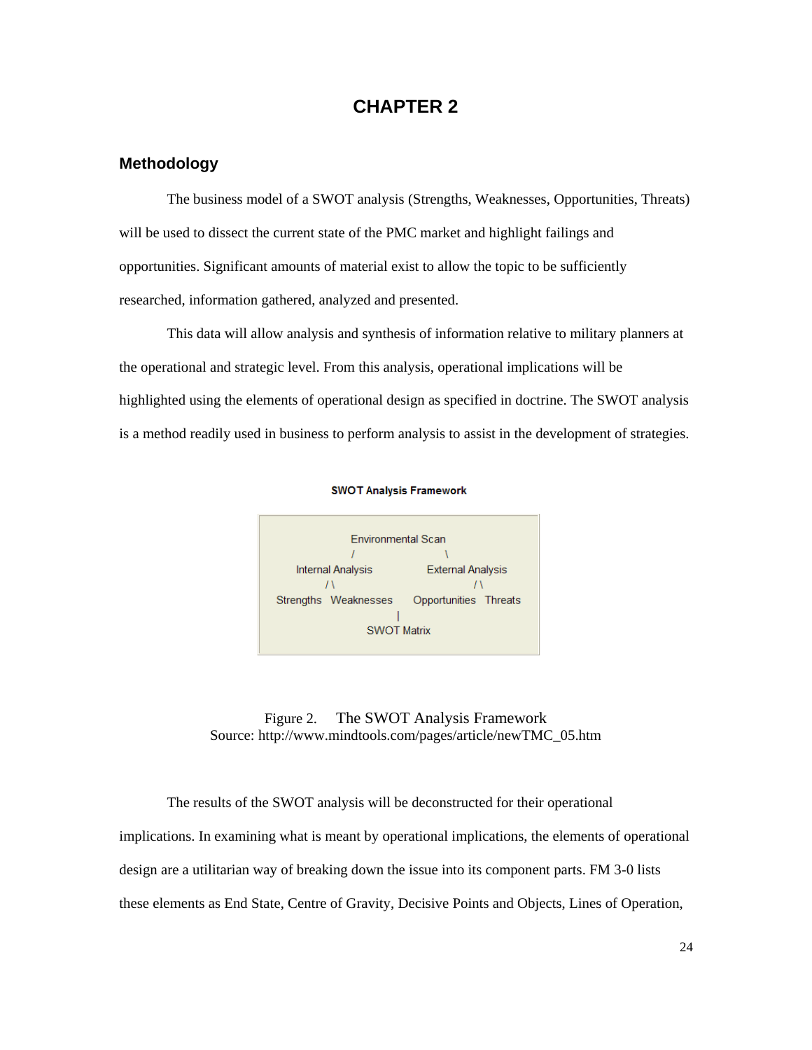# CHAPTER 2

## Methodology

The business model of a SWOT analysis (Strengths, Weaknesses, Opportunities, Threats) will be used to dissect the current state of the PMC market and highlight failings and opportunities. Significant amounts of material exist to allow the topic to be sufficiently researched, information gathered, analyzed and presented.

This data will allow analysis and synthesis of information relative to military planners at the operational and strategic level. From this analysis, operational implications will be highlighted using the elements of operational design as specified in doctrine. The SWOT analysis is a method readily used in business to perform analysis to assist in the development of strategies.

**SWOT Analysis Framework**

```
                Environmental Scan
                 /              \
     Internal Analysis        External Analysis
           / \                       / \
Strengths   Weaknesses     Opportunities   Threats
                        |
                   SWOT Matrix
```

Figure 2. The SWOT Analysis Framework
Source: http://www.mindtools.com/pages/article/newTMC_05.htm

The results of the SWOT analysis will be deconstructed for their operational implications. In examining what is meant by operational implications, the elements of operational design are a utilitarian way of breaking down the issue into its component parts. FM 3-0 lists these elements as End State, Centre of Gravity, Decisive Points and Objects, Lines of Operation,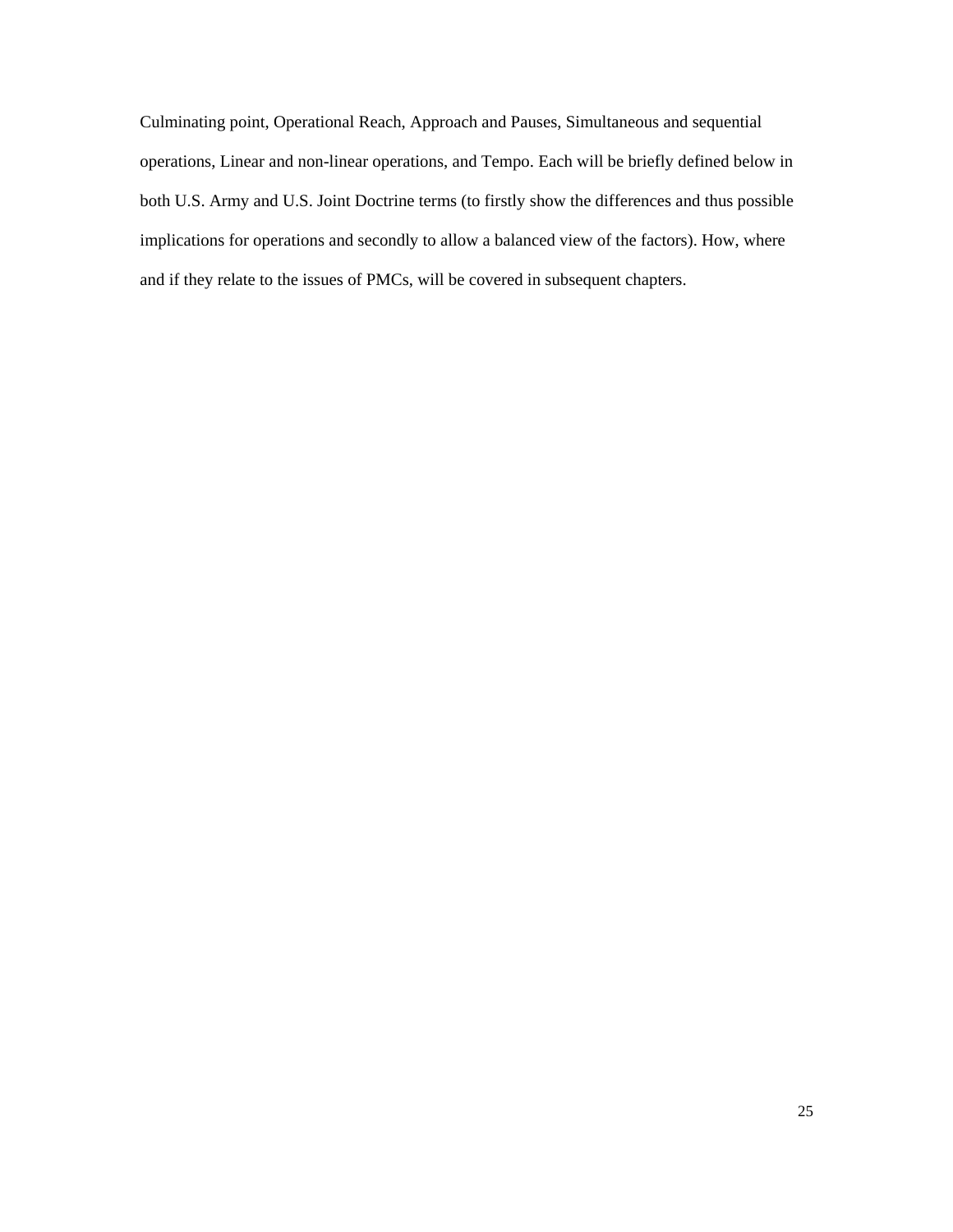Culminating point, Operational Reach, Approach and Pauses, Simultaneous and sequential operations, Linear and non-linear operations, and Tempo. Each will be briefly defined below in both U.S. Army and U.S. Joint Doctrine terms (to firstly show the differences and thus possible implications for operations and secondly to allow a balanced view of the factors). How, where and if they relate to the issues of PMCs, will be covered in subsequent chapters.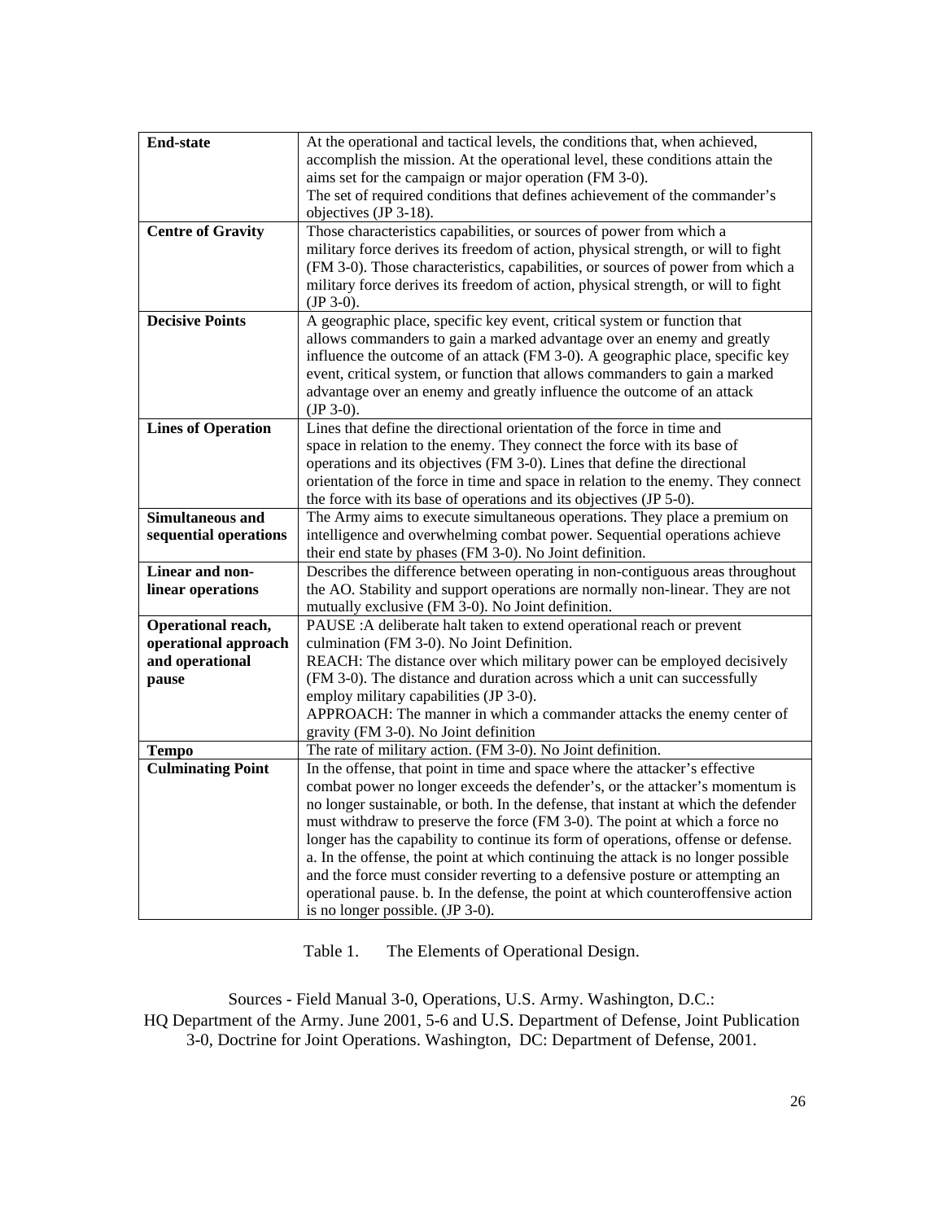| **End-state** | At the operational and tactical levels, the conditions that, when achieved, accomplish the mission. At the operational level, these conditions attain the aims set for the campaign or major operation (FM 3-0). The set of required conditions that defines achievement of the commander's objectives (JP 3-18). |
|---|---|
| **Centre of Gravity** | Those characteristics capabilities, or sources of power from which a military force derives its freedom of action, physical strength, or will to fight (FM 3-0). Those characteristics, capabilities, or sources of power from which a military force derives its freedom of action, physical strength, or will to fight (JP 3-0). |
| **Decisive Points** | A geographic place, specific key event, critical system or function that allows commanders to gain a marked advantage over an enemy and greatly influence the outcome of an attack (FM 3-0). A geographic place, specific key event, critical system, or function that allows commanders to gain a marked advantage over an enemy and greatly influence the outcome of an attack (JP 3-0). |
| **Lines of Operation** | Lines that define the directional orientation of the force in time and space in relation to the enemy. They connect the force with its base of operations and its objectives (FM 3-0). Lines that define the directional orientation of the force in time and space in relation to the enemy. They connect the force with its base of operations and its objectives (JP 5-0). |
| **Simultaneous and sequential operations** | The Army aims to execute simultaneous operations. They place a premium on intelligence and overwhelming combat power. Sequential operations achieve their end state by phases (FM 3-0). No Joint definition. |
| **Linear and non-linear operations** | Describes the difference between operating in non-contiguous areas throughout the AO. Stability and support operations are normally non-linear. They are not mutually exclusive (FM 3-0). No Joint definition. |
| **Operational reach, operational approach and operational pause** | PAUSE :A deliberate halt taken to extend operational reach or prevent culmination (FM 3-0). No Joint Definition. REACH: The distance over which military power can be employed decisively (FM 3-0). The distance and duration across which a unit can successfully employ military capabilities (JP 3-0). APPROACH: The manner in which a commander attacks the enemy center of gravity (FM 3-0). No Joint definition |
| **Tempo** | The rate of military action. (FM 3-0). No Joint definition. |
| **Culminating Point** | In the offense, that point in time and space where the attacker's effective combat power no longer exceeds the defender's, or the attacker's momentum is no longer sustainable, or both. In the defense, that instant at which the defender must withdraw to preserve the force (FM 3-0). The point at which a force no longer has the capability to continue its form of operations, offense or defense. a. In the offense, the point at which continuing the attack is no longer possible and the force must consider reverting to a defensive posture or attempting an operational pause. b. In the defense, the point at which counteroffensive action is no longer possible. (JP 3-0). |

Table 1. The Elements of Operational Design.

Sources - Field Manual 3-0, Operations, U.S. Army. Washington, D.C.: HQ Department of the Army. June 2001, 5-6 and U.S. Department of Defense, Joint Publication 3-0, Doctrine for Joint Operations. Washington, DC: Department of Defense, 2001.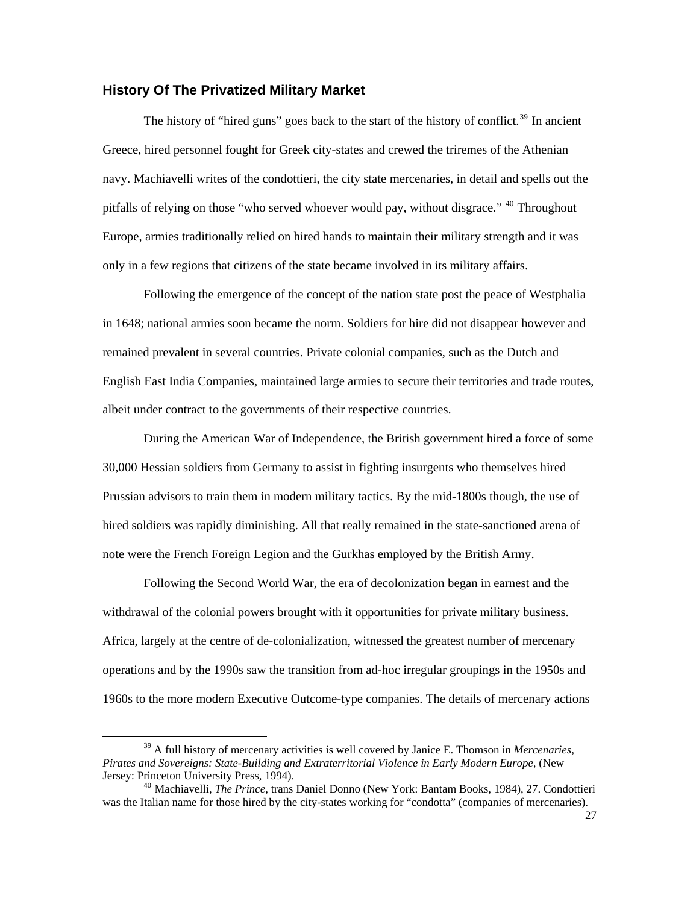### History Of The Privatized Military Market

The history of "hired guns" goes back to the start of the history of conflict.[39] In ancient Greece, hired personnel fought for Greek city-states and crewed the triremes of the Athenian navy. Machiavelli writes of the condottieri, the city state mercenaries, in detail and spells out the pitfalls of relying on those "who served whoever would pay, without disgrace." [40] Throughout Europe, armies traditionally relied on hired hands to maintain their military strength and it was only in a few regions that citizens of the state became involved in its military affairs.

Following the emergence of the concept of the nation state post the peace of Westphalia in 1648; national armies soon became the norm. Soldiers for hire did not disappear however and remained prevalent in several countries. Private colonial companies, such as the Dutch and English East India Companies, maintained large armies to secure their territories and trade routes, albeit under contract to the governments of their respective countries.

During the American War of Independence, the British government hired a force of some 30,000 Hessian soldiers from Germany to assist in fighting insurgents who themselves hired Prussian advisors to train them in modern military tactics. By the mid-1800s though, the use of hired soldiers was rapidly diminishing. All that really remained in the state-sanctioned arena of note were the French Foreign Legion and the Gurkhas employed by the British Army.

Following the Second World War, the era of decolonization began in earnest and the withdrawal of the colonial powers brought with it opportunities for private military business. Africa, largely at the centre of de-colonialization, witnessed the greatest number of mercenary operations and by the 1990s saw the transition from ad-hoc irregular groupings in the 1950s and 1960s to the more modern Executive Outcome-type companies. The details of mercenary actions

---

[39] A full history of mercenary activities is well covered by Janice E. Thomson in *Mercenaries, Pirates and Sovereigns: State-Building and Extraterritorial Violence in Early Modern Europe,* (New Jersey: Princeton University Press, 1994).

[40] Machiavelli, *The Prince,* trans Daniel Donno (New York: Bantam Books, 1984), 27. Condottieri was the Italian name for those hired by the city-states working for "condotta" (companies of mercenaries).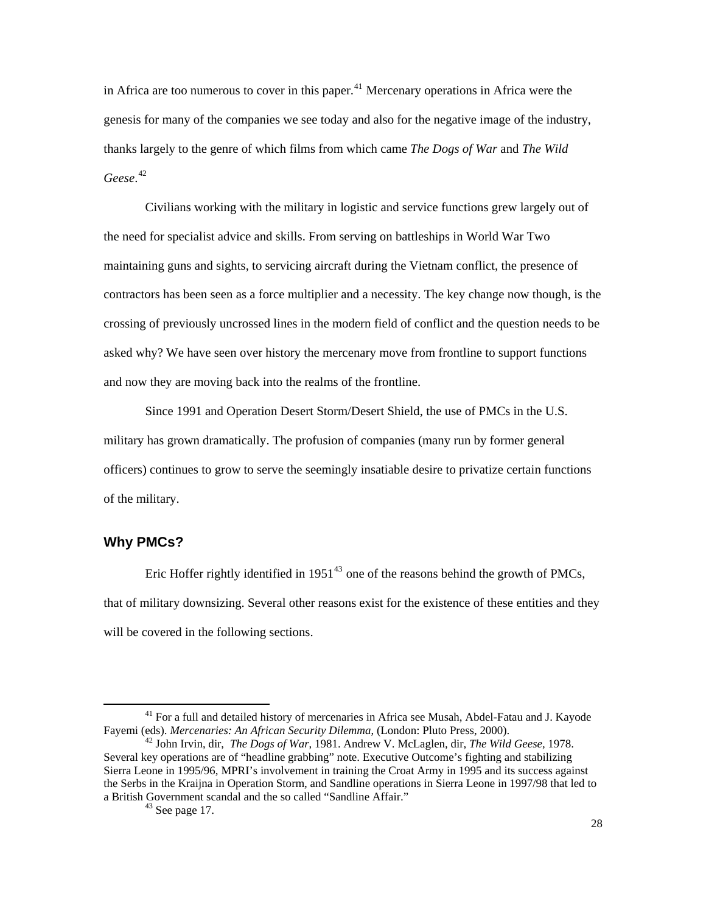in Africa are too numerous to cover in this paper.[41] Mercenary operations in Africa were the genesis for many of the companies we see today and also for the negative image of the industry, thanks largely to the genre of which films from which came *The Dogs of War* and *The Wild Geese*.[42]

Civilians working with the military in logistic and service functions grew largely out of the need for specialist advice and skills. From serving on battleships in World War Two maintaining guns and sights, to servicing aircraft during the Vietnam conflict, the presence of contractors has been seen as a force multiplier and a necessity. The key change now though, is the crossing of previously uncrossed lines in the modern field of conflict and the question needs to be asked why? We have seen over history the mercenary move from frontline to support functions and now they are moving back into the realms of the frontline.

Since 1991 and Operation Desert Storm/Desert Shield, the use of PMCs in the U.S. military has grown dramatically. The profusion of companies (many run by former general officers) continues to grow to serve the seemingly insatiable desire to privatize certain functions of the military.

## Why PMCs?

Eric Hoffer rightly identified in 1951[43] one of the reasons behind the growth of PMCs, that of military downsizing. Several other reasons exist for the existence of these entities and they will be covered in the following sections.

---

[41] For a full and detailed history of mercenaries in Africa see Musah, Abdel-Fatau and J. Kayode Fayemi (eds). *Mercenaries: An African Security Dilemma*, (London: Pluto Press, 2000).

[42] John Irvin, dir, *The Dogs of War*, 1981. Andrew V. McLaglen, dir, *The Wild Geese*, 1978. Several key operations are of "headline grabbing" note. Executive Outcome's fighting and stabilizing Sierra Leone in 1995/96, MPRI's involvement in training the Croat Army in 1995 and its success against the Serbs in the Kraijna in Operation Storm, and Sandline operations in Sierra Leone in 1997/98 that led to a British Government scandal and the so called "Sandline Affair."

[43] See page 17.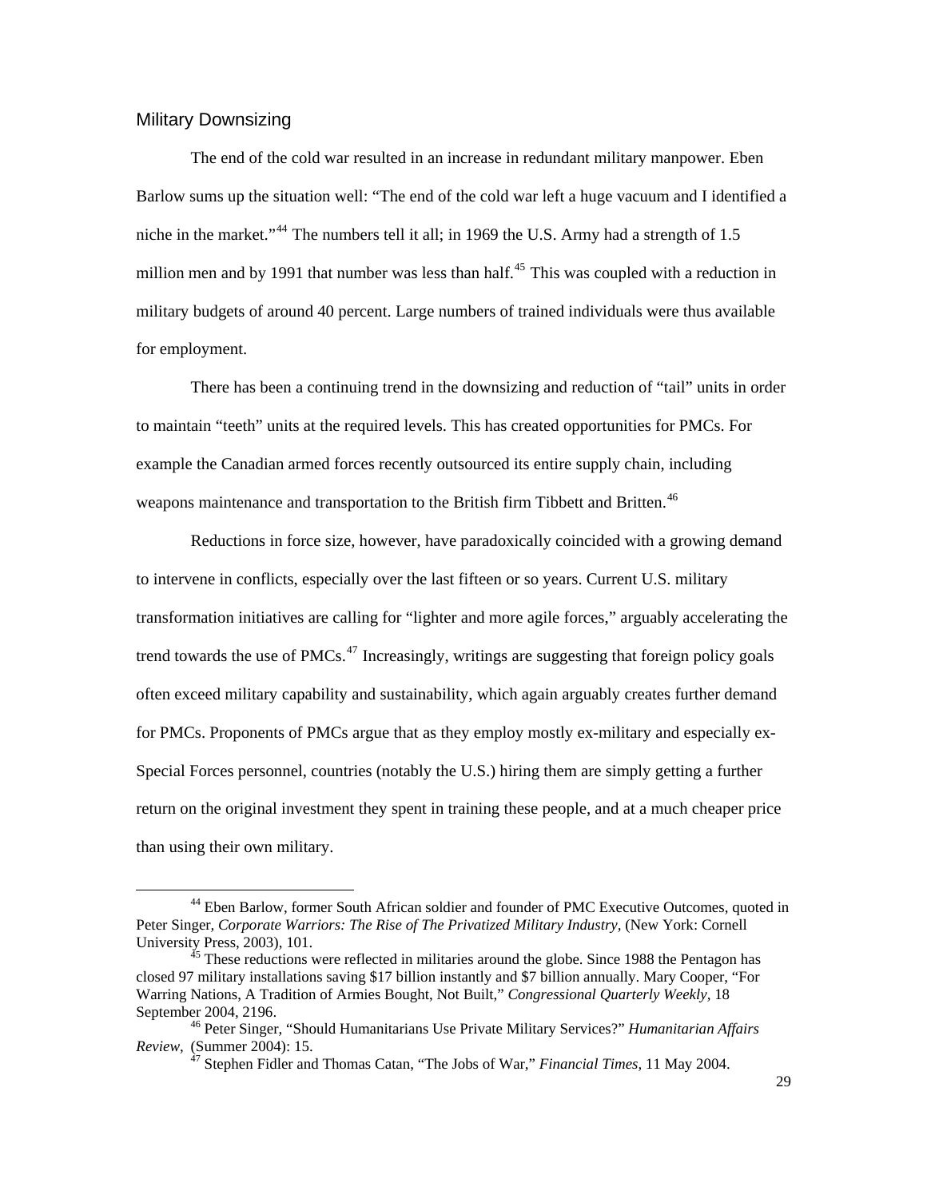## Military Downsizing

The end of the cold war resulted in an increase in redundant military manpower. Eben Barlow sums up the situation well: "The end of the cold war left a huge vacuum and I identified a niche in the market."[44] The numbers tell it all; in 1969 the U.S. Army had a strength of 1.5 million men and by 1991 that number was less than half.[45] This was coupled with a reduction in military budgets of around 40 percent. Large numbers of trained individuals were thus available for employment.

There has been a continuing trend in the downsizing and reduction of "tail" units in order to maintain "teeth" units at the required levels. This has created opportunities for PMCs. For example the Canadian armed forces recently outsourced its entire supply chain, including weapons maintenance and transportation to the British firm Tibbett and Britten.[46]

Reductions in force size, however, have paradoxically coincided with a growing demand to intervene in conflicts, especially over the last fifteen or so years. Current U.S. military transformation initiatives are calling for "lighter and more agile forces," arguably accelerating the trend towards the use of PMCs.[47] Increasingly, writings are suggesting that foreign policy goals often exceed military capability and sustainability, which again arguably creates further demand for PMCs. Proponents of PMCs argue that as they employ mostly ex-military and especially ex-Special Forces personnel, countries (notably the U.S.) hiring them are simply getting a further return on the original investment they spent in training these people, and at a much cheaper price than using their own military.

---

[44] Eben Barlow, former South African soldier and founder of PMC Executive Outcomes, quoted in Peter Singer, *Corporate Warriors: The Rise of The Privatized Military Industry,* (New York: Cornell University Press, 2003), 101.

[45] These reductions were reflected in militaries around the globe. Since 1988 the Pentagon has closed 97 military installations saving $17 billion instantly and $7 billion annually. Mary Cooper, "For Warring Nations, A Tradition of Armies Bought, Not Built," *Congressional Quarterly Weekly,* 18 September 2004, 2196.

[46] Peter Singer, "Should Humanitarians Use Private Military Services?" *Humanitarian Affairs Review*, (Summer 2004): 15.

[47] Stephen Fidler and Thomas Catan, "The Jobs of War," *Financial Times,* 11 May 2004.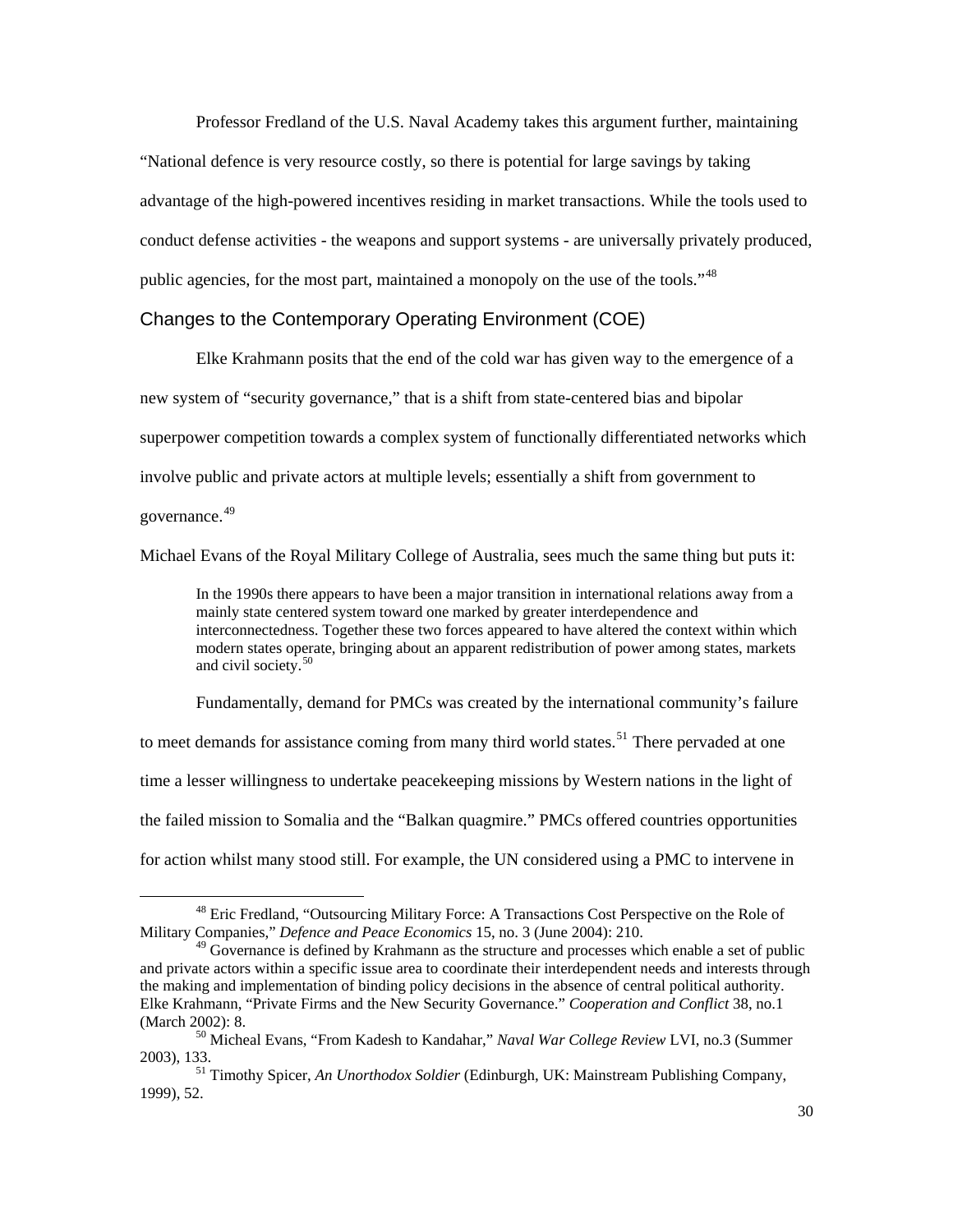Professor Fredland of the U.S. Naval Academy takes this argument further, maintaining "National defence is very resource costly, so there is potential for large savings by taking advantage of the high-powered incentives residing in market transactions. While the tools used to conduct defense activities - the weapons and support systems - are universally privately produced, public agencies, for the most part, maintained a monopoly on the use of the tools."[48]

## Changes to the Contemporary Operating Environment (COE)

Elke Krahmann posits that the end of the cold war has given way to the emergence of a new system of "security governance," that is a shift from state-centered bias and bipolar superpower competition towards a complex system of functionally differentiated networks which involve public and private actors at multiple levels; essentially a shift from government to governance.[49]

Michael Evans of the Royal Military College of Australia, sees much the same thing but puts it:

> In the 1990s there appears to have been a major transition in international relations away from a mainly state centered system toward one marked by greater interdependence and interconnectedness. Together these two forces appeared to have altered the context within which modern states operate, bringing about an apparent redistribution of power among states, markets and civil society.[50]

Fundamentally, demand for PMCs was created by the international community's failure to meet demands for assistance coming from many third world states.[51] There pervaded at one time a lesser willingness to undertake peacekeeping missions by Western nations in the light of the failed mission to Somalia and the "Balkan quagmire." PMCs offered countries opportunities for action whilst many stood still. For example, the UN considered using a PMC to intervene in

---

[48] Eric Fredland, "Outsourcing Military Force: A Transactions Cost Perspective on the Role of Military Companies," *Defence and Peace Economics* 15, no. 3 (June 2004): 210.

[49] Governance is defined by Krahmann as the structure and processes which enable a set of public and private actors within a specific issue area to coordinate their interdependent needs and interests through the making and implementation of binding policy decisions in the absence of central political authority. Elke Krahmann, "Private Firms and the New Security Governance." *Cooperation and Conflict* 38, no.1 (March 2002): 8.

[50] Micheal Evans, "From Kadesh to Kandahar," *Naval War College Review* LVI, no.3 (Summer 2003), 133.

[51] Timothy Spicer, *An Unorthodox Soldier* (Edinburgh, UK: Mainstream Publishing Company, 1999), 52.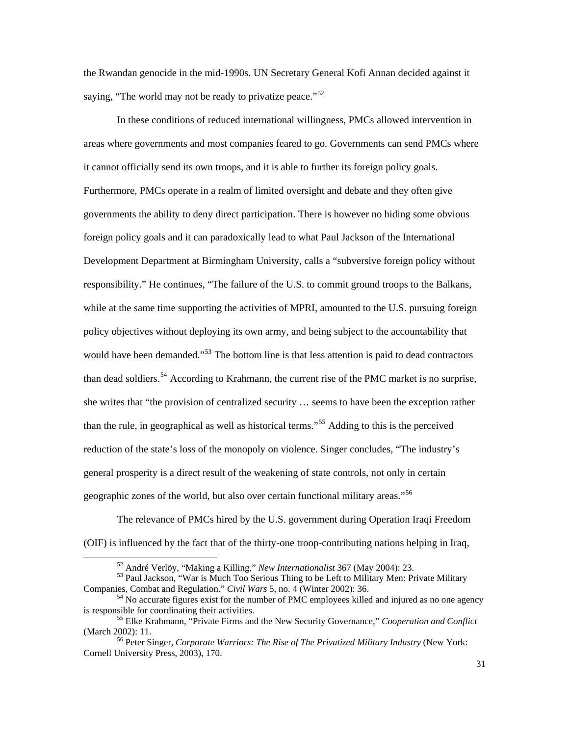the Rwandan genocide in the mid-1990s. UN Secretary General Kofi Annan decided against it saying, "The world may not be ready to privatize peace."[52]

In these conditions of reduced international willingness, PMCs allowed intervention in areas where governments and most companies feared to go. Governments can send PMCs where it cannot officially send its own troops, and it is able to further its foreign policy goals. Furthermore, PMCs operate in a realm of limited oversight and debate and they often give governments the ability to deny direct participation. There is however no hiding some obvious foreign policy goals and it can paradoxically lead to what Paul Jackson of the International Development Department at Birmingham University, calls a "subversive foreign policy without responsibility." He continues, "The failure of the U.S. to commit ground troops to the Balkans, while at the same time supporting the activities of MPRI, amounted to the U.S. pursuing foreign policy objectives without deploying its own army, and being subject to the accountability that would have been demanded."[53] The bottom line is that less attention is paid to dead contractors than dead soldiers.[54] According to Krahmann, the current rise of the PMC market is no surprise, she writes that "the provision of centralized security … seems to have been the exception rather than the rule, in geographical as well as historical terms."[55] Adding to this is the perceived reduction of the state's loss of the monopoly on violence. Singer concludes, "The industry's general prosperity is a direct result of the weakening of state controls, not only in certain geographic zones of the world, but also over certain functional military areas."[56]

The relevance of PMCs hired by the U.S. government during Operation Iraqi Freedom (OIF) is influenced by the fact that of the thirty-one troop-contributing nations helping in Iraq,

---

[52] André Verlöy, "Making a Killing," *New Internationalist* 367 (May 2004): 23.

[53] Paul Jackson, "War is Much Too Serious Thing to be Left to Military Men: Private Military Companies, Combat and Regulation." *Civil Wars* 5, no. 4 (Winter 2002): 36.

[54] No accurate figures exist for the number of PMC employees killed and injured as no one agency is responsible for coordinating their activities.

[55] Elke Krahmann, "Private Firms and the New Security Governance," *Cooperation and Conflict* (March 2002): 11.

[56] Peter Singer, *Corporate Warriors: The Rise of The Privatized Military Industry* (New York: Cornell University Press, 2003), 170.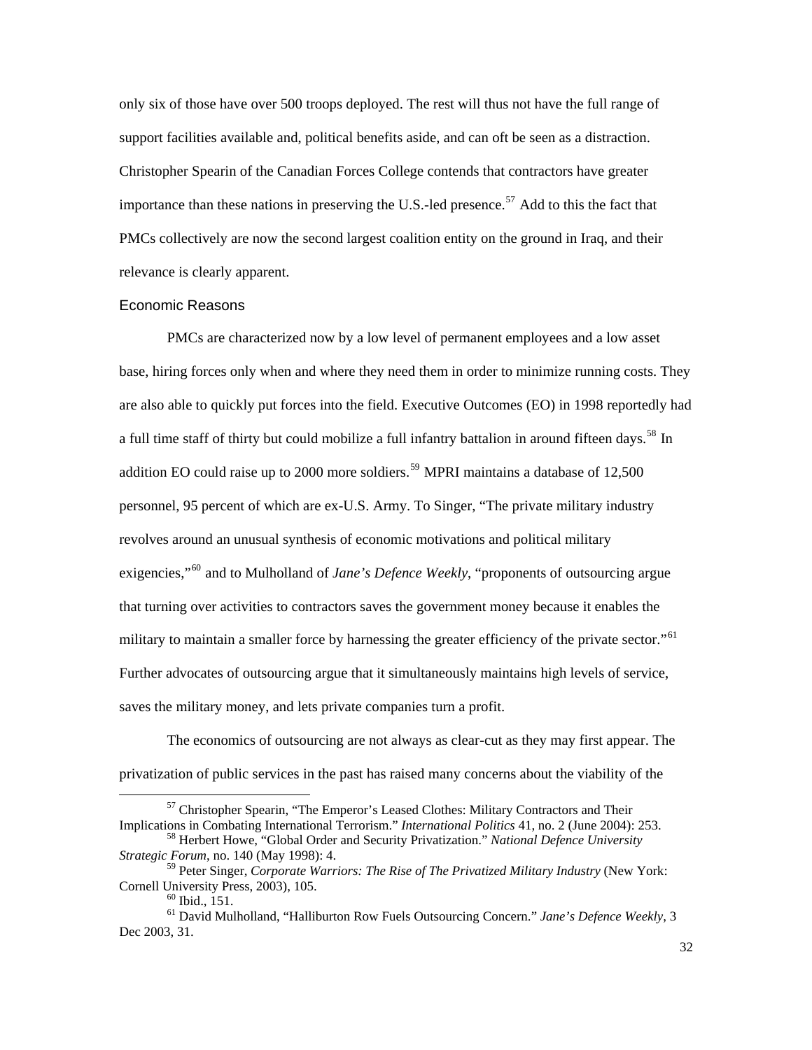only six of those have over 500 troops deployed. The rest will thus not have the full range of support facilities available and, political benefits aside, and can oft be seen as a distraction. Christopher Spearin of the Canadian Forces College contends that contractors have greater importance than these nations in preserving the U.S.-led presence.[57] Add to this the fact that PMCs collectively are now the second largest coalition entity on the ground in Iraq, and their relevance is clearly apparent.

### Economic Reasons

PMCs are characterized now by a low level of permanent employees and a low asset base, hiring forces only when and where they need them in order to minimize running costs. They are also able to quickly put forces into the field. Executive Outcomes (EO) in 1998 reportedly had a full time staff of thirty but could mobilize a full infantry battalion in around fifteen days.[58] In addition EO could raise up to 2000 more soldiers.[59] MPRI maintains a database of 12,500 personnel, 95 percent of which are ex-U.S. Army. To Singer, "The private military industry revolves around an unusual synthesis of economic motivations and political military exigencies,"[60] and to Mulholland of *Jane's Defence Weekly*, "proponents of outsourcing argue that turning over activities to contractors saves the government money because it enables the military to maintain a smaller force by harnessing the greater efficiency of the private sector."[61] Further advocates of outsourcing argue that it simultaneously maintains high levels of service, saves the military money, and lets private companies turn a profit.

The economics of outsourcing are not always as clear-cut as they may first appear. The privatization of public services in the past has raised many concerns about the viability of the

---

[57] Christopher Spearin, "The Emperor's Leased Clothes: Military Contractors and Their Implications in Combating International Terrorism." *International Politics* 41, no. 2 (June 2004): 253.

[58] Herbert Howe, "Global Order and Security Privatization." *National Defence University Strategic Forum*, no. 140 (May 1998): 4.

[59] Peter Singer, *Corporate Warriors: The Rise of The Privatized Military Industry* (New York: Cornell University Press, 2003), 105.

[60] Ibid., 151.

[61] David Mulholland, "Halliburton Row Fuels Outsourcing Concern." *Jane's Defence Weekly*, 3 Dec 2003, 31.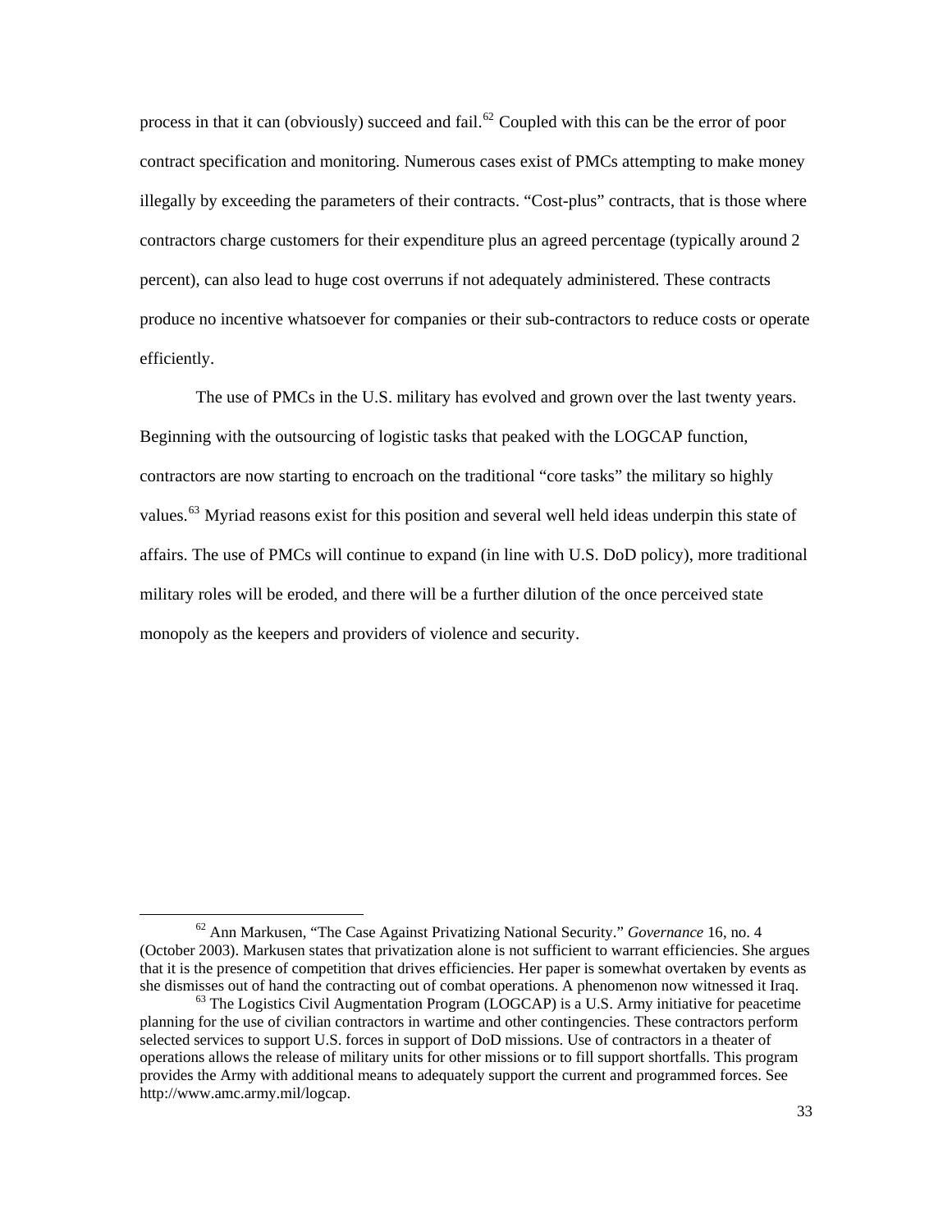process in that it can (obviously) succeed and fail.[62] Coupled with this can be the error of poor contract specification and monitoring. Numerous cases exist of PMCs attempting to make money illegally by exceeding the parameters of their contracts. "Cost-plus" contracts, that is those where contractors charge customers for their expenditure plus an agreed percentage (typically around 2 percent), can also lead to huge cost overruns if not adequately administered. These contracts produce no incentive whatsoever for companies or their sub-contractors to reduce costs or operate efficiently.

The use of PMCs in the U.S. military has evolved and grown over the last twenty years. Beginning with the outsourcing of logistic tasks that peaked with the LOGCAP function, contractors are now starting to encroach on the traditional "core tasks" the military so highly values.[63] Myriad reasons exist for this position and several well held ideas underpin this state of affairs. The use of PMCs will continue to expand (in line with U.S. DoD policy), more traditional military roles will be eroded, and there will be a further dilution of the once perceived state monopoly as the keepers and providers of violence and security.

---

[62] Ann Markusen, "The Case Against Privatizing National Security." *Governance* 16, no. 4 (October 2003). Markusen states that privatization alone is not sufficient to warrant efficiencies. She argues that it is the presence of competition that drives efficiencies. Her paper is somewhat overtaken by events as she dismisses out of hand the contracting out of combat operations. A phenomenon now witnessed it Iraq.

[63] The Logistics Civil Augmentation Program (LOGCAP) is a U.S. Army initiative for peacetime planning for the use of civilian contractors in wartime and other contingencies. These contractors perform selected services to support U.S. forces in support of DoD missions. Use of contractors in a theater of operations allows the release of military units for other missions or to fill support shortfalls. This program provides the Army with additional means to adequately support the current and programmed forces. See http://www.amc.army.mil/logcap.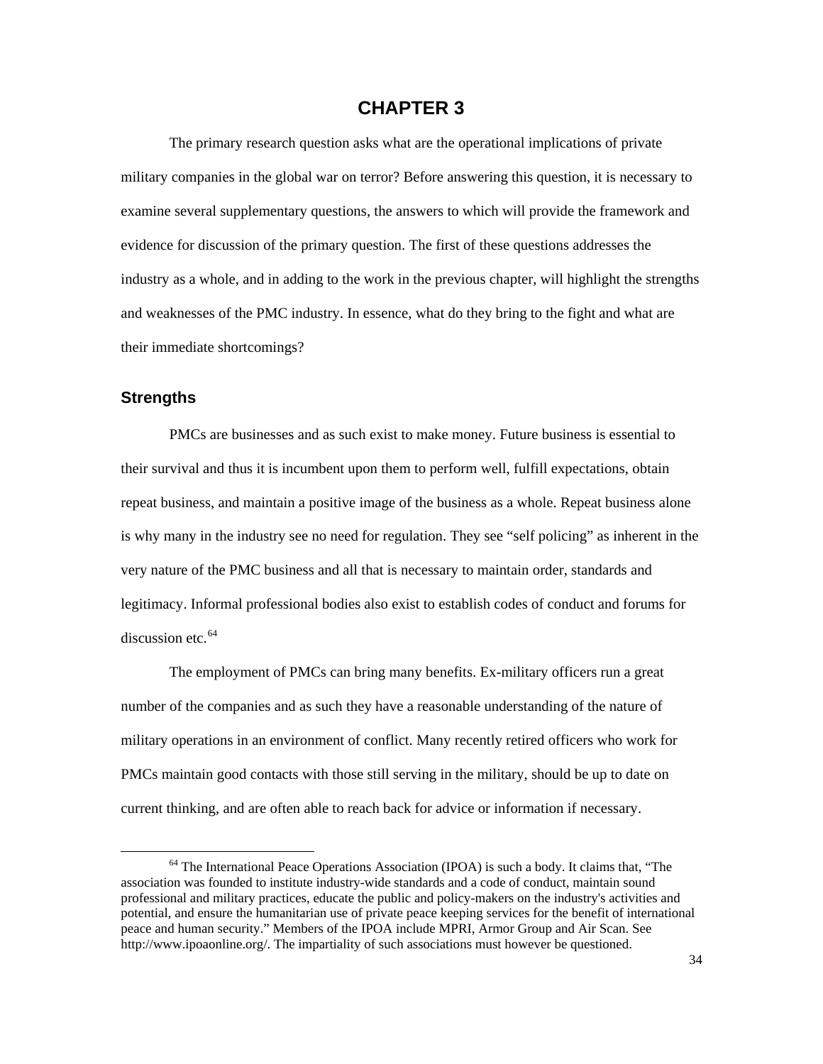# CHAPTER 3

The primary research question asks what are the operational implications of private military companies in the global war on terror? Before answering this question, it is necessary to examine several supplementary questions, the answers to which will provide the framework and evidence for discussion of the primary question. The first of these questions addresses the industry as a whole, and in adding to the work in the previous chapter, will highlight the strengths and weaknesses of the PMC industry. In essence, what do they bring to the fight and what are their immediate shortcomings?

## Strengths

PMCs are businesses and as such exist to make money. Future business is essential to their survival and thus it is incumbent upon them to perform well, fulfill expectations, obtain repeat business, and maintain a positive image of the business as a whole. Repeat business alone is why many in the industry see no need for regulation. They see "self policing" as inherent in the very nature of the PMC business and all that is necessary to maintain order, standards and legitimacy. Informal professional bodies also exist to establish codes of conduct and forums for discussion etc.[64]

The employment of PMCs can bring many benefits. Ex-military officers run a great number of the companies and as such they have a reasonable understanding of the nature of military operations in an environment of conflict. Many recently retired officers who work for PMCs maintain good contacts with those still serving in the military, should be up to date on current thinking, and are often able to reach back for advice or information if necessary.

[64] The International Peace Operations Association (IPOA) is such a body. It claims that, "The association was founded to institute industry-wide standards and a code of conduct, maintain sound professional and military practices, educate the public and policy-makers on the industry's activities and potential, and ensure the humanitarian use of private peace keeping services for the benefit of international peace and human security." Members of the IPOA include MPRI, Armor Group and Air Scan. See http://www.ipoaonline.org/. The impartiality of such associations must however be questioned.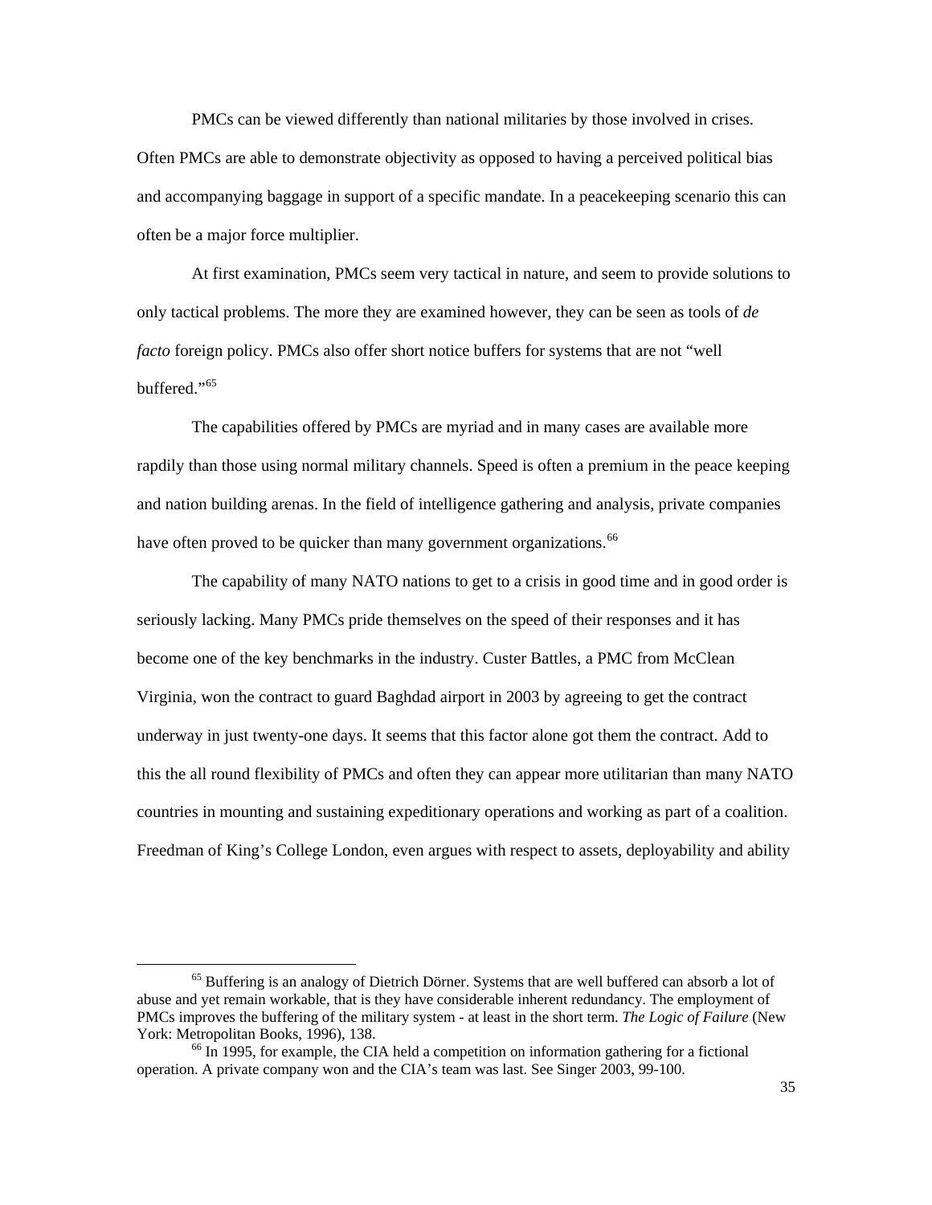PMCs can be viewed differently than national militaries by those involved in crises. Often PMCs are able to demonstrate objectivity as opposed to having a perceived political bias and accompanying baggage in support of a specific mandate. In a peacekeeping scenario this can often be a major force multiplier.

At first examination, PMCs seem very tactical in nature, and seem to provide solutions to only tactical problems. The more they are examined however, they can be seen as tools of *de facto* foreign policy. PMCs also offer short notice buffers for systems that are not "well buffered."[65]

The capabilities offered by PMCs are myriad and in many cases are available more rapdily than those using normal military channels. Speed is often a premium in the peace keeping and nation building arenas. In the field of intelligence gathering and analysis, private companies have often proved to be quicker than many government organizations.[66]

The capability of many NATO nations to get to a crisis in good time and in good order is seriously lacking. Many PMCs pride themselves on the speed of their responses and it has become one of the key benchmarks in the industry. Custer Battles, a PMC from McClean Virginia, won the contract to guard Baghdad airport in 2003 by agreeing to get the contract underway in just twenty-one days. It seems that this factor alone got them the contract. Add to this the all round flexibility of PMCs and often they can appear more utilitarian than many NATO countries in mounting and sustaining expeditionary operations and working as part of a coalition. Freedman of King's College London, even argues with respect to assets, deployability and ability

---

[65] Buffering is an analogy of Dietrich Dörner. Systems that are well buffered can absorb a lot of abuse and yet remain workable, that is they have considerable inherent redundancy. The employment of PMCs improves the buffering of the military system - at least in the short term. *The Logic of Failure* (New York: Metropolitan Books, 1996), 138.

[66] In 1995, for example, the CIA held a competition on information gathering for a fictional operation. A private company won and the CIA's team was last. See Singer 2003, 99-100.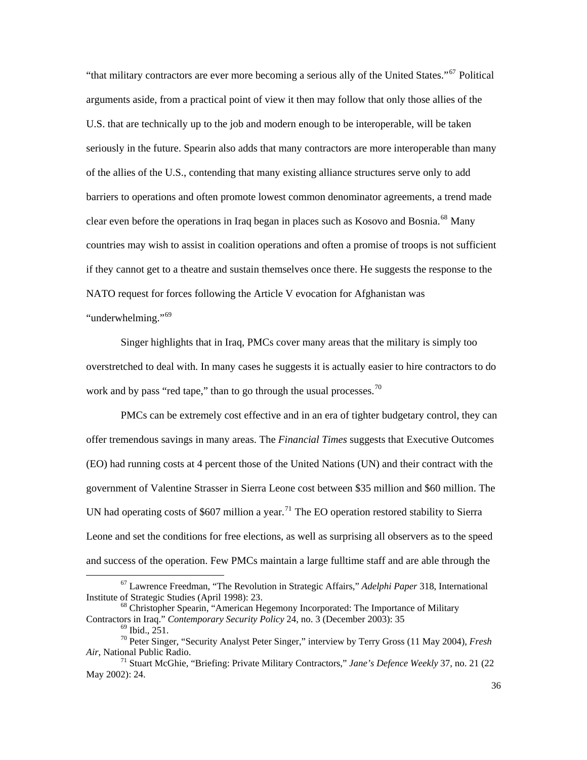"that military contractors are ever more becoming a serious ally of the United States."[67] Political arguments aside, from a practical point of view it then may follow that only those allies of the U.S. that are technically up to the job and modern enough to be interoperable, will be taken seriously in the future. Spearin also adds that many contractors are more interoperable than many of the allies of the U.S., contending that many existing alliance structures serve only to add barriers to operations and often promote lowest common denominator agreements, a trend made clear even before the operations in Iraq began in places such as Kosovo and Bosnia.[68] Many countries may wish to assist in coalition operations and often a promise of troops is not sufficient if they cannot get to a theatre and sustain themselves once there. He suggests the response to the NATO request for forces following the Article V evocation for Afghanistan was "underwhelming."[69]

Singer highlights that in Iraq, PMCs cover many areas that the military is simply too overstretched to deal with. In many cases he suggests it is actually easier to hire contractors to do work and by pass "red tape," than to go through the usual processes.[70]

PMCs can be extremely cost effective and in an era of tighter budgetary control, they can offer tremendous savings in many areas. The *Financial Times* suggests that Executive Outcomes (EO) had running costs at 4 percent those of the United Nations (UN) and their contract with the government of Valentine Strasser in Sierra Leone cost between $35 million and $60 million. The UN had operating costs of $607 million a year.[71] The EO operation restored stability to Sierra Leone and set the conditions for free elections, as well as surprising all observers as to the speed and success of the operation. Few PMCs maintain a large fulltime staff and are able through the

---

[67] Lawrence Freedman, "The Revolution in Strategic Affairs," *Adelphi Paper* 318, International Institute of Strategic Studies (April 1998): 23.

[68] Christopher Spearin, "American Hegemony Incorporated: The Importance of Military Contractors in Iraq." *Contemporary Security Policy* 24, no. 3 (December 2003): 35

[69] Ibid., 251.

[70] Peter Singer, "Security Analyst Peter Singer," interview by Terry Gross (11 May 2004), *Fresh Air*, National Public Radio.

[71] Stuart McGhie, "Briefing: Private Military Contractors," *Jane's Defence Weekly* 37, no. 21 (22 May 2002): 24.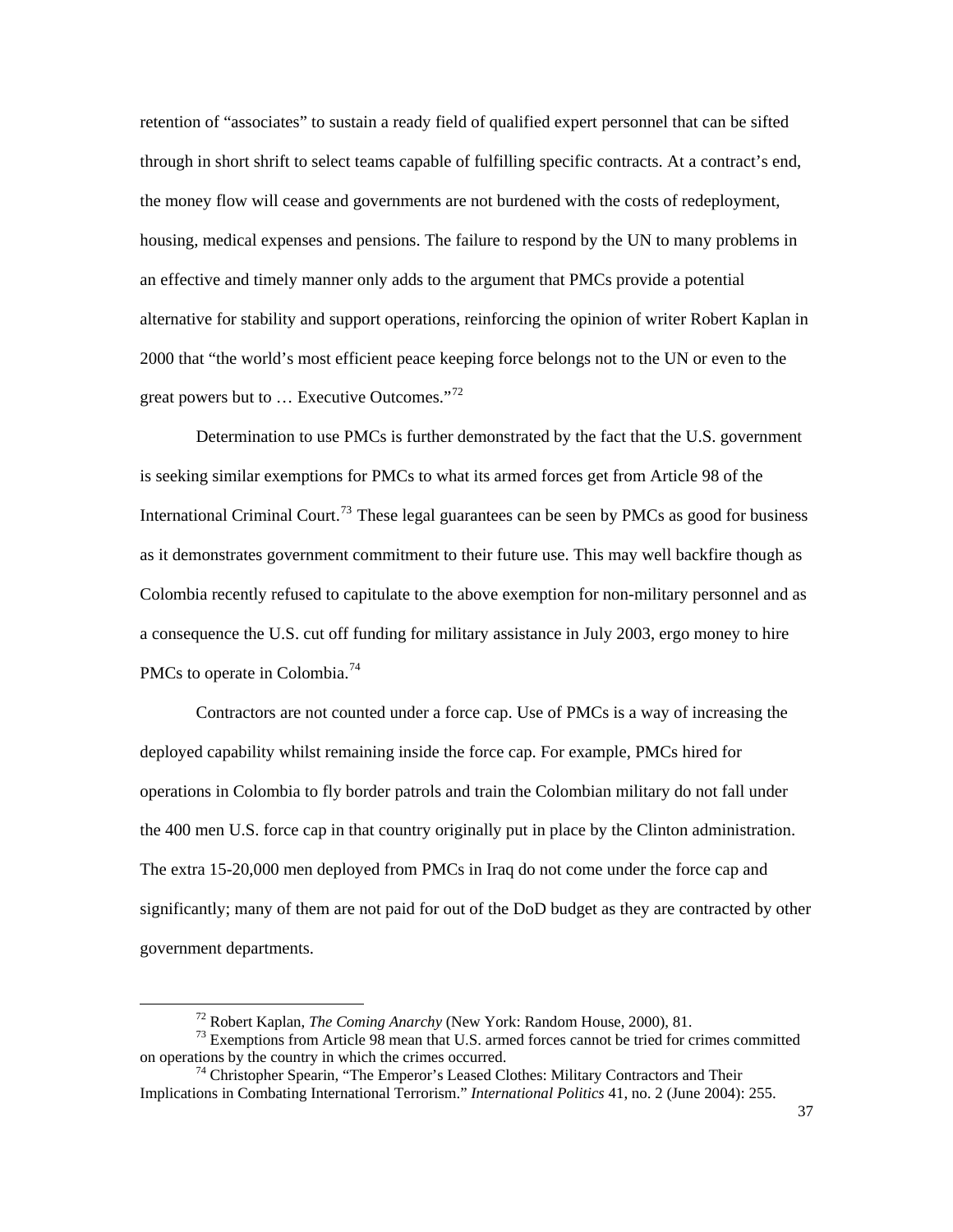retention of “associates” to sustain a ready field of qualified expert personnel that can be sifted through in short shrift to select teams capable of fulfilling specific contracts. At a contract’s end, the money flow will cease and governments are not burdened with the costs of redeployment, housing, medical expenses and pensions. The failure to respond by the UN to many problems in an effective and timely manner only adds to the argument that PMCs provide a potential alternative for stability and support operations, reinforcing the opinion of writer Robert Kaplan in 2000 that “the world’s most efficient peace keeping force belongs not to the UN or even to the great powers but to … Executive Outcomes.”[72]

Determination to use PMCs is further demonstrated by the fact that the U.S. government is seeking similar exemptions for PMCs to what its armed forces get from Article 98 of the International Criminal Court.[73] These legal guarantees can be seen by PMCs as good for business as it demonstrates government commitment to their future use. This may well backfire though as Colombia recently refused to capitulate to the above exemption for non-military personnel and as a consequence the U.S. cut off funding for military assistance in July 2003, ergo money to hire PMCs to operate in Colombia.[74]

Contractors are not counted under a force cap. Use of PMCs is a way of increasing the deployed capability whilst remaining inside the force cap. For example, PMCs hired for operations in Colombia to fly border patrols and train the Colombian military do not fall under the 400 men U.S. force cap in that country originally put in place by the Clinton administration. The extra 15-20,000 men deployed from PMCs in Iraq do not come under the force cap and significantly; many of them are not paid for out of the DoD budget as they are contracted by other government departments.

---

[72] Robert Kaplan, *The Coming Anarchy* (New York: Random House, 2000), 81.

[73] Exemptions from Article 98 mean that U.S. armed forces cannot be tried for crimes committed on operations by the country in which the crimes occurred.

[74] Christopher Spearin, “The Emperor’s Leased Clothes: Military Contractors and Their Implications in Combating International Terrorism.” *International Politics* 41, no. 2 (June 2004): 255.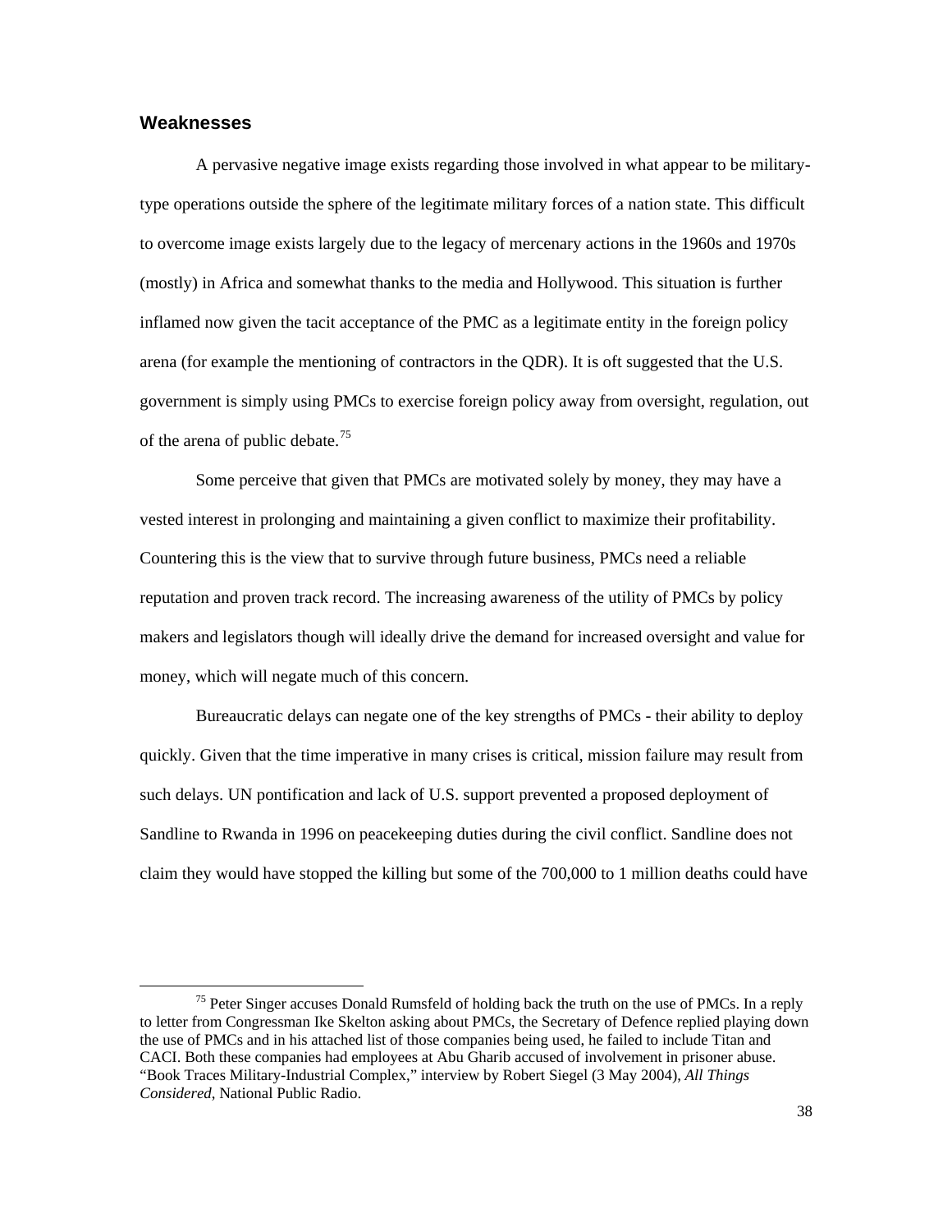## Weaknesses

A pervasive negative image exists regarding those involved in what appear to be military-type operations outside the sphere of the legitimate military forces of a nation state. This difficult to overcome image exists largely due to the legacy of mercenary actions in the 1960s and 1970s (mostly) in Africa and somewhat thanks to the media and Hollywood. This situation is further inflamed now given the tacit acceptance of the PMC as a legitimate entity in the foreign policy arena (for example the mentioning of contractors in the QDR). It is oft suggested that the U.S. government is simply using PMCs to exercise foreign policy away from oversight, regulation, out of the arena of public debate.[75]

Some perceive that given that PMCs are motivated solely by money, they may have a vested interest in prolonging and maintaining a given conflict to maximize their profitability. Countering this is the view that to survive through future business, PMCs need a reliable reputation and proven track record. The increasing awareness of the utility of PMCs by policy makers and legislators though will ideally drive the demand for increased oversight and value for money, which will negate much of this concern.

Bureaucratic delays can negate one of the key strengths of PMCs - their ability to deploy quickly. Given that the time imperative in many crises is critical, mission failure may result from such delays. UN pontification and lack of U.S. support prevented a proposed deployment of Sandline to Rwanda in 1996 on peacekeeping duties during the civil conflict. Sandline does not claim they would have stopped the killing but some of the 700,000 to 1 million deaths could have

[75] Peter Singer accuses Donald Rumsfeld of holding back the truth on the use of PMCs. In a reply to letter from Congressman Ike Skelton asking about PMCs, the Secretary of Defence replied playing down the use of PMCs and in his attached list of those companies being used, he failed to include Titan and CACI. Both these companies had employees at Abu Gharib accused of involvement in prisoner abuse. "Book Traces Military-Industrial Complex," interview by Robert Siegel (3 May 2004), *All Things Considered*, National Public Radio.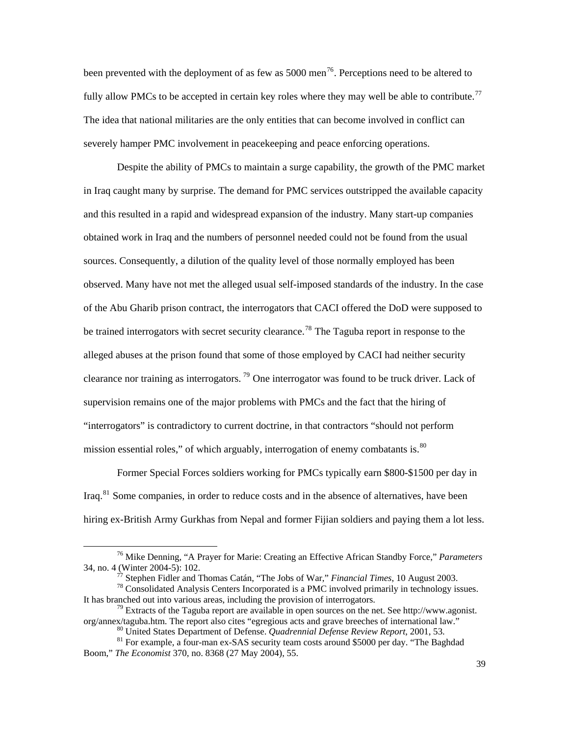been prevented with the deployment of as few as 5000 men[76]. Perceptions need to be altered to fully allow PMCs to be accepted in certain key roles where they may well be able to contribute.[77] The idea that national militaries are the only entities that can become involved in conflict can severely hamper PMC involvement in peacekeeping and peace enforcing operations.

Despite the ability of PMCs to maintain a surge capability, the growth of the PMC market in Iraq caught many by surprise. The demand for PMC services outstripped the available capacity and this resulted in a rapid and widespread expansion of the industry. Many start-up companies obtained work in Iraq and the numbers of personnel needed could not be found from the usual sources. Consequently, a dilution of the quality level of those normally employed has been observed. Many have not met the alleged usual self-imposed standards of the industry. In the case of the Abu Gharib prison contract, the interrogators that CACI offered the DoD were supposed to be trained interrogators with secret security clearance.[78] The Taguba report in response to the alleged abuses at the prison found that some of those employed by CACI had neither security clearance nor training as interrogators. [79] One interrogator was found to be truck driver. Lack of supervision remains one of the major problems with PMCs and the fact that the hiring of "interrogators" is contradictory to current doctrine, in that contractors "should not perform mission essential roles," of which arguably, interrogation of enemy combatants is.[80]

Former Special Forces soldiers working for PMCs typically earn $800-$1500 per day in Iraq.[81] Some companies, in order to reduce costs and in the absence of alternatives, have been hiring ex-British Army Gurkhas from Nepal and former Fijian soldiers and paying them a lot less.

---

[76] Mike Denning, "A Prayer for Marie: Creating an Effective African Standby Force," *Parameters* 34, no. 4 (Winter 2004-5): 102.

[77] Stephen Fidler and Thomas Catán, "The Jobs of War," *Financial Times,* 10 August 2003.

[78] Consolidated Analysis Centers Incorporated is a PMC involved primarily in technology issues. It has branched out into various areas, including the provision of interrogators.

[79] Extracts of the Taguba report are available in open sources on the net. See http://www.agonist.org/annex/taguba.htm. The report also cites "egregious acts and grave breeches of international law."

[80] United States Department of Defense. *Quadrennial Defense Review Report*, 2001, 53.

[81] For example, a four-man ex-SAS security team costs around $5000 per day. "The Baghdad Boom," *The Economist* 370, no. 8368 (27 May 2004), 55.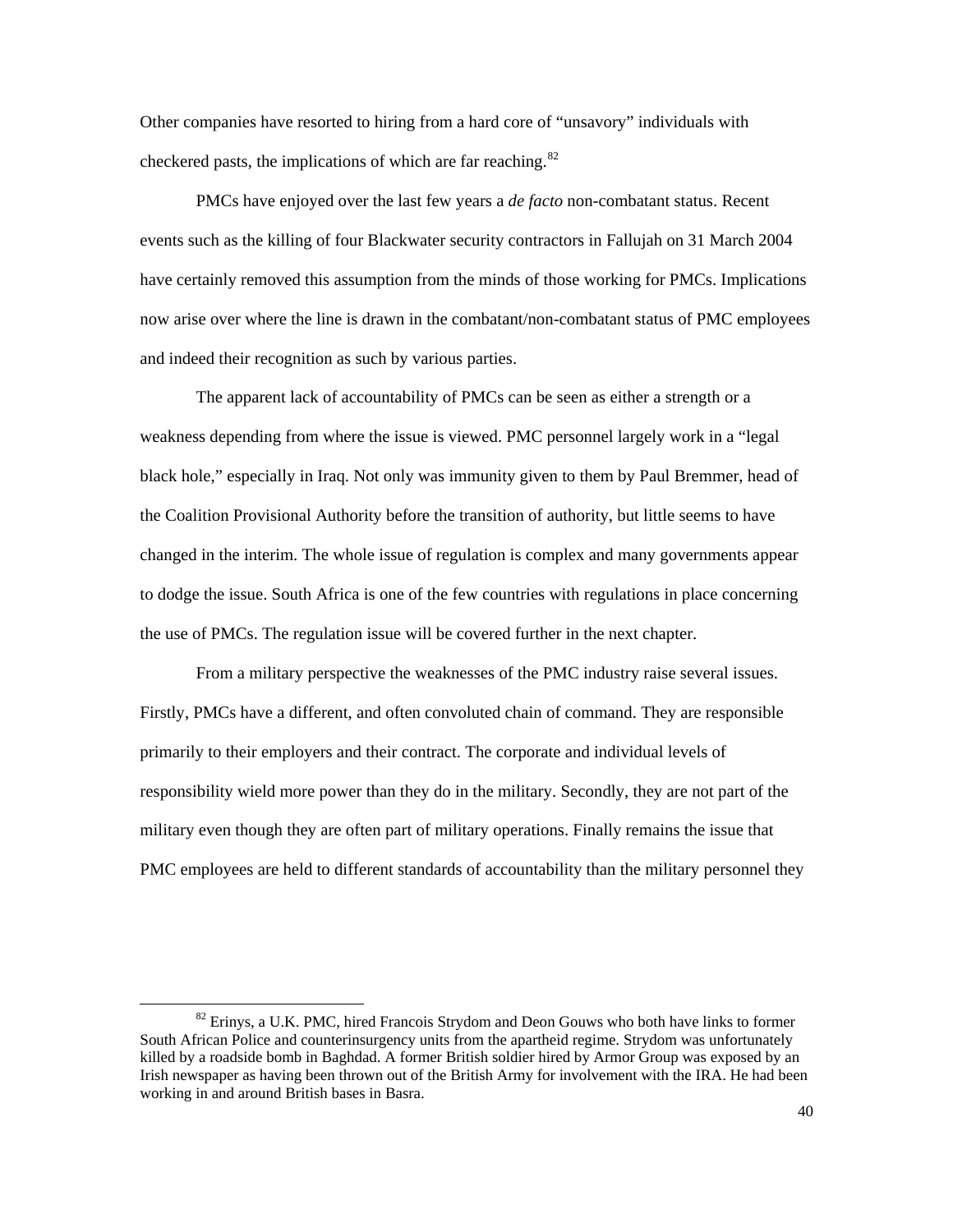Other companies have resorted to hiring from a hard core of "unsavory" individuals with checkered pasts, the implications of which are far reaching.[82]

PMCs have enjoyed over the last few years a *de facto* non-combatant status. Recent events such as the killing of four Blackwater security contractors in Fallujah on 31 March 2004 have certainly removed this assumption from the minds of those working for PMCs. Implications now arise over where the line is drawn in the combatant/non-combatant status of PMC employees and indeed their recognition as such by various parties.

The apparent lack of accountability of PMCs can be seen as either a strength or a weakness depending from where the issue is viewed. PMC personnel largely work in a "legal black hole," especially in Iraq. Not only was immunity given to them by Paul Bremmer, head of the Coalition Provisional Authority before the transition of authority, but little seems to have changed in the interim. The whole issue of regulation is complex and many governments appear to dodge the issue. South Africa is one of the few countries with regulations in place concerning the use of PMCs. The regulation issue will be covered further in the next chapter.

From a military perspective the weaknesses of the PMC industry raise several issues. Firstly, PMCs have a different, and often convoluted chain of command. They are responsible primarily to their employers and their contract. The corporate and individual levels of responsibility wield more power than they do in the military. Secondly, they are not part of the military even though they are often part of military operations. Finally remains the issue that PMC employees are held to different standards of accountability than the military personnel they

[82] Erinys, a U.K. PMC, hired Francois Strydom and Deon Gouws who both have links to former South African Police and counterinsurgency units from the apartheid regime. Strydom was unfortunately killed by a roadside bomb in Baghdad. A former British soldier hired by Armor Group was exposed by an Irish newspaper as having been thrown out of the British Army for involvement with the IRA. He had been working in and around British bases in Basra.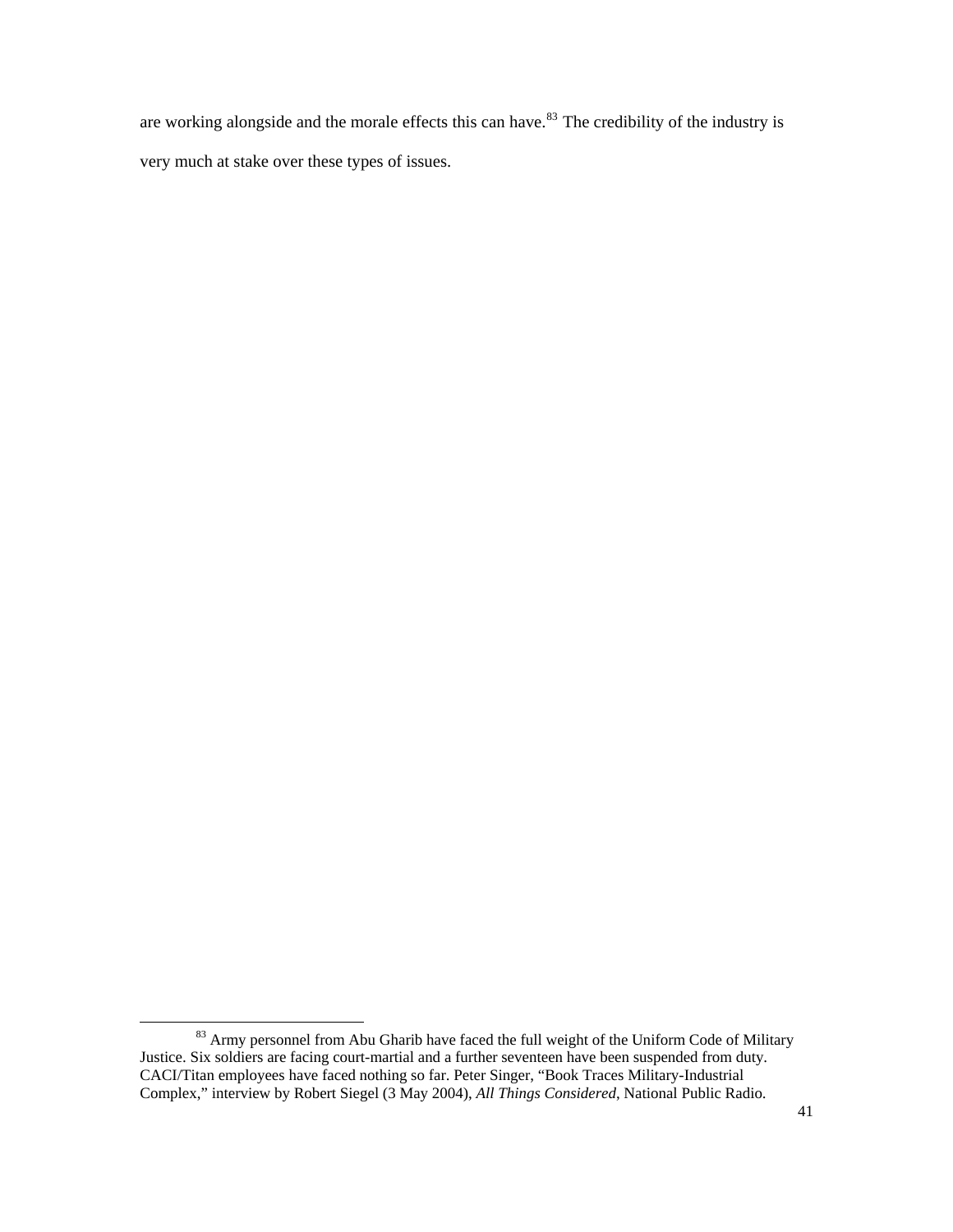are working alongside and the morale effects this can have.[83] The credibility of the industry is very much at stake over these types of issues.

[83] Army personnel from Abu Gharib have faced the full weight of the Uniform Code of Military Justice. Six soldiers are facing court-martial and a further seventeen have been suspended from duty. CACI/Titan employees have faced nothing so far. Peter Singer, "Book Traces Military-Industrial Complex," interview by Robert Siegel (3 May 2004), *All Things Considered*, National Public Radio.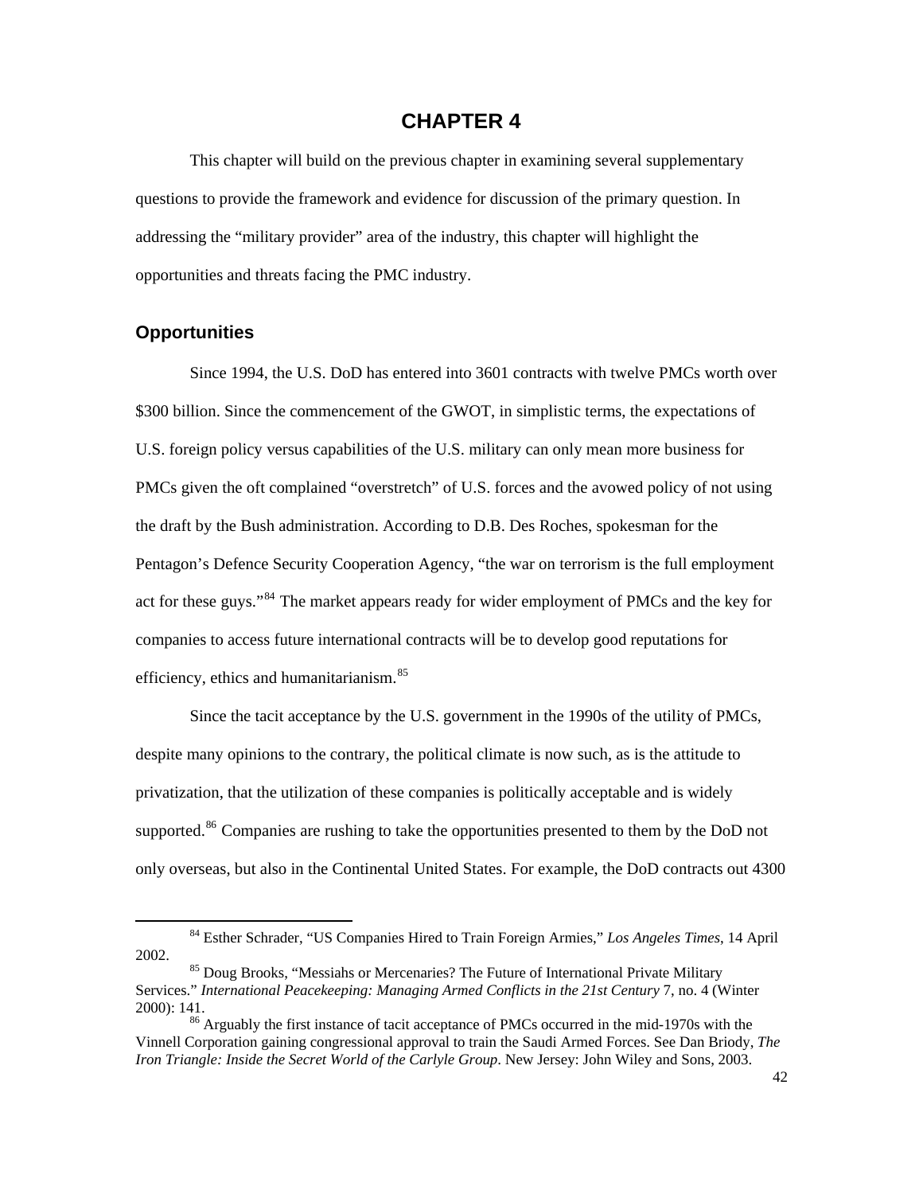# CHAPTER 4

This chapter will build on the previous chapter in examining several supplementary questions to provide the framework and evidence for discussion of the primary question. In addressing the "military provider" area of the industry, this chapter will highlight the opportunities and threats facing the PMC industry.

## Opportunities

Since 1994, the U.S. DoD has entered into 3601 contracts with twelve PMCs worth over $300 billion. Since the commencement of the GWOT, in simplistic terms, the expectations of U.S. foreign policy versus capabilities of the U.S. military can only mean more business for PMCs given the oft complained "overstretch" of U.S. forces and the avowed policy of not using the draft by the Bush administration. According to D.B. Des Roches, spokesman for the Pentagon's Defence Security Cooperation Agency, "the war on terrorism is the full employment act for these guys."[84] The market appears ready for wider employment of PMCs and the key for companies to access future international contracts will be to develop good reputations for efficiency, ethics and humanitarianism.[85]

Since the tacit acceptance by the U.S. government in the 1990s of the utility of PMCs, despite many opinions to the contrary, the political climate is now such, as is the attitude to privatization, that the utilization of these companies is politically acceptable and is widely supported.[86] Companies are rushing to take the opportunities presented to them by the DoD not only overseas, but also in the Continental United States. For example, the DoD contracts out 4300

---

[84] Esther Schrader, "US Companies Hired to Train Foreign Armies," *Los Angeles Times*, 14 April 2002.

[85] Doug Brooks, "Messiahs or Mercenaries? The Future of International Private Military Services." *International Peacekeeping: Managing Armed Conflicts in the 21st Century* 7, no. 4 (Winter 2000): 141.

[86] Arguably the first instance of tacit acceptance of PMCs occurred in the mid-1970s with the Vinnell Corporation gaining congressional approval to train the Saudi Armed Forces. See Dan Briody, *The Iron Triangle: Inside the Secret World of the Carlyle Group*. New Jersey: John Wiley and Sons, 2003.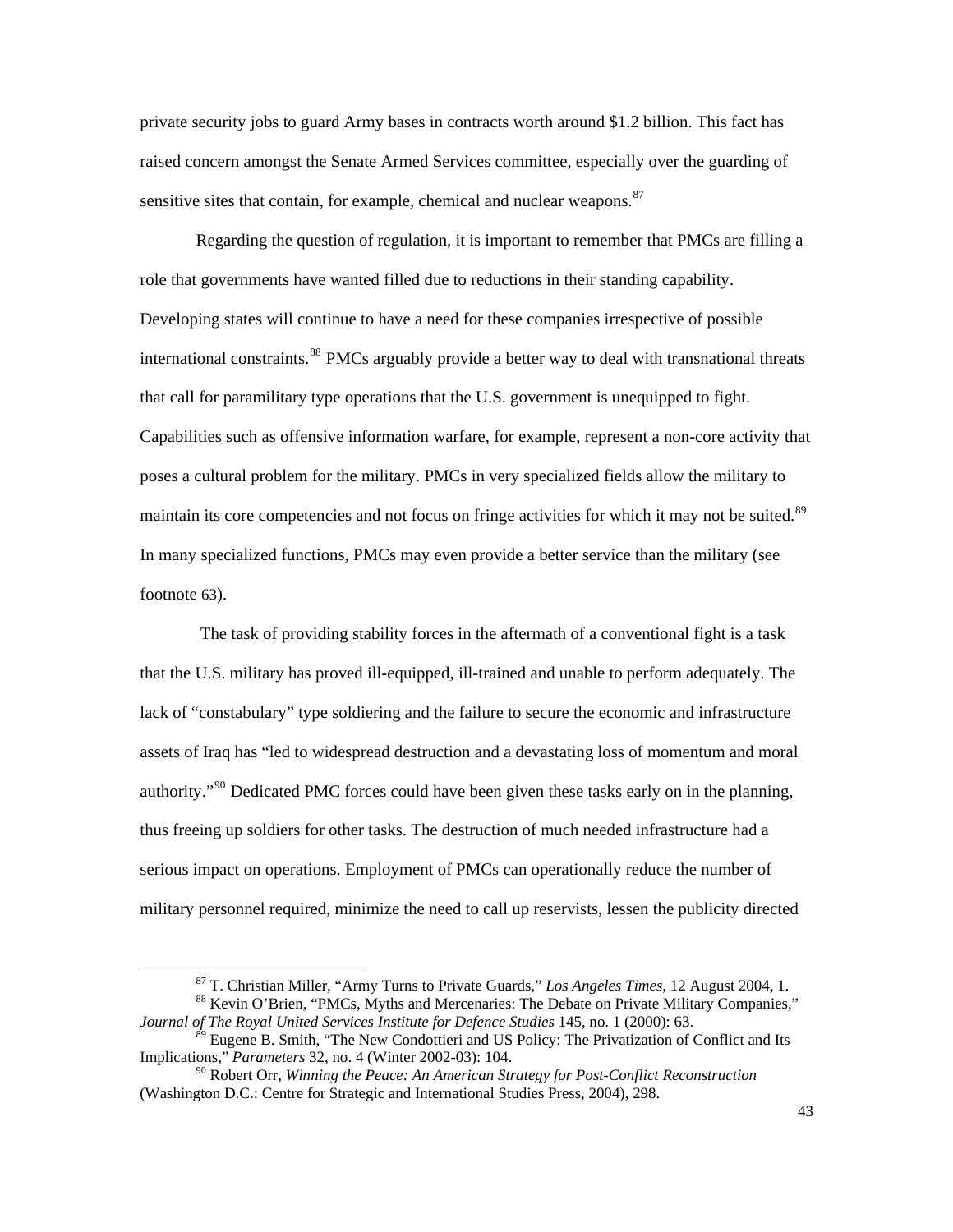private security jobs to guard Army bases in contracts worth around $1.2 billion. This fact has raised concern amongst the Senate Armed Services committee, especially over the guarding of sensitive sites that contain, for example, chemical and nuclear weapons.[87]

Regarding the question of regulation, it is important to remember that PMCs are filling a role that governments have wanted filled due to reductions in their standing capability. Developing states will continue to have a need for these companies irrespective of possible international constraints.[88] PMCs arguably provide a better way to deal with transnational threats that call for paramilitary type operations that the U.S. government is unequipped to fight. Capabilities such as offensive information warfare, for example, represent a non-core activity that poses a cultural problem for the military. PMCs in very specialized fields allow the military to maintain its core competencies and not focus on fringe activities for which it may not be suited.[89] In many specialized functions, PMCs may even provide a better service than the military (see footnote 63).

The task of providing stability forces in the aftermath of a conventional fight is a task that the U.S. military has proved ill-equipped, ill-trained and unable to perform adequately. The lack of "constabulary" type soldiering and the failure to secure the economic and infrastructure assets of Iraq has "led to widespread destruction and a devastating loss of momentum and moral authority."[90] Dedicated PMC forces could have been given these tasks early on in the planning, thus freeing up soldiers for other tasks. The destruction of much needed infrastructure had a serious impact on operations. Employment of PMCs can operationally reduce the number of military personnel required, minimize the need to call up reservists, lessen the publicity directed

---

[87] T. Christian Miller, "Army Turns to Private Guards," *Los Angeles Times*, 12 August 2004, 1.

[88] Kevin O'Brien, "PMCs, Myths and Mercenaries: The Debate on Private Military Companies," *Journal of The Royal United Services Institute for Defence Studies* 145, no. 1 (2000): 63.

[89] Eugene B. Smith, "The New Condottieri and US Policy: The Privatization of Conflict and Its Implications," *Parameters* 32, no. 4 (Winter 2002-03): 104.

[90] Robert Orr, *Winning the Peace: An American Strategy for Post-Conflict Reconstruction* (Washington D.C.: Centre for Strategic and International Studies Press, 2004), 298.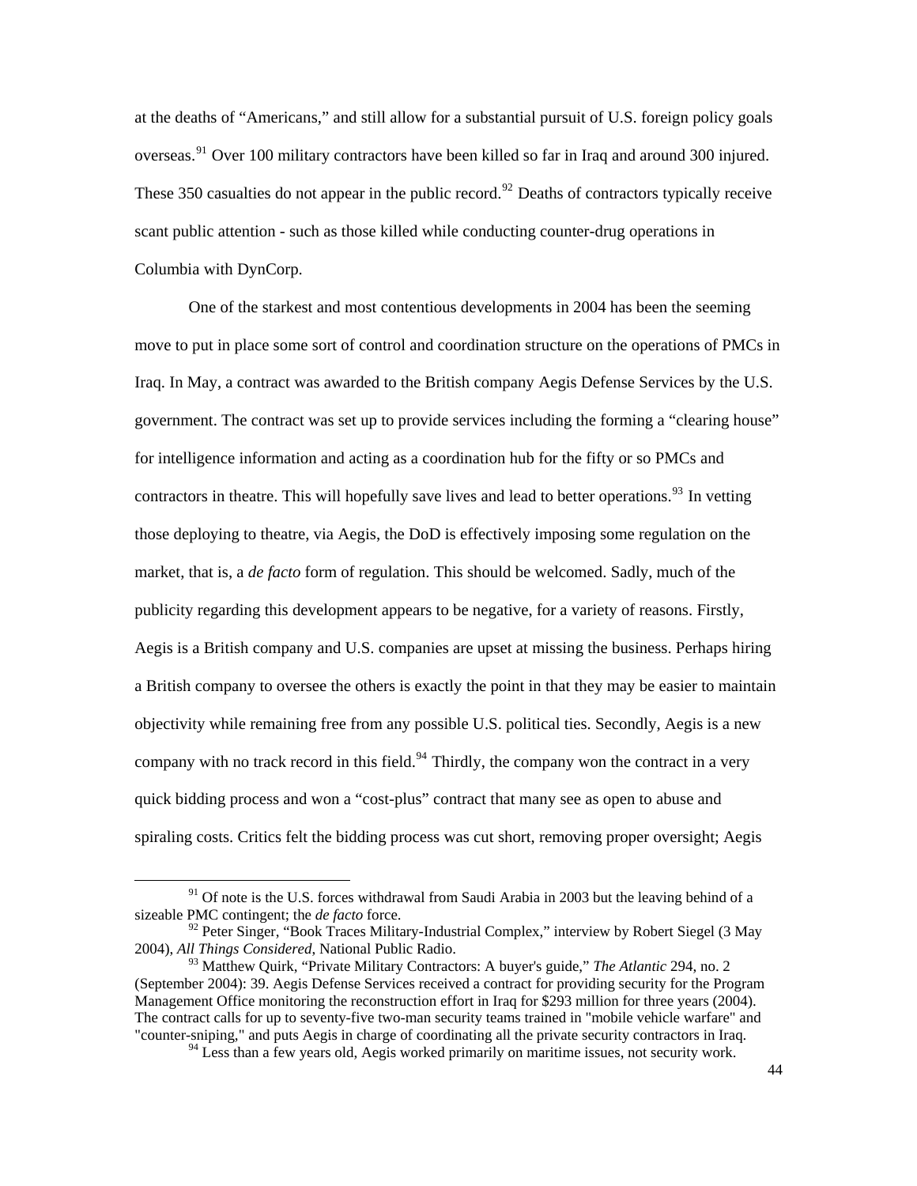at the deaths of "Americans," and still allow for a substantial pursuit of U.S. foreign policy goals overseas.[91] Over 100 military contractors have been killed so far in Iraq and around 300 injured. These 350 casualties do not appear in the public record.[92] Deaths of contractors typically receive scant public attention - such as those killed while conducting counter-drug operations in Columbia with DynCorp.

One of the starkest and most contentious developments in 2004 has been the seeming move to put in place some sort of control and coordination structure on the operations of PMCs in Iraq. In May, a contract was awarded to the British company Aegis Defense Services by the U.S. government. The contract was set up to provide services including the forming a "clearing house" for intelligence information and acting as a coordination hub for the fifty or so PMCs and contractors in theatre. This will hopefully save lives and lead to better operations.[93] In vetting those deploying to theatre, via Aegis, the DoD is effectively imposing some regulation on the market, that is, a *de facto* form of regulation. This should be welcomed. Sadly, much of the publicity regarding this development appears to be negative, for a variety of reasons. Firstly, Aegis is a British company and U.S. companies are upset at missing the business. Perhaps hiring a British company to oversee the others is exactly the point in that they may be easier to maintain objectivity while remaining free from any possible U.S. political ties. Secondly, Aegis is a new company with no track record in this field.[94] Thirdly, the company won the contract in a very quick bidding process and won a "cost-plus" contract that many see as open to abuse and spiraling costs. Critics felt the bidding process was cut short, removing proper oversight; Aegis

---

[91] Of note is the U.S. forces withdrawal from Saudi Arabia in 2003 but the leaving behind of a sizeable PMC contingent; the *de facto* force.

[92] Peter Singer, "Book Traces Military-Industrial Complex," interview by Robert Siegel (3 May 2004), *All Things Considered*, National Public Radio.

[93] Matthew Quirk, "Private Military Contractors: A buyer's guide," *The Atlantic* 294, no. 2 (September 2004): 39. Aegis Defense Services received a contract for providing security for the Program Management Office monitoring the reconstruction effort in Iraq for $293 million for three years (2004). The contract calls for up to seventy-five two-man security teams trained in "mobile vehicle warfare" and "counter-sniping," and puts Aegis in charge of coordinating all the private security contractors in Iraq.

[94] Less than a few years old, Aegis worked primarily on maritime issues, not security work.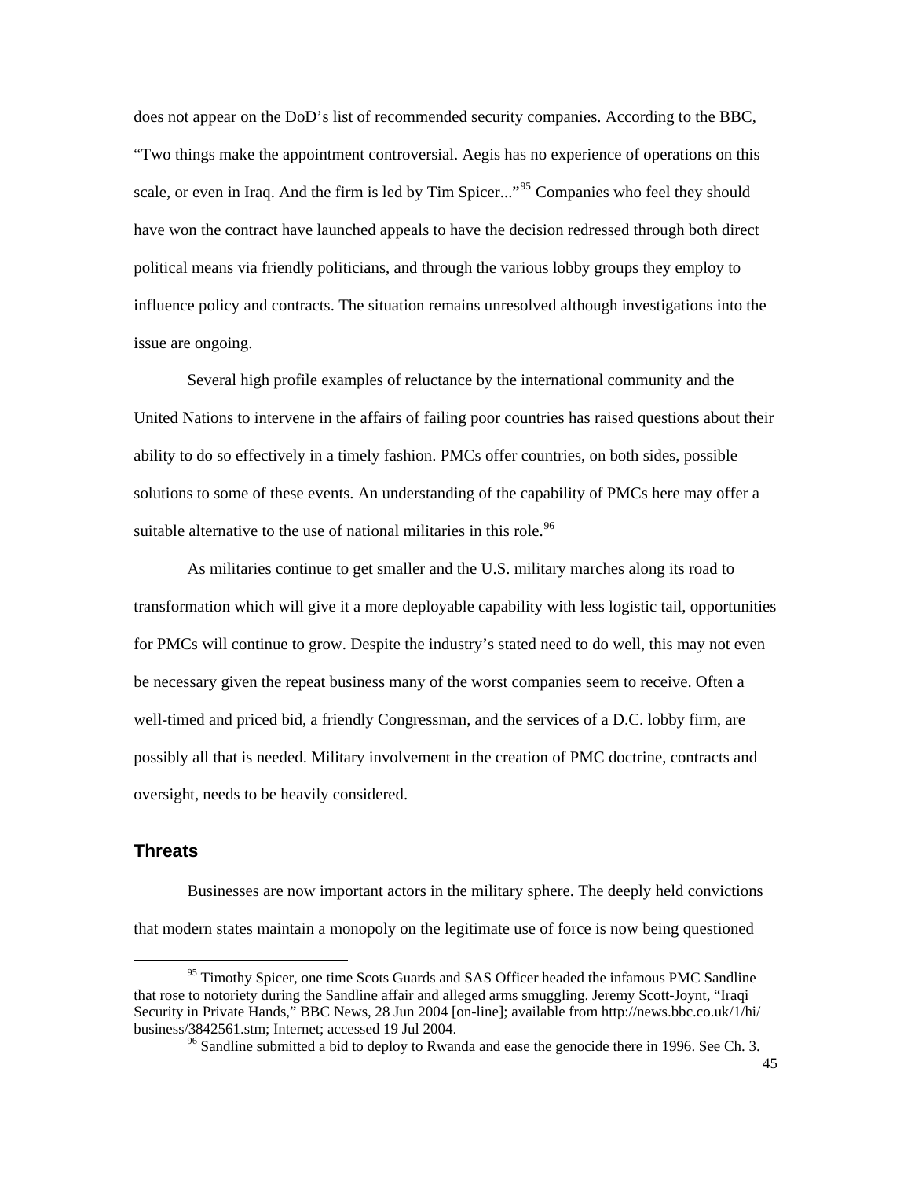does not appear on the DoD's list of recommended security companies. According to the BBC, "Two things make the appointment controversial. Aegis has no experience of operations on this scale, or even in Iraq. And the firm is led by Tim Spicer..."[95] Companies who feel they should have won the contract have launched appeals to have the decision redressed through both direct political means via friendly politicians, and through the various lobby groups they employ to influence policy and contracts. The situation remains unresolved although investigations into the issue are ongoing.

Several high profile examples of reluctance by the international community and the United Nations to intervene in the affairs of failing poor countries has raised questions about their ability to do so effectively in a timely fashion. PMCs offer countries, on both sides, possible solutions to some of these events. An understanding of the capability of PMCs here may offer a suitable alternative to the use of national militaries in this role.[96]

As militaries continue to get smaller and the U.S. military marches along its road to transformation which will give it a more deployable capability with less logistic tail, opportunities for PMCs will continue to grow. Despite the industry's stated need to do well, this may not even be necessary given the repeat business many of the worst companies seem to receive. Often a well-timed and priced bid, a friendly Congressman, and the services of a D.C. lobby firm, are possibly all that is needed. Military involvement in the creation of PMC doctrine, contracts and oversight, needs to be heavily considered.

## Threats

Businesses are now important actors in the military sphere. The deeply held convictions that modern states maintain a monopoly on the legitimate use of force is now being questioned

---

[95] Timothy Spicer, one time Scots Guards and SAS Officer headed the infamous PMC Sandline that rose to notoriety during the Sandline affair and alleged arms smuggling. Jeremy Scott-Joynt, "Iraqi Security in Private Hands," BBC News, 28 Jun 2004 [on-line]; available from http://news.bbc.co.uk/1/hi/business/3842561.stm; Internet; accessed 19 Jul 2004.

[96] Sandline submitted a bid to deploy to Rwanda and ease the genocide there in 1996. See Ch. 3.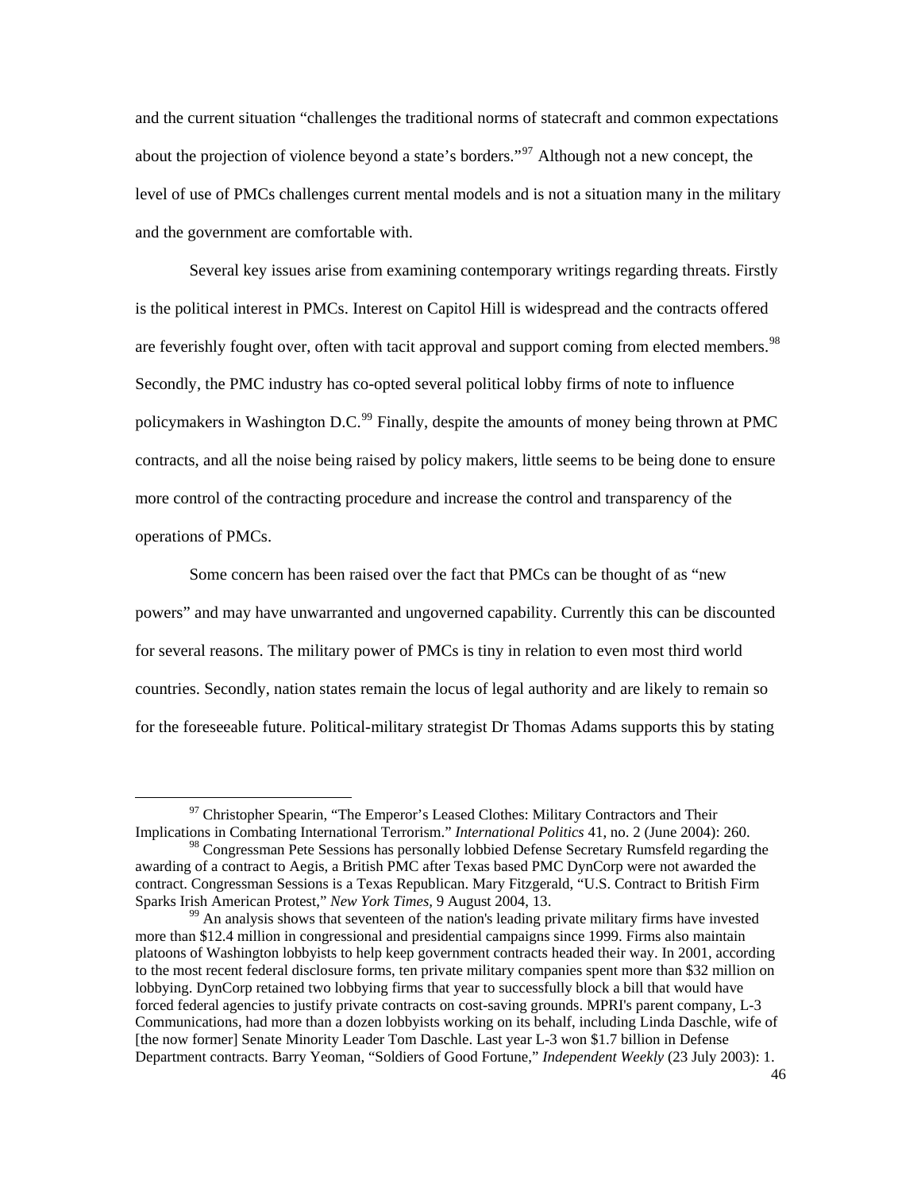and the current situation "challenges the traditional norms of statecraft and common expectations about the projection of violence beyond a state's borders."[97] Although not a new concept, the level of use of PMCs challenges current mental models and is not a situation many in the military and the government are comfortable with.

Several key issues arise from examining contemporary writings regarding threats. Firstly is the political interest in PMCs. Interest on Capitol Hill is widespread and the contracts offered are feverishly fought over, often with tacit approval and support coming from elected members.[98] Secondly, the PMC industry has co-opted several political lobby firms of note to influence policymakers in Washington D.C.[99] Finally, despite the amounts of money being thrown at PMC contracts, and all the noise being raised by policy makers, little seems to be being done to ensure more control of the contracting procedure and increase the control and transparency of the operations of PMCs.

Some concern has been raised over the fact that PMCs can be thought of as "new powers" and may have unwarranted and ungoverned capability. Currently this can be discounted for several reasons. The military power of PMCs is tiny in relation to even most third world countries. Secondly, nation states remain the locus of legal authority and are likely to remain so for the foreseeable future. Political-military strategist Dr Thomas Adams supports this by stating

---

[97] Christopher Spearin, "The Emperor's Leased Clothes: Military Contractors and Their Implications in Combating International Terrorism." *International Politics* 41, no. 2 (June 2004): 260.

[98] Congressman Pete Sessions has personally lobbied Defense Secretary Rumsfeld regarding the awarding of a contract to Aegis, a British PMC after Texas based PMC DynCorp were not awarded the contract. Congressman Sessions is a Texas Republican. Mary Fitzgerald, "U.S. Contract to British Firm Sparks Irish American Protest," *New York Times,* 9 August 2004, 13.

[99] An analysis shows that seventeen of the nation's leading private military firms have invested more than $12.4 million in congressional and presidential campaigns since 1999. Firms also maintain platoons of Washington lobbyists to help keep government contracts headed their way. In 2001, according to the most recent federal disclosure forms, ten private military companies spent more than $32 million on lobbying. DynCorp retained two lobbying firms that year to successfully block a bill that would have forced federal agencies to justify private contracts on cost-saving grounds. MPRI's parent company, L-3 Communications, had more than a dozen lobbyists working on its behalf, including Linda Daschle, wife of [the now former] Senate Minority Leader Tom Daschle. Last year L-3 won $1.7 billion in Defense Department contracts. Barry Yeoman, "Soldiers of Good Fortune," *Independent Weekly* (23 July 2003): 1.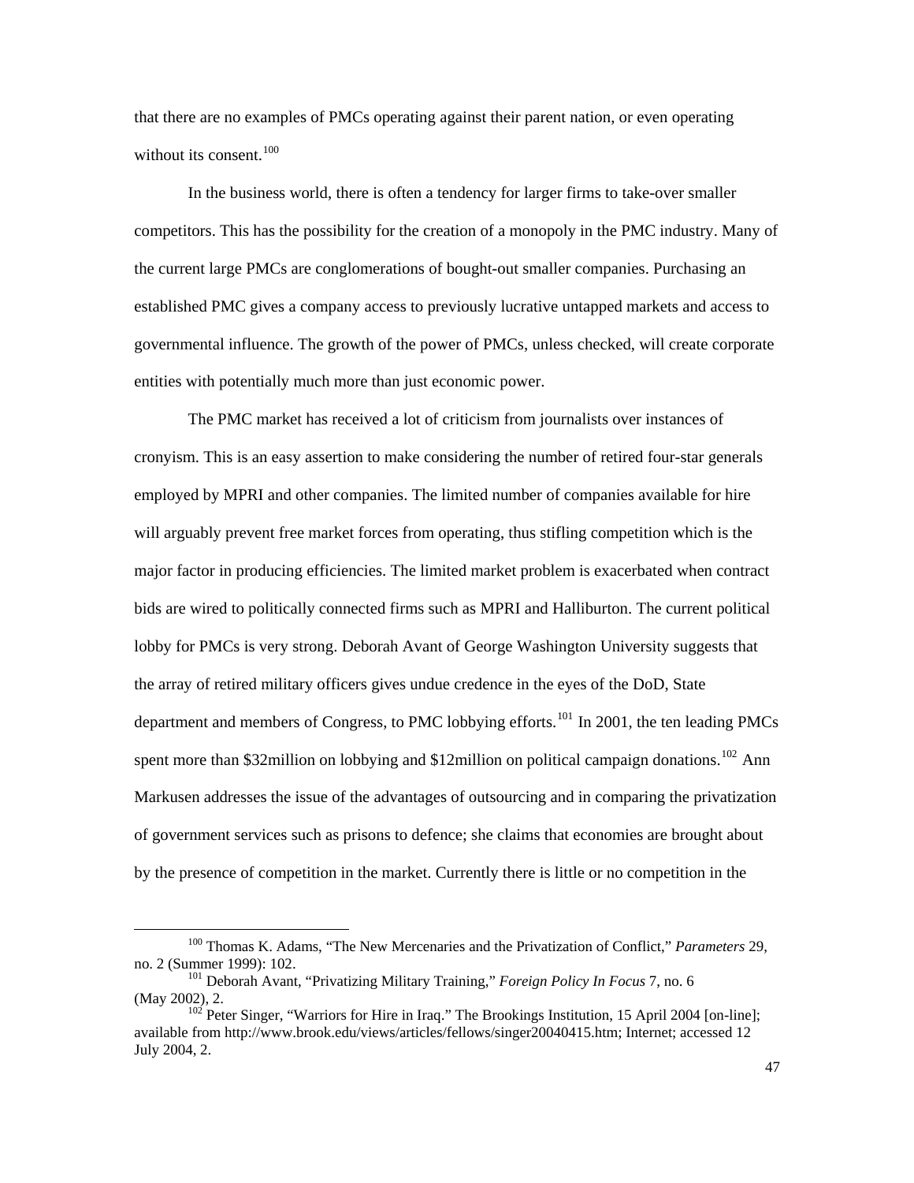that there are no examples of PMCs operating against their parent nation, or even operating without its consent.[100]

In the business world, there is often a tendency for larger firms to take-over smaller competitors. This has the possibility for the creation of a monopoly in the PMC industry. Many of the current large PMCs are conglomerations of bought-out smaller companies. Purchasing an established PMC gives a company access to previously lucrative untapped markets and access to governmental influence. The growth of the power of PMCs, unless checked, will create corporate entities with potentially much more than just economic power.

The PMC market has received a lot of criticism from journalists over instances of cronyism. This is an easy assertion to make considering the number of retired four-star generals employed by MPRI and other companies. The limited number of companies available for hire will arguably prevent free market forces from operating, thus stifling competition which is the major factor in producing efficiencies. The limited market problem is exacerbated when contract bids are wired to politically connected firms such as MPRI and Halliburton. The current political lobby for PMCs is very strong. Deborah Avant of George Washington University suggests that the array of retired military officers gives undue credence in the eyes of the DoD, State department and members of Congress, to PMC lobbying efforts.[101] In 2001, the ten leading PMCs spent more than $32million on lobbying and $12million on political campaign donations.[102] Ann Markusen addresses the issue of the advantages of outsourcing and in comparing the privatization of government services such as prisons to defence; she claims that economies are brought about by the presence of competition in the market. Currently there is little or no competition in the

---

[100] Thomas K. Adams, "The New Mercenaries and the Privatization of Conflict," *Parameters* 29, no. 2 (Summer 1999): 102.

[101] Deborah Avant, "Privatizing Military Training," *Foreign Policy In Focus* 7, no. 6 (May 2002), 2.

[102] Peter Singer, "Warriors for Hire in Iraq." The Brookings Institution, 15 April 2004 [on-line]; available from http://www.brook.edu/views/articles/fellows/singer20040415.htm; Internet; accessed 12 July 2004, 2.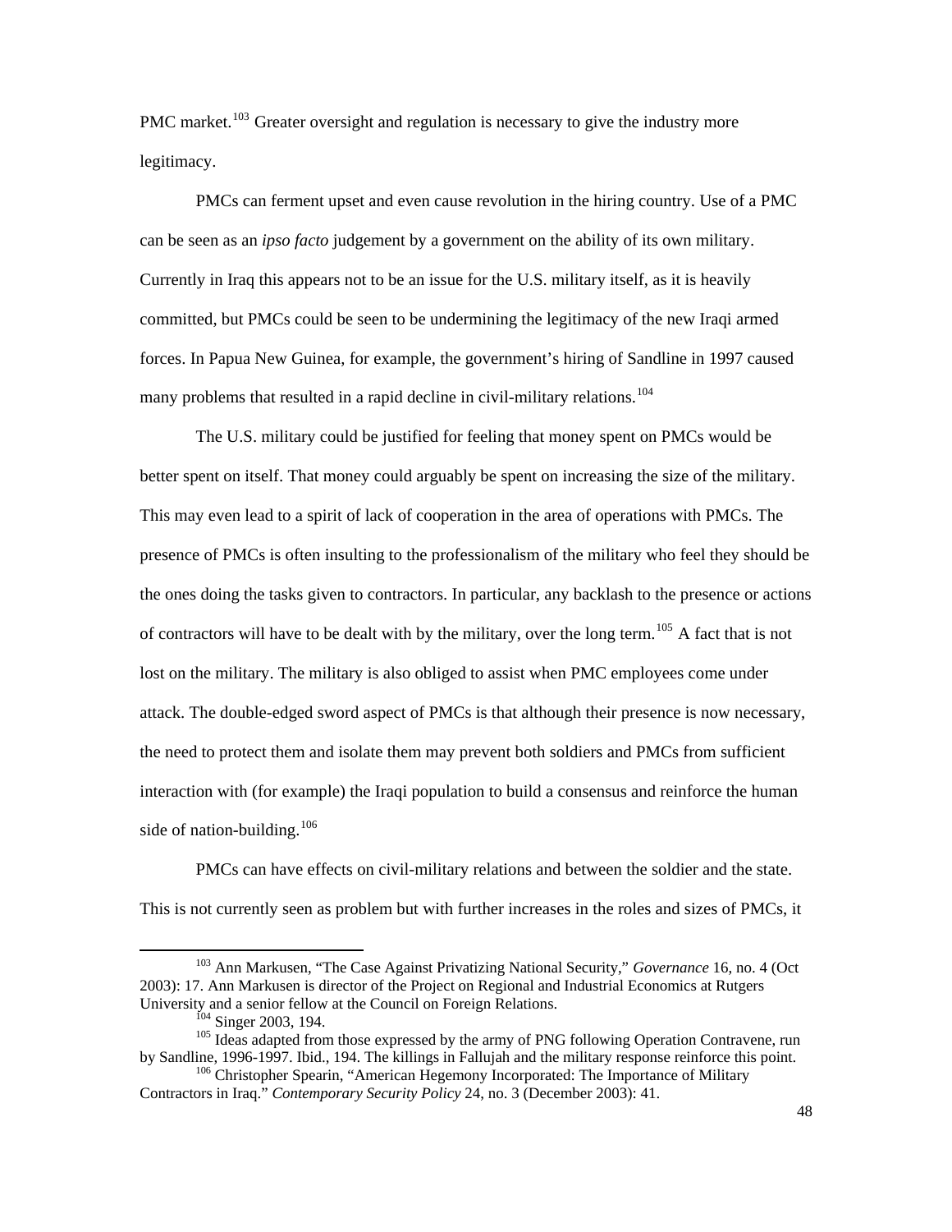PMC market.[103] Greater oversight and regulation is necessary to give the industry more legitimacy.

PMCs can ferment upset and even cause revolution in the hiring country. Use of a PMC can be seen as an *ipso facto* judgement by a government on the ability of its own military. Currently in Iraq this appears not to be an issue for the U.S. military itself, as it is heavily committed, but PMCs could be seen to be undermining the legitimacy of the new Iraqi armed forces. In Papua New Guinea, for example, the government's hiring of Sandline in 1997 caused many problems that resulted in a rapid decline in civil-military relations.[104]

The U.S. military could be justified for feeling that money spent on PMCs would be better spent on itself. That money could arguably be spent on increasing the size of the military. This may even lead to a spirit of lack of cooperation in the area of operations with PMCs. The presence of PMCs is often insulting to the professionalism of the military who feel they should be the ones doing the tasks given to contractors. In particular, any backlash to the presence or actions of contractors will have to be dealt with by the military, over the long term.[105] A fact that is not lost on the military. The military is also obliged to assist when PMC employees come under attack. The double-edged sword aspect of PMCs is that although their presence is now necessary, the need to protect them and isolate them may prevent both soldiers and PMCs from sufficient interaction with (for example) the Iraqi population to build a consensus and reinforce the human side of nation-building.[106]

PMCs can have effects on civil-military relations and between the soldier and the state. This is not currently seen as problem but with further increases in the roles and sizes of PMCs, it

---

[103] Ann Markusen, "The Case Against Privatizing National Security," *Governance* 16, no. 4 (Oct 2003): 17. Ann Markusen is director of the Project on Regional and Industrial Economics at Rutgers University and a senior fellow at the Council on Foreign Relations.

[104] Singer 2003, 194.

[105] Ideas adapted from those expressed by the army of PNG following Operation Contravene, run by Sandline, 1996-1997. Ibid., 194. The killings in Fallujah and the military response reinforce this point.

[106] Christopher Spearin, "American Hegemony Incorporated: The Importance of Military Contractors in Iraq." *Contemporary Security Policy* 24, no. 3 (December 2003): 41.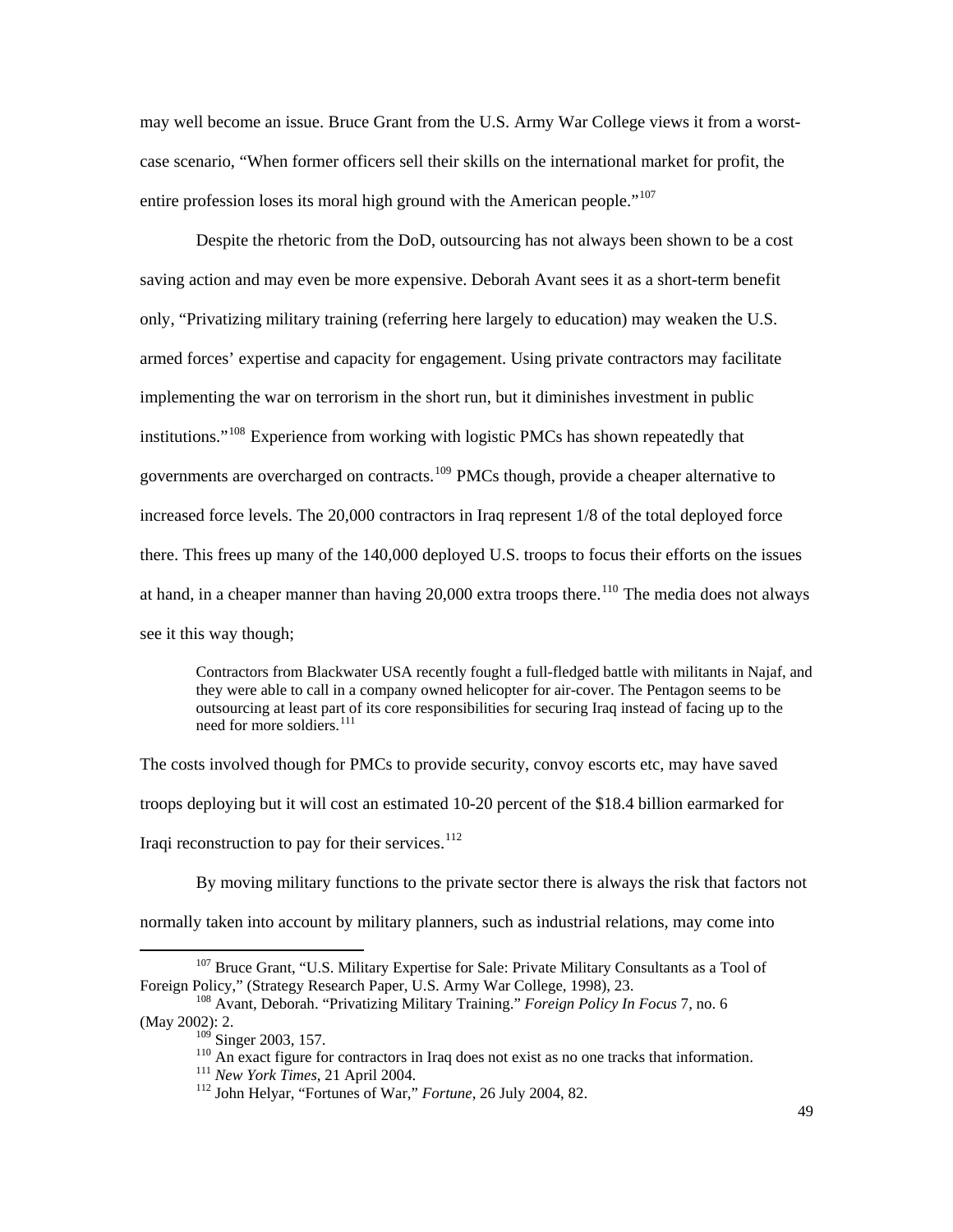may well become an issue. Bruce Grant from the U.S. Army War College views it from a worst-case scenario, "When former officers sell their skills on the international market for profit, the entire profession loses its moral high ground with the American people."[107]

Despite the rhetoric from the DoD, outsourcing has not always been shown to be a cost saving action and may even be more expensive. Deborah Avant sees it as a short-term benefit only, "Privatizing military training (referring here largely to education) may weaken the U.S. armed forces' expertise and capacity for engagement. Using private contractors may facilitate implementing the war on terrorism in the short run, but it diminishes investment in public institutions."[108] Experience from working with logistic PMCs has shown repeatedly that governments are overcharged on contracts.[109] PMCs though, provide a cheaper alternative to increased force levels. The 20,000 contractors in Iraq represent 1/8 of the total deployed force there. This frees up many of the 140,000 deployed U.S. troops to focus their efforts on the issues at hand, in a cheaper manner than having 20,000 extra troops there.[110] The media does not always see it this way though;

> Contractors from Blackwater USA recently fought a full-fledged battle with militants in Najaf, and they were able to call in a company owned helicopter for air-cover. The Pentagon seems to be outsourcing at least part of its core responsibilities for securing Iraq instead of facing up to the need for more soldiers.[111]

The costs involved though for PMCs to provide security, convoy escorts etc, may have saved troops deploying but it will cost an estimated 10-20 percent of the $18.4 billion earmarked for Iraqi reconstruction to pay for their services.[112]

By moving military functions to the private sector there is always the risk that factors not normally taken into account by military planners, such as industrial relations, may come into

---

[107] Bruce Grant, "U.S. Military Expertise for Sale: Private Military Consultants as a Tool of Foreign Policy," (Strategy Research Paper, U.S. Army War College, 1998), 23.

[108] Avant, Deborah. "Privatizing Military Training." *Foreign Policy In Focus* 7, no. 6 (May 2002): 2.

[109] Singer 2003, 157.

[110] An exact figure for contractors in Iraq does not exist as no one tracks that information.

[111] *New York Times*, 21 April 2004.

[112] John Helyar, "Fortunes of War," *Fortune*, 26 July 2004, 82.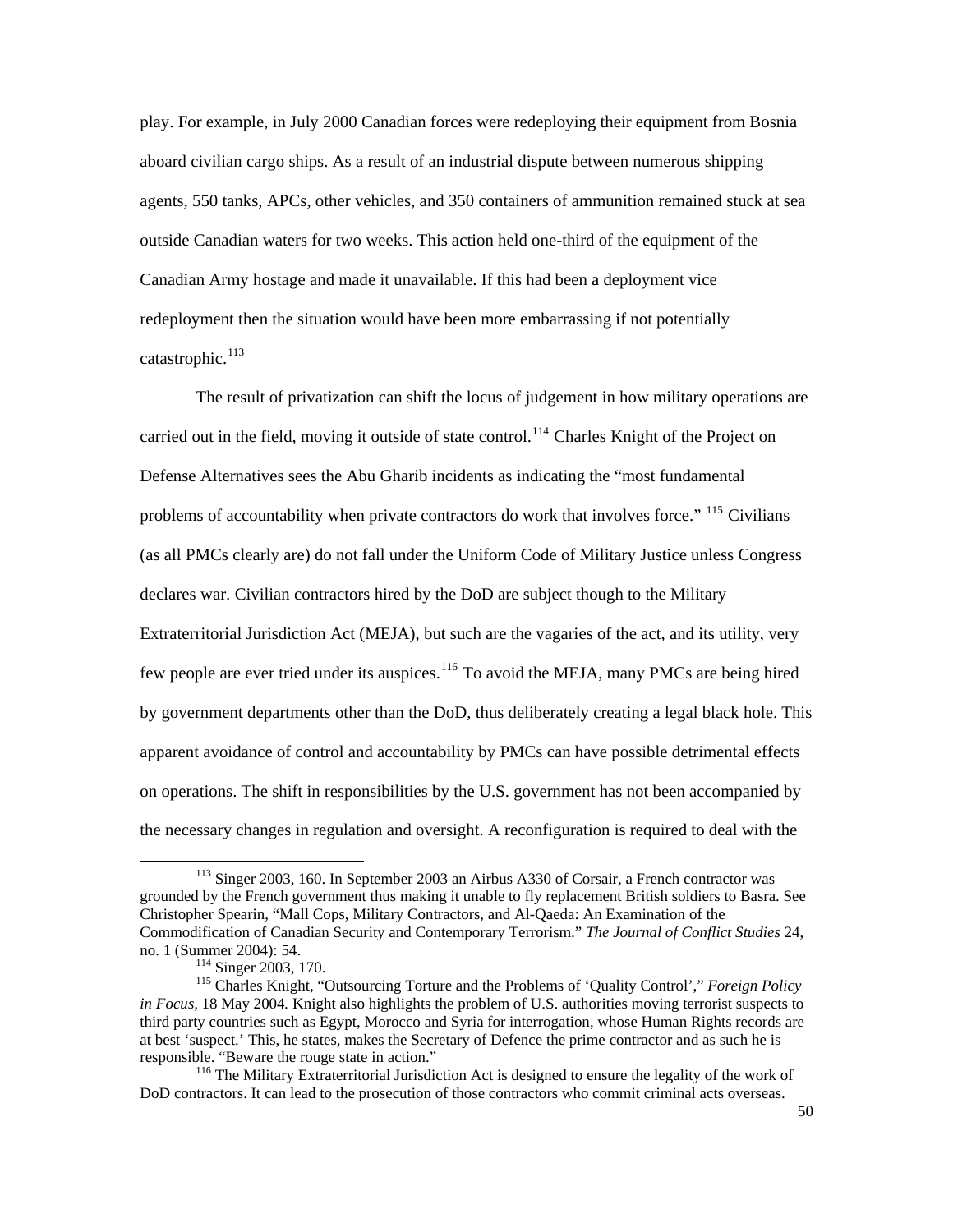play. For example, in July 2000 Canadian forces were redeploying their equipment from Bosnia aboard civilian cargo ships. As a result of an industrial dispute between numerous shipping agents, 550 tanks, APCs, other vehicles, and 350 containers of ammunition remained stuck at sea outside Canadian waters for two weeks. This action held one-third of the equipment of the Canadian Army hostage and made it unavailable. If this had been a deployment vice redeployment then the situation would have been more embarrassing if not potentially catastrophic.[113]

The result of privatization can shift the locus of judgement in how military operations are carried out in the field, moving it outside of state control.[114] Charles Knight of the Project on Defense Alternatives sees the Abu Gharib incidents as indicating the "most fundamental problems of accountability when private contractors do work that involves force." [115] Civilians (as all PMCs clearly are) do not fall under the Uniform Code of Military Justice unless Congress declares war. Civilian contractors hired by the DoD are subject though to the Military Extraterritorial Jurisdiction Act (MEJA), but such are the vagaries of the act, and its utility, very few people are ever tried under its auspices.[116] To avoid the MEJA, many PMCs are being hired by government departments other than the DoD, thus deliberately creating a legal black hole. This apparent avoidance of control and accountability by PMCs can have possible detrimental effects on operations. The shift in responsibilities by the U.S. government has not been accompanied by the necessary changes in regulation and oversight. A reconfiguration is required to deal with the

---

[113] Singer 2003, 160. In September 2003 an Airbus A330 of Corsair, a French contractor was grounded by the French government thus making it unable to fly replacement British soldiers to Basra. See Christopher Spearin, "Mall Cops, Military Contractors, and Al-Qaeda: An Examination of the Commodification of Canadian Security and Contemporary Terrorism." *The Journal of Conflict Studies* 24, no. 1 (Summer 2004): 54.

[114] Singer 2003, 170.

[115] Charles Knight, "Outsourcing Torture and the Problems of 'Quality Control'," *Foreign Policy in Focus,* 18 May 2004. Knight also highlights the problem of U.S. authorities moving terrorist suspects to third party countries such as Egypt, Morocco and Syria for interrogation, whose Human Rights records are at best 'suspect.' This, he states, makes the Secretary of Defence the prime contractor and as such he is responsible. "Beware the rouge state in action."

[116] The Military Extraterritorial Jurisdiction Act is designed to ensure the legality of the work of DoD contractors. It can lead to the prosecution of those contractors who commit criminal acts overseas.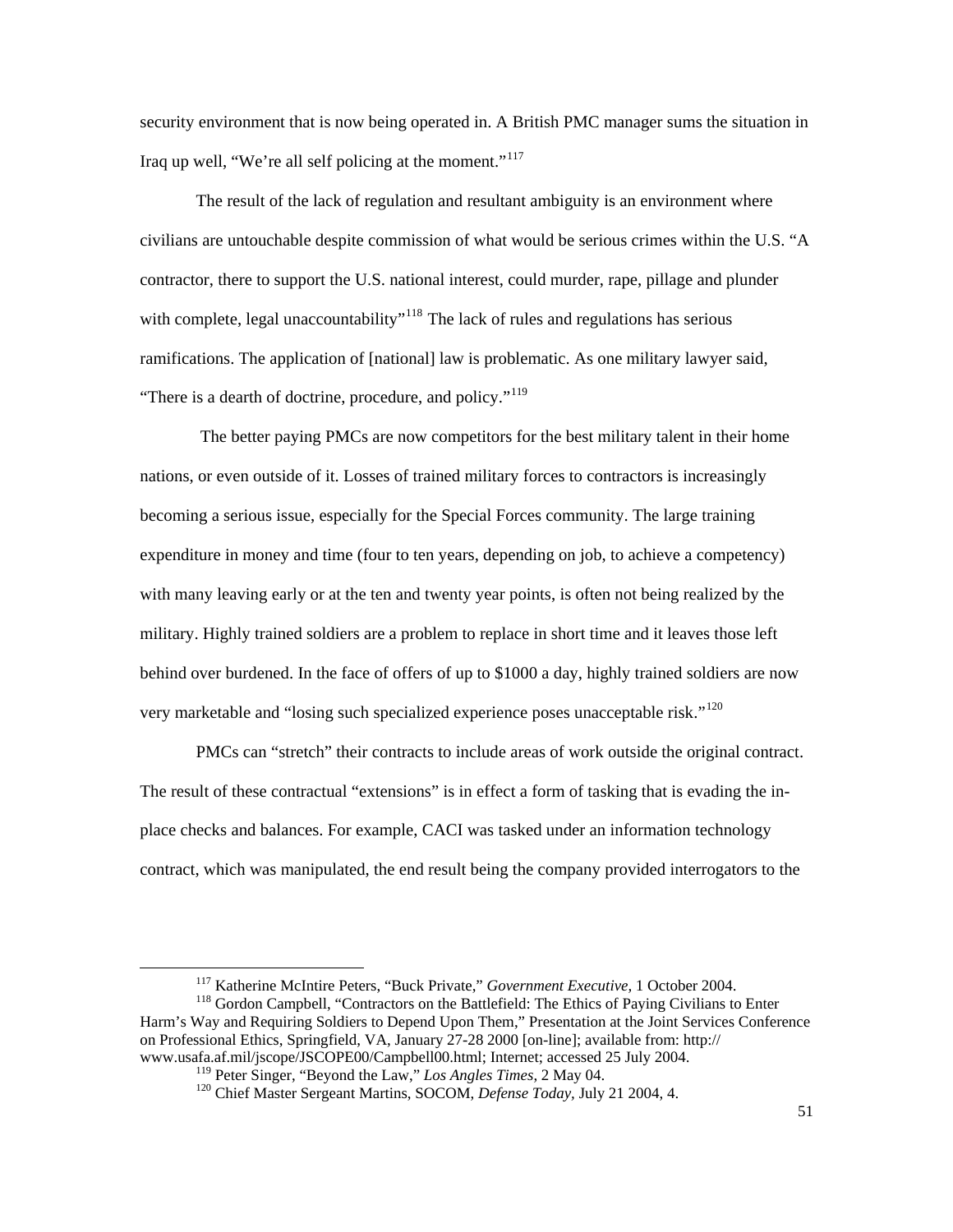security environment that is now being operated in. A British PMC manager sums the situation in Iraq up well, "We're all self policing at the moment."[117]

The result of the lack of regulation and resultant ambiguity is an environment where civilians are untouchable despite commission of what would be serious crimes within the U.S. "A contractor, there to support the U.S. national interest, could murder, rape, pillage and plunder with complete, legal unaccountability"[118] The lack of rules and regulations has serious ramifications. The application of [national] law is problematic. As one military lawyer said, "There is a dearth of doctrine, procedure, and policy."[119]

The better paying PMCs are now competitors for the best military talent in their home nations, or even outside of it. Losses of trained military forces to contractors is increasingly becoming a serious issue, especially for the Special Forces community. The large training expenditure in money and time (four to ten years, depending on job, to achieve a competency) with many leaving early or at the ten and twenty year points, is often not being realized by the military. Highly trained soldiers are a problem to replace in short time and it leaves those left behind over burdened. In the face of offers of up to $1000 a day, highly trained soldiers are now very marketable and "losing such specialized experience poses unacceptable risk."[120]

PMCs can "stretch" their contracts to include areas of work outside the original contract. The result of these contractual "extensions" is in effect a form of tasking that is evading the in-place checks and balances. For example, CACI was tasked under an information technology contract, which was manipulated, the end result being the company provided interrogators to the

---

[117] Katherine McIntire Peters, "Buck Private," *Government Executive*, 1 October 2004.

[118] Gordon Campbell, "Contractors on the Battlefield: The Ethics of Paying Civilians to Enter Harm's Way and Requiring Soldiers to Depend Upon Them," Presentation at the Joint Services Conference on Professional Ethics, Springfield, VA, January 27-28 2000 [on-line]; available from: http://www.usafa.af.mil/jscope/JSCOPE00/Campbell00.html; Internet; accessed 25 July 2004.

[119] Peter Singer, "Beyond the Law," *Los Angles Times*, 2 May 04.

[120] Chief Master Sergeant Martins, SOCOM, *Defense Today*, July 21 2004, 4.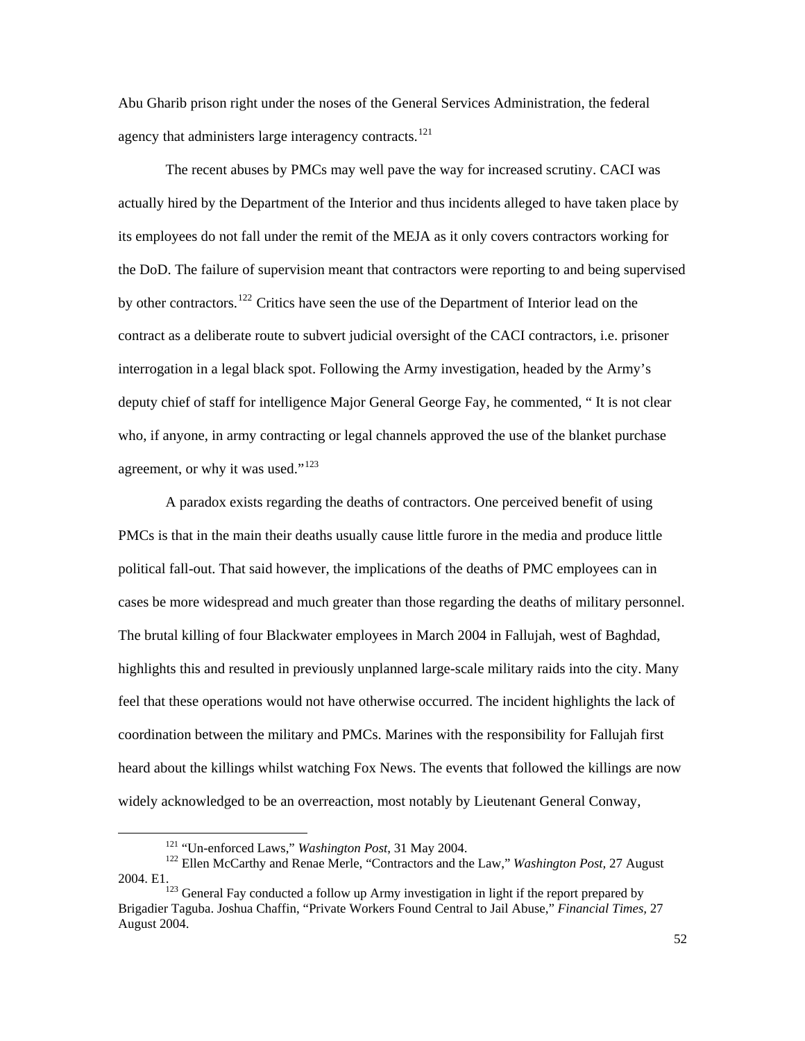Abu Gharib prison right under the noses of the General Services Administration, the federal agency that administers large interagency contracts.[121]

The recent abuses by PMCs may well pave the way for increased scrutiny. CACI was actually hired by the Department of the Interior and thus incidents alleged to have taken place by its employees do not fall under the remit of the MEJA as it only covers contractors working for the DoD. The failure of supervision meant that contractors were reporting to and being supervised by other contractors.[122] Critics have seen the use of the Department of Interior lead on the contract as a deliberate route to subvert judicial oversight of the CACI contractors, i.e. prisoner interrogation in a legal black spot. Following the Army investigation, headed by the Army's deputy chief of staff for intelligence Major General George Fay, he commented, " It is not clear who, if anyone, in army contracting or legal channels approved the use of the blanket purchase agreement, or why it was used."[123]

A paradox exists regarding the deaths of contractors. One perceived benefit of using PMCs is that in the main their deaths usually cause little furore in the media and produce little political fall-out. That said however, the implications of the deaths of PMC employees can in cases be more widespread and much greater than those regarding the deaths of military personnel. The brutal killing of four Blackwater employees in March 2004 in Fallujah, west of Baghdad, highlights this and resulted in previously unplanned large-scale military raids into the city. Many feel that these operations would not have otherwise occurred. The incident highlights the lack of coordination between the military and PMCs. Marines with the responsibility for Fallujah first heard about the killings whilst watching Fox News. The events that followed the killings are now widely acknowledged to be an overreaction, most notably by Lieutenant General Conway,

---

[121] "Un-enforced Laws," *Washington Post*, 31 May 2004.

[122] Ellen McCarthy and Renae Merle, "Contractors and the Law," *Washington Post,* 27 August 2004. E1.

[123] General Fay conducted a follow up Army investigation in light if the report prepared by Brigadier Taguba. Joshua Chaffin, "Private Workers Found Central to Jail Abuse," *Financial Times,* 27 August 2004.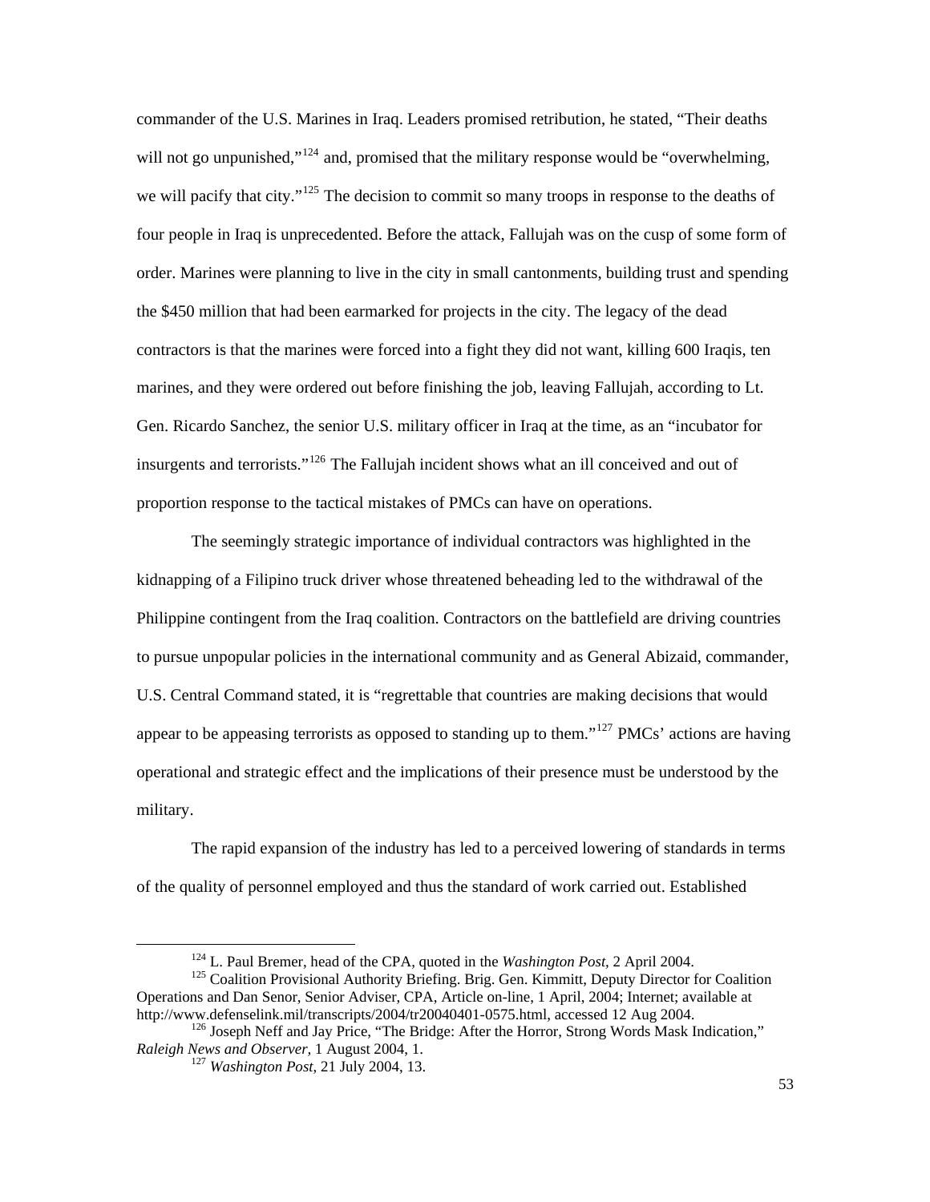commander of the U.S. Marines in Iraq. Leaders promised retribution, he stated, "Their deaths will not go unpunished,"[124] and, promised that the military response would be "overwhelming, we will pacify that city."[125] The decision to commit so many troops in response to the deaths of four people in Iraq is unprecedented. Before the attack, Fallujah was on the cusp of some form of order. Marines were planning to live in the city in small cantonments, building trust and spending the $450 million that had been earmarked for projects in the city. The legacy of the dead contractors is that the marines were forced into a fight they did not want, killing 600 Iraqis, ten marines, and they were ordered out before finishing the job, leaving Fallujah, according to Lt. Gen. Ricardo Sanchez, the senior U.S. military officer in Iraq at the time, as an "incubator for insurgents and terrorists."[126] The Fallujah incident shows what an ill conceived and out of proportion response to the tactical mistakes of PMCs can have on operations.

The seemingly strategic importance of individual contractors was highlighted in the kidnapping of a Filipino truck driver whose threatened beheading led to the withdrawal of the Philippine contingent from the Iraq coalition. Contractors on the battlefield are driving countries to pursue unpopular policies in the international community and as General Abizaid, commander, U.S. Central Command stated, it is "regrettable that countries are making decisions that would appear to be appeasing terrorists as opposed to standing up to them."[127] PMCs' actions are having operational and strategic effect and the implications of their presence must be understood by the military.

The rapid expansion of the industry has led to a perceived lowering of standards in terms of the quality of personnel employed and thus the standard of work carried out. Established

---

[124] L. Paul Bremer, head of the CPA, quoted in the *Washington Post*, 2 April 2004.

[125] Coalition Provisional Authority Briefing. Brig. Gen. Kimmitt, Deputy Director for Coalition Operations and Dan Senor, Senior Adviser, CPA, Article on-line, 1 April, 2004; Internet; available at http://www.defenselink.mil/transcripts/2004/tr20040401-0575.html, accessed 12 Aug 2004.

[126] Joseph Neff and Jay Price, "The Bridge: After the Horror, Strong Words Mask Indication," *Raleigh News and Observer*, 1 August 2004, 1.

[127] *Washington Post*, 21 July 2004, 13.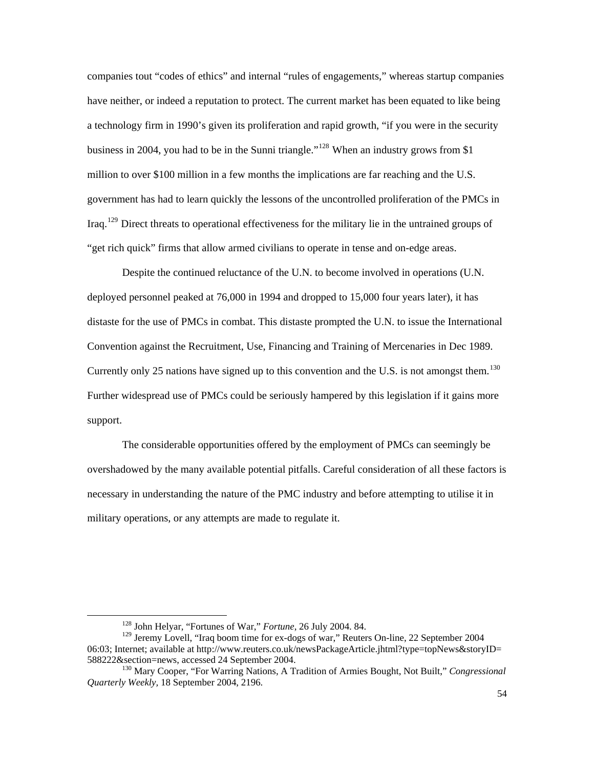companies tout “codes of ethics” and internal “rules of engagements,” whereas startup companies have neither, or indeed a reputation to protect. The current market has been equated to like being a technology firm in 1990’s given its proliferation and rapid growth, “if you were in the security business in 2004, you had to be in the Sunni triangle.”[128] When an industry grows from $1 million to over $100 million in a few months the implications are far reaching and the U.S. government has had to learn quickly the lessons of the uncontrolled proliferation of the PMCs in Iraq.[129] Direct threats to operational effectiveness for the military lie in the untrained groups of “get rich quick” firms that allow armed civilians to operate in tense and on-edge areas.

Despite the continued reluctance of the U.N. to become involved in operations (U.N. deployed personnel peaked at 76,000 in 1994 and dropped to 15,000 four years later), it has distaste for the use of PMCs in combat. This distaste prompted the U.N. to issue the International Convention against the Recruitment, Use, Financing and Training of Mercenaries in Dec 1989. Currently only 25 nations have signed up to this convention and the U.S. is not amongst them.[130] Further widespread use of PMCs could be seriously hampered by this legislation if it gains more support.

The considerable opportunities offered by the employment of PMCs can seemingly be overshadowed by the many available potential pitfalls. Careful consideration of all these factors is necessary in understanding the nature of the PMC industry and before attempting to utilise it in military operations, or any attempts are made to regulate it.

---

[128] John Helyar, “Fortunes of War,” *Fortune*, 26 July 2004. 84.

[129] Jeremy Lovell, “Iraq boom time for ex-dogs of war,” Reuters On-line, 22 September 2004 06:03; Internet; available at http://www.reuters.co.uk/newsPackageArticle.jhtml?type=topNews&storyID=588222&section=news, accessed 24 September 2004.

[130] Mary Cooper, “For Warring Nations, A Tradition of Armies Bought, Not Built,” *Congressional Quarterly Weekly*, 18 September 2004, 2196.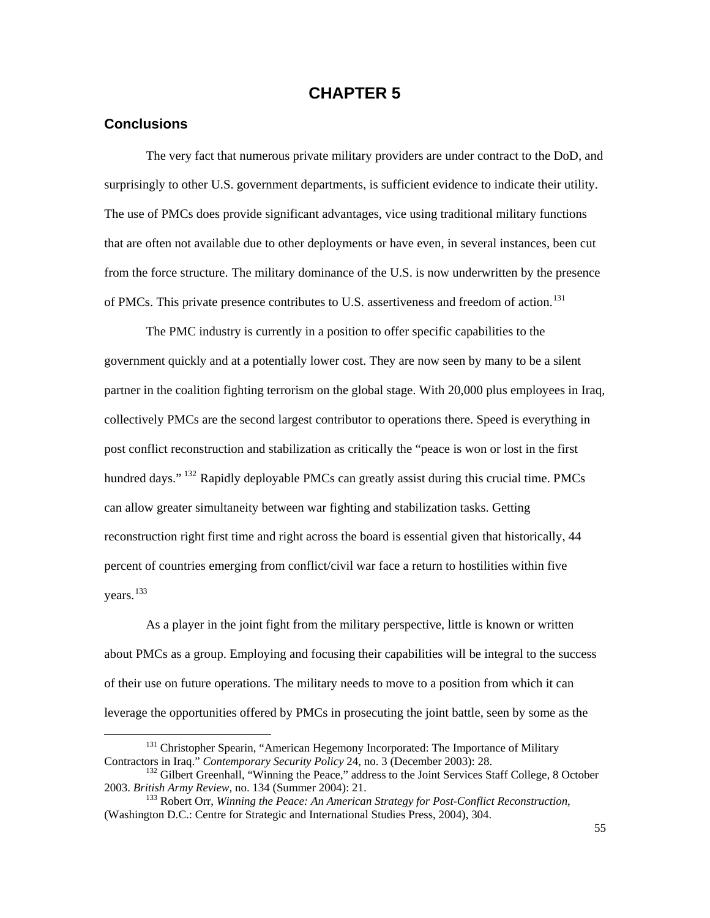# CHAPTER 5

## Conclusions

The very fact that numerous private military providers are under contract to the DoD, and surprisingly to other U.S. government departments, is sufficient evidence to indicate their utility. The use of PMCs does provide significant advantages, vice using traditional military functions that are often not available due to other deployments or have even, in several instances, been cut from the force structure. The military dominance of the U.S. is now underwritten by the presence of PMCs. This private presence contributes to U.S. assertiveness and freedom of action.[131]

The PMC industry is currently in a position to offer specific capabilities to the government quickly and at a potentially lower cost. They are now seen by many to be a silent partner in the coalition fighting terrorism on the global stage. With 20,000 plus employees in Iraq, collectively PMCs are the second largest contributor to operations there. Speed is everything in post conflict reconstruction and stabilization as critically the "peace is won or lost in the first hundred days." [132] Rapidly deployable PMCs can greatly assist during this crucial time. PMCs can allow greater simultaneity between war fighting and stabilization tasks. Getting reconstruction right first time and right across the board is essential given that historically, 44 percent of countries emerging from conflict/civil war face a return to hostilities within five years.[133]

As a player in the joint fight from the military perspective, little is known or written about PMCs as a group. Employing and focusing their capabilities will be integral to the success of their use on future operations. The military needs to move to a position from which it can leverage the opportunities offered by PMCs in prosecuting the joint battle, seen by some as the

---

[131] Christopher Spearin, "American Hegemony Incorporated: The Importance of Military Contractors in Iraq." *Contemporary Security Policy* 24, no. 3 (December 2003): 28.

[132] Gilbert Greenhall, "Winning the Peace," address to the Joint Services Staff College, 8 October 2003. *British Army Review,* no. 134 (Summer 2004): 21.

[133] Robert Orr, *Winning the Peace: An American Strategy for Post-Conflict Reconstruction*, (Washington D.C.: Centre for Strategic and International Studies Press, 2004), 304.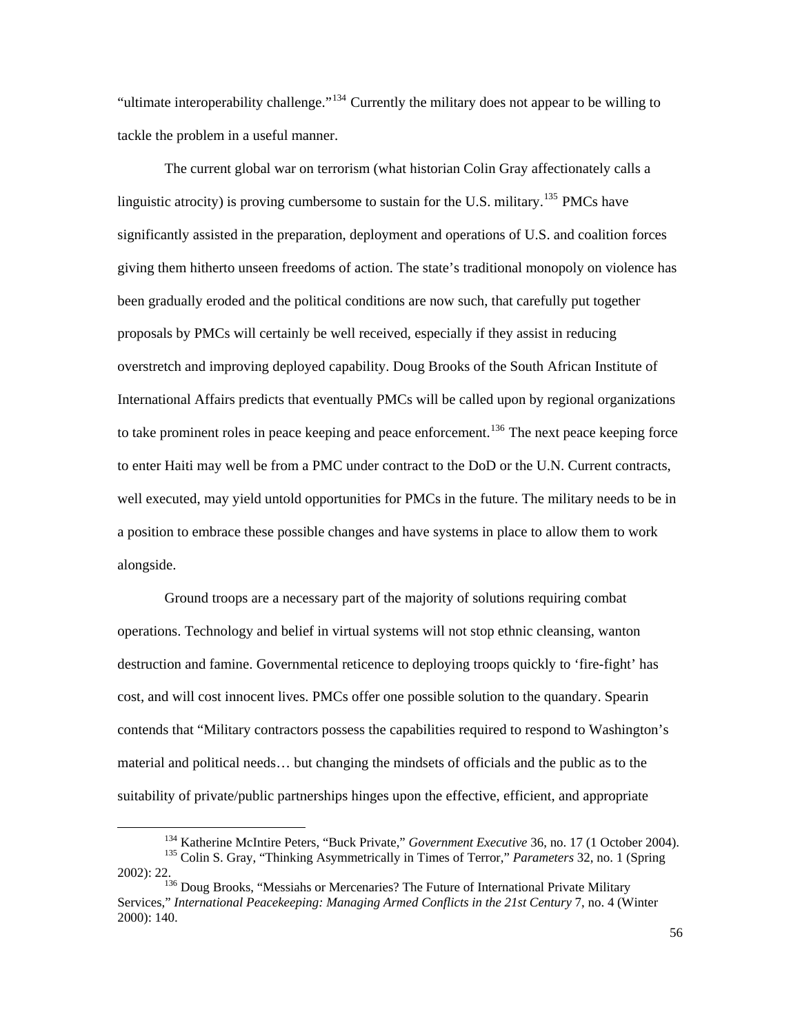"ultimate interoperability challenge."[134] Currently the military does not appear to be willing to tackle the problem in a useful manner.

The current global war on terrorism (what historian Colin Gray affectionately calls a linguistic atrocity) is proving cumbersome to sustain for the U.S. military.[135] PMCs have significantly assisted in the preparation, deployment and operations of U.S. and coalition forces giving them hitherto unseen freedoms of action. The state's traditional monopoly on violence has been gradually eroded and the political conditions are now such, that carefully put together proposals by PMCs will certainly be well received, especially if they assist in reducing overstretch and improving deployed capability. Doug Brooks of the South African Institute of International Affairs predicts that eventually PMCs will be called upon by regional organizations to take prominent roles in peace keeping and peace enforcement.[136] The next peace keeping force to enter Haiti may well be from a PMC under contract to the DoD or the U.N. Current contracts, well executed, may yield untold opportunities for PMCs in the future. The military needs to be in a position to embrace these possible changes and have systems in place to allow them to work alongside.

Ground troops are a necessary part of the majority of solutions requiring combat operations. Technology and belief in virtual systems will not stop ethnic cleansing, wanton destruction and famine. Governmental reticence to deploying troops quickly to 'fire-fight' has cost, and will cost innocent lives. PMCs offer one possible solution to the quandary. Spearin contends that "Military contractors possess the capabilities required to respond to Washington's material and political needs… but changing the mindsets of officials and the public as to the suitability of private/public partnerships hinges upon the effective, efficient, and appropriate

---

[134] Katherine McIntire Peters, "Buck Private," *Government Executive* 36, no. 17 (1 October 2004).

[135] Colin S. Gray, "Thinking Asymmetrically in Times of Terror," *Parameters* 32, no. 1 (Spring 2002): 22.

[136] Doug Brooks, "Messiahs or Mercenaries? The Future of International Private Military Services," *International Peacekeeping: Managing Armed Conflicts in the 21st Century* 7, no. 4 (Winter 2000): 140.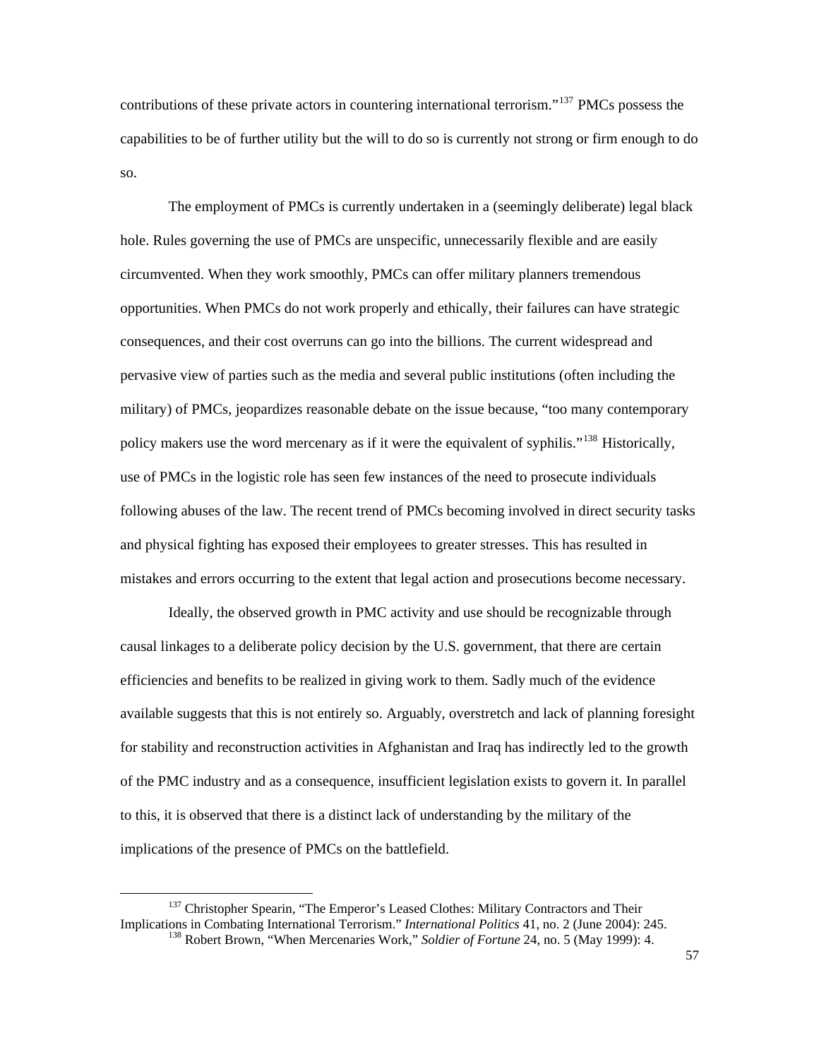contributions of these private actors in countering international terrorism."[137] PMCs possess the capabilities to be of further utility but the will to do so is currently not strong or firm enough to do so.

The employment of PMCs is currently undertaken in a (seemingly deliberate) legal black hole. Rules governing the use of PMCs are unspecific, unnecessarily flexible and are easily circumvented. When they work smoothly, PMCs can offer military planners tremendous opportunities. When PMCs do not work properly and ethically, their failures can have strategic consequences, and their cost overruns can go into the billions. The current widespread and pervasive view of parties such as the media and several public institutions (often including the military) of PMCs, jeopardizes reasonable debate on the issue because, "too many contemporary policy makers use the word mercenary as if it were the equivalent of syphilis."[138] Historically, use of PMCs in the logistic role has seen few instances of the need to prosecute individuals following abuses of the law. The recent trend of PMCs becoming involved in direct security tasks and physical fighting has exposed their employees to greater stresses. This has resulted in mistakes and errors occurring to the extent that legal action and prosecutions become necessary.

Ideally, the observed growth in PMC activity and use should be recognizable through causal linkages to a deliberate policy decision by the U.S. government, that there are certain efficiencies and benefits to be realized in giving work to them. Sadly much of the evidence available suggests that this is not entirely so. Arguably, overstretch and lack of planning foresight for stability and reconstruction activities in Afghanistan and Iraq has indirectly led to the growth of the PMC industry and as a consequence, insufficient legislation exists to govern it. In parallel to this, it is observed that there is a distinct lack of understanding by the military of the implications of the presence of PMCs on the battlefield.

---

[137] Christopher Spearin, "The Emperor's Leased Clothes: Military Contractors and Their Implications in Combating International Terrorism." *International Politics* 41, no. 2 (June 2004): 245.

[138] Robert Brown, "When Mercenaries Work," *Soldier of Fortune* 24, no. 5 (May 1999): 4.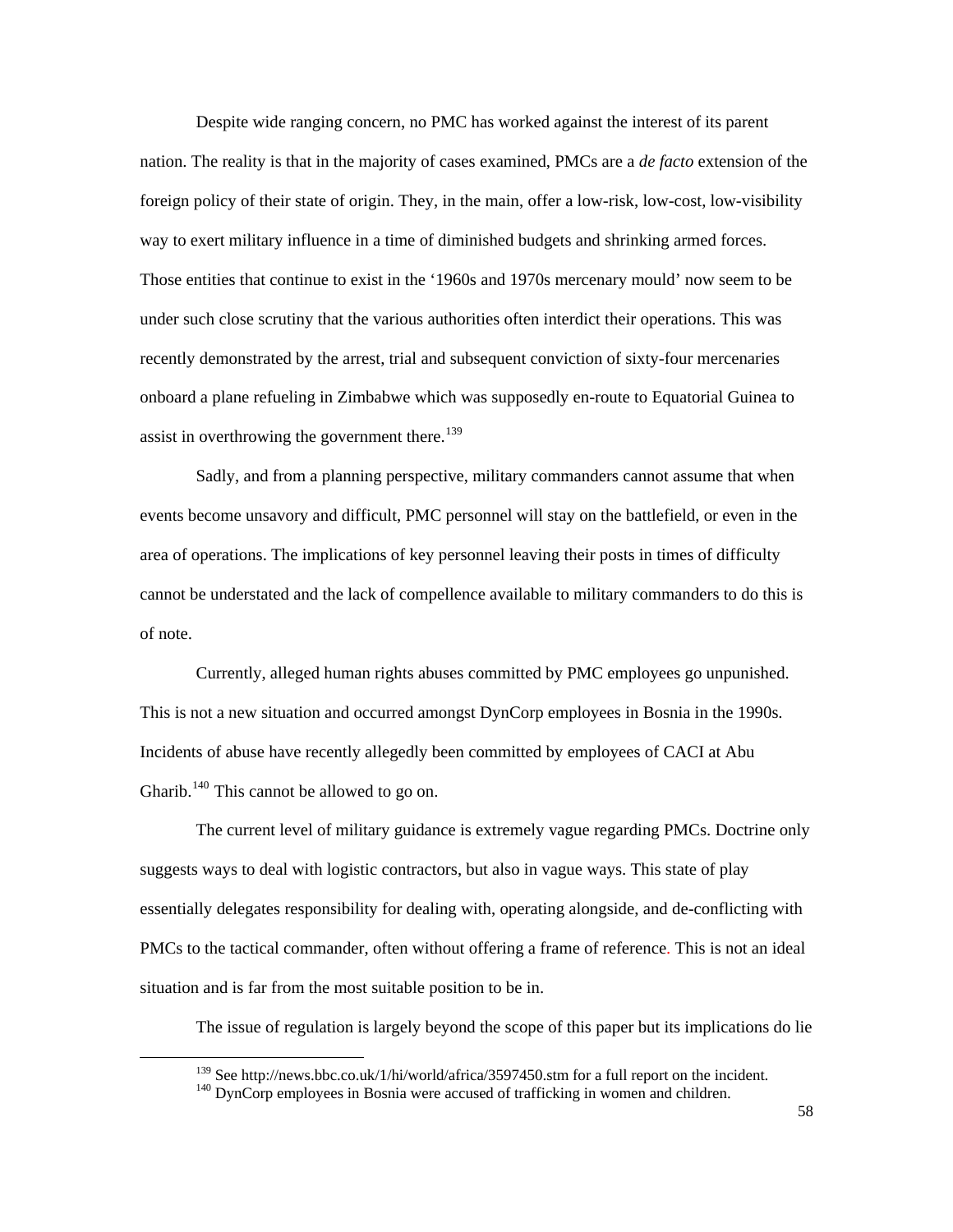Despite wide ranging concern, no PMC has worked against the interest of its parent nation. The reality is that in the majority of cases examined, PMCs are a *de facto* extension of the foreign policy of their state of origin. They, in the main, offer a low-risk, low-cost, low-visibility way to exert military influence in a time of diminished budgets and shrinking armed forces. Those entities that continue to exist in the '1960s and 1970s mercenary mould' now seem to be under such close scrutiny that the various authorities often interdict their operations. This was recently demonstrated by the arrest, trial and subsequent conviction of sixty-four mercenaries onboard a plane refueling in Zimbabwe which was supposedly en-route to Equatorial Guinea to assist in overthrowing the government there.[139]

Sadly, and from a planning perspective, military commanders cannot assume that when events become unsavory and difficult, PMC personnel will stay on the battlefield, or even in the area of operations. The implications of key personnel leaving their posts in times of difficulty cannot be understated and the lack of compellence available to military commanders to do this is of note.

Currently, alleged human rights abuses committed by PMC employees go unpunished. This is not a new situation and occurred amongst DynCorp employees in Bosnia in the 1990s. Incidents of abuse have recently allegedly been committed by employees of CACI at Abu Gharib.[140] This cannot be allowed to go on.

The current level of military guidance is extremely vague regarding PMCs. Doctrine only suggests ways to deal with logistic contractors, but also in vague ways. This state of play essentially delegates responsibility for dealing with, operating alongside, and de-conflicting with PMCs to the tactical commander, often without offering a frame of reference. This is not an ideal situation and is far from the most suitable position to be in.

The issue of regulation is largely beyond the scope of this paper but its implications do lie

---

[139] See http://news.bbc.co.uk/1/hi/world/africa/3597450.stm for a full report on the incident.

[140] DynCorp employees in Bosnia were accused of trafficking in women and children.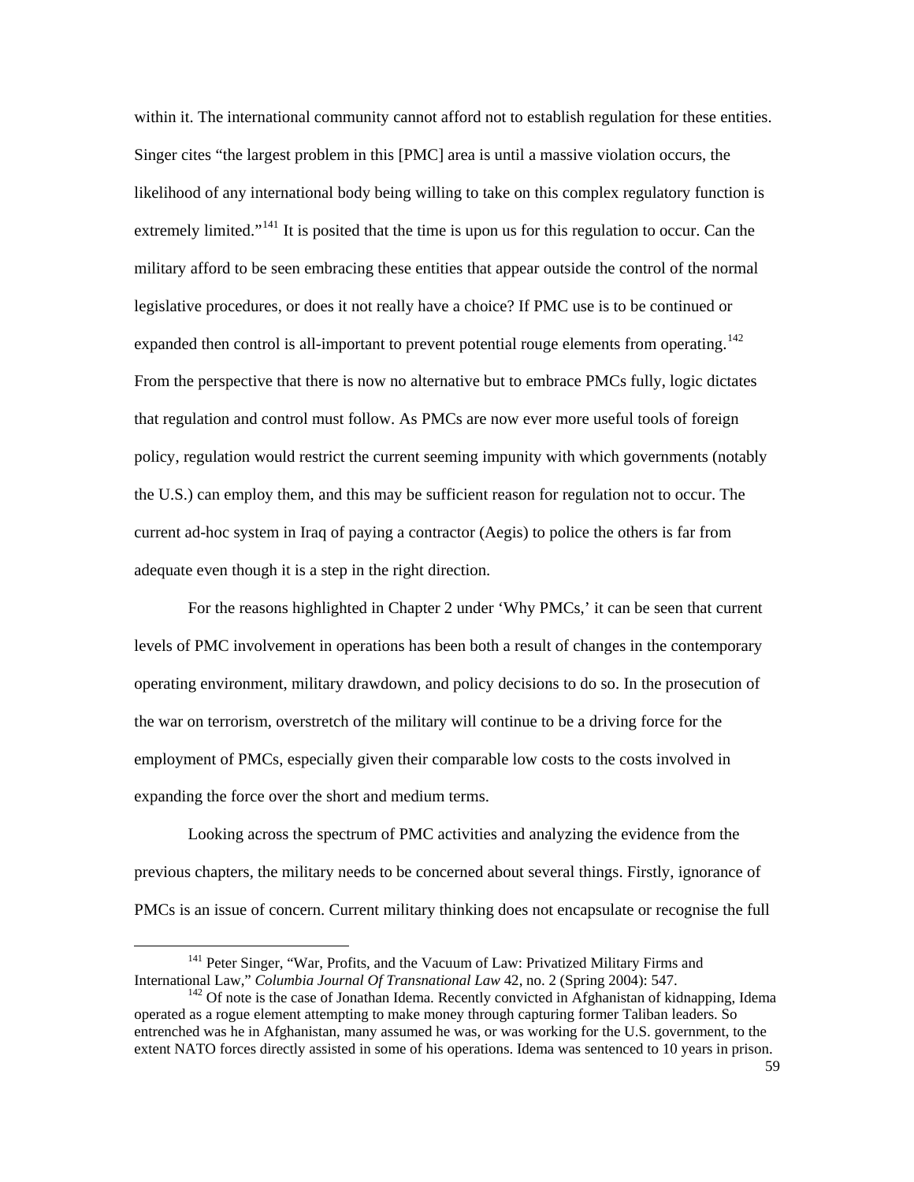within it. The international community cannot afford not to establish regulation for these entities. Singer cites "the largest problem in this [PMC] area is until a massive violation occurs, the likelihood of any international body being willing to take on this complex regulatory function is extremely limited."[141] It is posited that the time is upon us for this regulation to occur. Can the military afford to be seen embracing these entities that appear outside the control of the normal legislative procedures, or does it not really have a choice? If PMC use is to be continued or expanded then control is all-important to prevent potential rouge elements from operating.[142] From the perspective that there is now no alternative but to embrace PMCs fully, logic dictates that regulation and control must follow. As PMCs are now ever more useful tools of foreign policy, regulation would restrict the current seeming impunity with which governments (notably the U.S.) can employ them, and this may be sufficient reason for regulation not to occur. The current ad-hoc system in Iraq of paying a contractor (Aegis) to police the others is far from adequate even though it is a step in the right direction.

For the reasons highlighted in Chapter 2 under 'Why PMCs,' it can be seen that current levels of PMC involvement in operations has been both a result of changes in the contemporary operating environment, military drawdown, and policy decisions to do so. In the prosecution of the war on terrorism, overstretch of the military will continue to be a driving force for the employment of PMCs, especially given their comparable low costs to the costs involved in expanding the force over the short and medium terms.

Looking across the spectrum of PMC activities and analyzing the evidence from the previous chapters, the military needs to be concerned about several things. Firstly, ignorance of PMCs is an issue of concern. Current military thinking does not encapsulate or recognise the full

[141] Peter Singer, "War, Profits, and the Vacuum of Law: Privatized Military Firms and International Law," *Columbia Journal Of Transnational Law* 42, no. 2 (Spring 2004): 547.

[142] Of note is the case of Jonathan Idema. Recently convicted in Afghanistan of kidnapping, Idema operated as a rogue element attempting to make money through capturing former Taliban leaders. So entrenched was he in Afghanistan, many assumed he was, or was working for the U.S. government, to the extent NATO forces directly assisted in some of his operations. Idema was sentenced to 10 years in prison.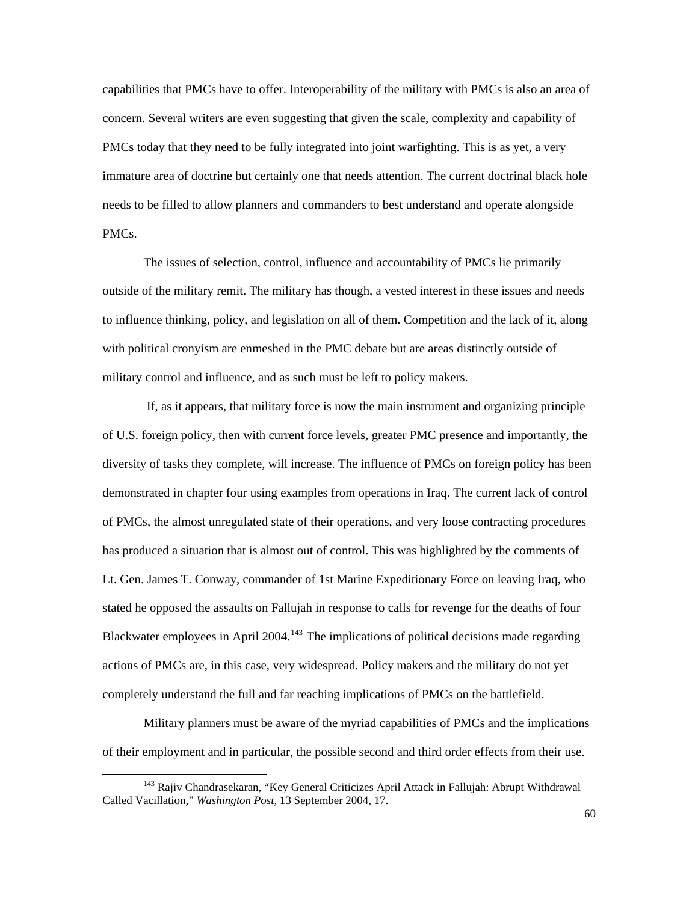capabilities that PMCs have to offer. Interoperability of the military with PMCs is also an area of concern. Several writers are even suggesting that given the scale, complexity and capability of PMCs today that they need to be fully integrated into joint warfighting. This is as yet, a very immature area of doctrine but certainly one that needs attention. The current doctrinal black hole needs to be filled to allow planners and commanders to best understand and operate alongside PMCs.

The issues of selection, control, influence and accountability of PMCs lie primarily outside of the military remit. The military has though, a vested interest in these issues and needs to influence thinking, policy, and legislation on all of them. Competition and the lack of it, along with political cronyism are enmeshed in the PMC debate but are areas distinctly outside of military control and influence, and as such must be left to policy makers.

If, as it appears, that military force is now the main instrument and organizing principle of U.S. foreign policy, then with current force levels, greater PMC presence and importantly, the diversity of tasks they complete, will increase. The influence of PMCs on foreign policy has been demonstrated in chapter four using examples from operations in Iraq. The current lack of control of PMCs, the almost unregulated state of their operations, and very loose contracting procedures has produced a situation that is almost out of control. This was highlighted by the comments of Lt. Gen. James T. Conway, commander of 1st Marine Expeditionary Force on leaving Iraq, who stated he opposed the assaults on Fallujah in response to calls for revenge for the deaths of four Blackwater employees in April 2004.[143] The implications of political decisions made regarding actions of PMCs are, in this case, very widespread. Policy makers and the military do not yet completely understand the full and far reaching implications of PMCs on the battlefield.

Military planners must be aware of the myriad capabilities of PMCs and the implications of their employment and in particular, the possible second and third order effects from their use.

[143] Rajiv Chandrasekaran, "Key General Criticizes April Attack in Fallujah: Abrupt Withdrawal Called Vacillation," *Washington Post*, 13 September 2004, 17.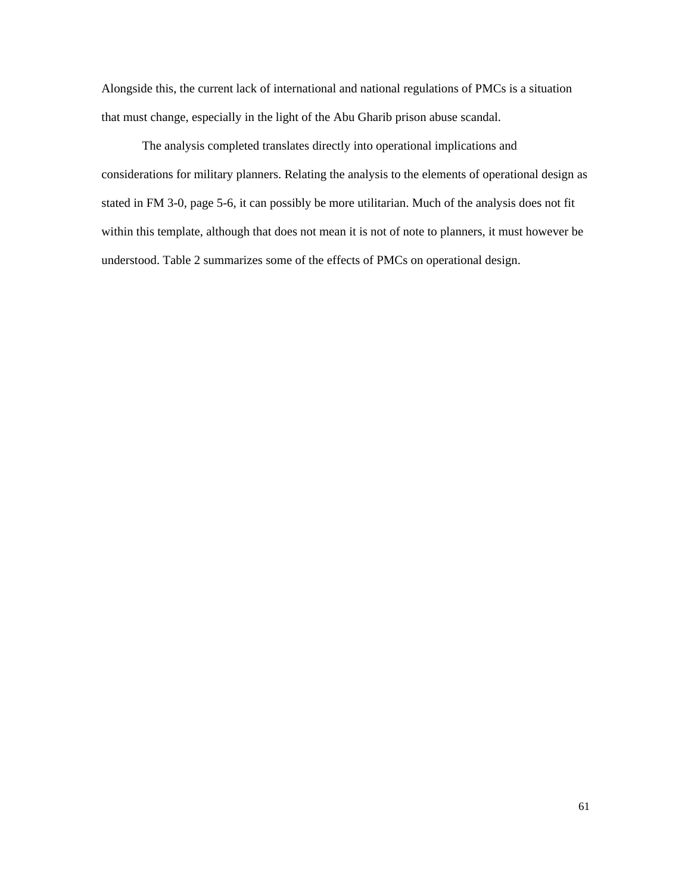Alongside this, the current lack of international and national regulations of PMCs is a situation that must change, especially in the light of the Abu Gharib prison abuse scandal.

The analysis completed translates directly into operational implications and considerations for military planners. Relating the analysis to the elements of operational design as stated in FM 3-0, page 5-6, it can possibly be more utilitarian. Much of the analysis does not fit within this template, although that does not mean it is not of note to planners, it must however be understood. Table 2 summarizes some of the effects of PMCs on operational design.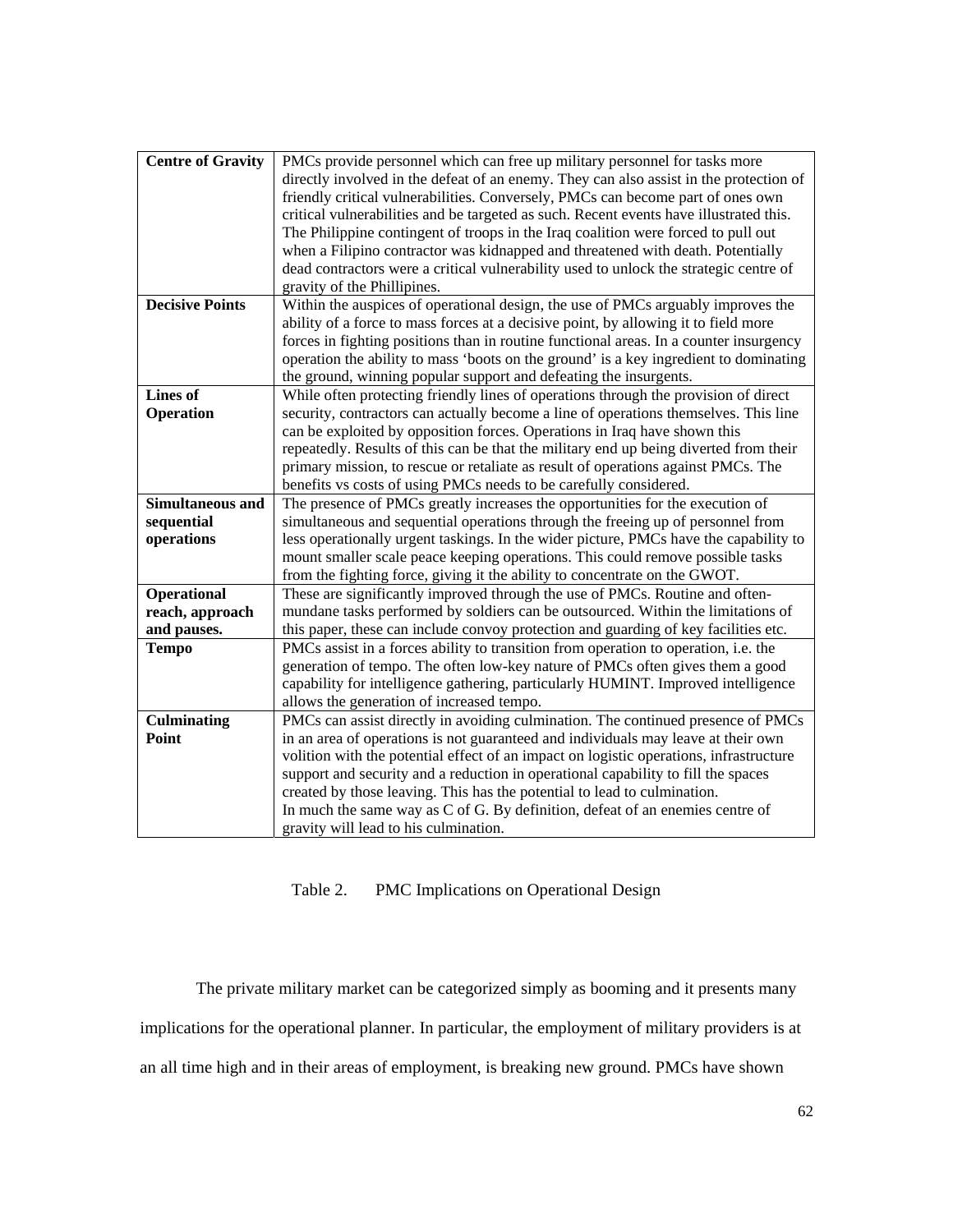| | |
|---|---|
| **Centre of Gravity** | PMCs provide personnel which can free up military personnel for tasks more directly involved in the defeat of an enemy. They can also assist in the protection of friendly critical vulnerabilities. Conversely, PMCs can become part of ones own critical vulnerabilities and be targeted as such. Recent events have illustrated this. The Philippine contingent of troops in the Iraq coalition were forced to pull out when a Filipino contractor was kidnapped and threatened with death. Potentially dead contractors were a critical vulnerability used to unlock the strategic centre of gravity of the Phillipines. |
| **Decisive Points** | Within the auspices of operational design, the use of PMCs arguably improves the ability of a force to mass forces at a decisive point, by allowing it to field more forces in fighting positions than in routine functional areas. In a counter insurgency operation the ability to mass 'boots on the ground' is a key ingredient to dominating the ground, winning popular support and defeating the insurgents. |
| **Lines of Operation** | While often protecting friendly lines of operations through the provision of direct security, contractors can actually become a line of operations themselves. This line can be exploited by opposition forces. Operations in Iraq have shown this repeatedly. Results of this can be that the military end up being diverted from their primary mission, to rescue or retaliate as result of operations against PMCs. The benefits vs costs of using PMCs needs to be carefully considered. |
| **Simultaneous and sequential operations** | The presence of PMCs greatly increases the opportunities for the execution of simultaneous and sequential operations through the freeing up of personnel from less operationally urgent taskings. In the wider picture, PMCs have the capability to mount smaller scale peace keeping operations. This could remove possible tasks from the fighting force, giving it the ability to concentrate on the GWOT. |
| **Operational reach, approach and pauses.** | These are significantly improved through the use of PMCs. Routine and often-mundane tasks performed by soldiers can be outsourced. Within the limitations of this paper, these can include convoy protection and guarding of key facilities etc. |
| **Tempo** | PMCs assist in a forces ability to transition from operation to operation, i.e. the generation of tempo. The often low-key nature of PMCs often gives them a good capability for intelligence gathering, particularly HUMINT. Improved intelligence allows the generation of increased tempo. |
| **Culminating Point** | PMCs can assist directly in avoiding culmination. The continued presence of PMCs in an area of operations is not guaranteed and individuals may leave at their own volition with the potential effect of an impact on logistic operations, infrastructure support and security and a reduction in operational capability to fill the spaces created by those leaving. This has the potential to lead to culmination. In much the same way as C of G. By definition, defeat of an enemies centre of gravity will lead to his culmination. |

Table 2. PMC Implications on Operational Design

The private military market can be categorized simply as booming and it presents many implications for the operational planner. In particular, the employment of military providers is at an all time high and in their areas of employment, is breaking new ground. PMCs have shown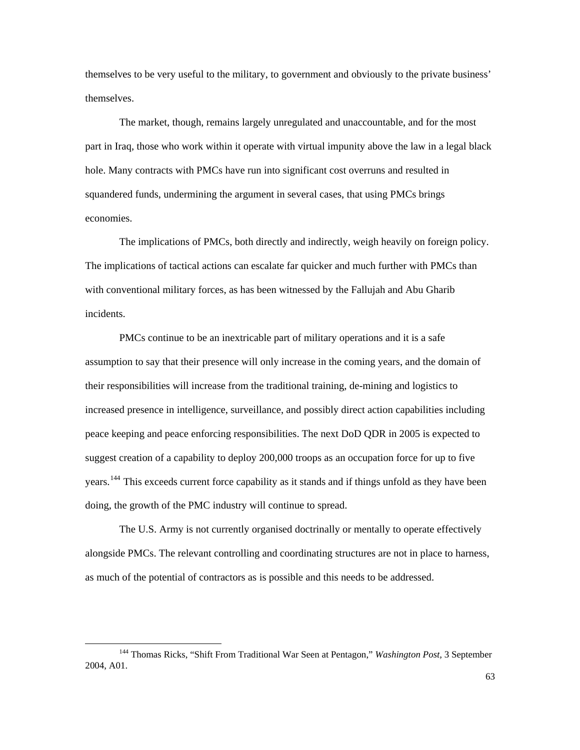themselves to be very useful to the military, to government and obviously to the private business' themselves.

The market, though, remains largely unregulated and unaccountable, and for the most part in Iraq, those who work within it operate with virtual impunity above the law in a legal black hole. Many contracts with PMCs have run into significant cost overruns and resulted in squandered funds, undermining the argument in several cases, that using PMCs brings economies.

The implications of PMCs, both directly and indirectly, weigh heavily on foreign policy. The implications of tactical actions can escalate far quicker and much further with PMCs than with conventional military forces, as has been witnessed by the Fallujah and Abu Gharib incidents.

PMCs continue to be an inextricable part of military operations and it is a safe assumption to say that their presence will only increase in the coming years, and the domain of their responsibilities will increase from the traditional training, de-mining and logistics to increased presence in intelligence, surveillance, and possibly direct action capabilities including peace keeping and peace enforcing responsibilities. The next DoD QDR in 2005 is expected to suggest creation of a capability to deploy 200,000 troops as an occupation force for up to five years.[144] This exceeds current force capability as it stands and if things unfold as they have been doing, the growth of the PMC industry will continue to spread.

The U.S. Army is not currently organised doctrinally or mentally to operate effectively alongside PMCs. The relevant controlling and coordinating structures are not in place to harness, as much of the potential of contractors as is possible and this needs to be addressed.

---

[144] Thomas Ricks, "Shift From Traditional War Seen at Pentagon," *Washington Post,* 3 September 2004, A01.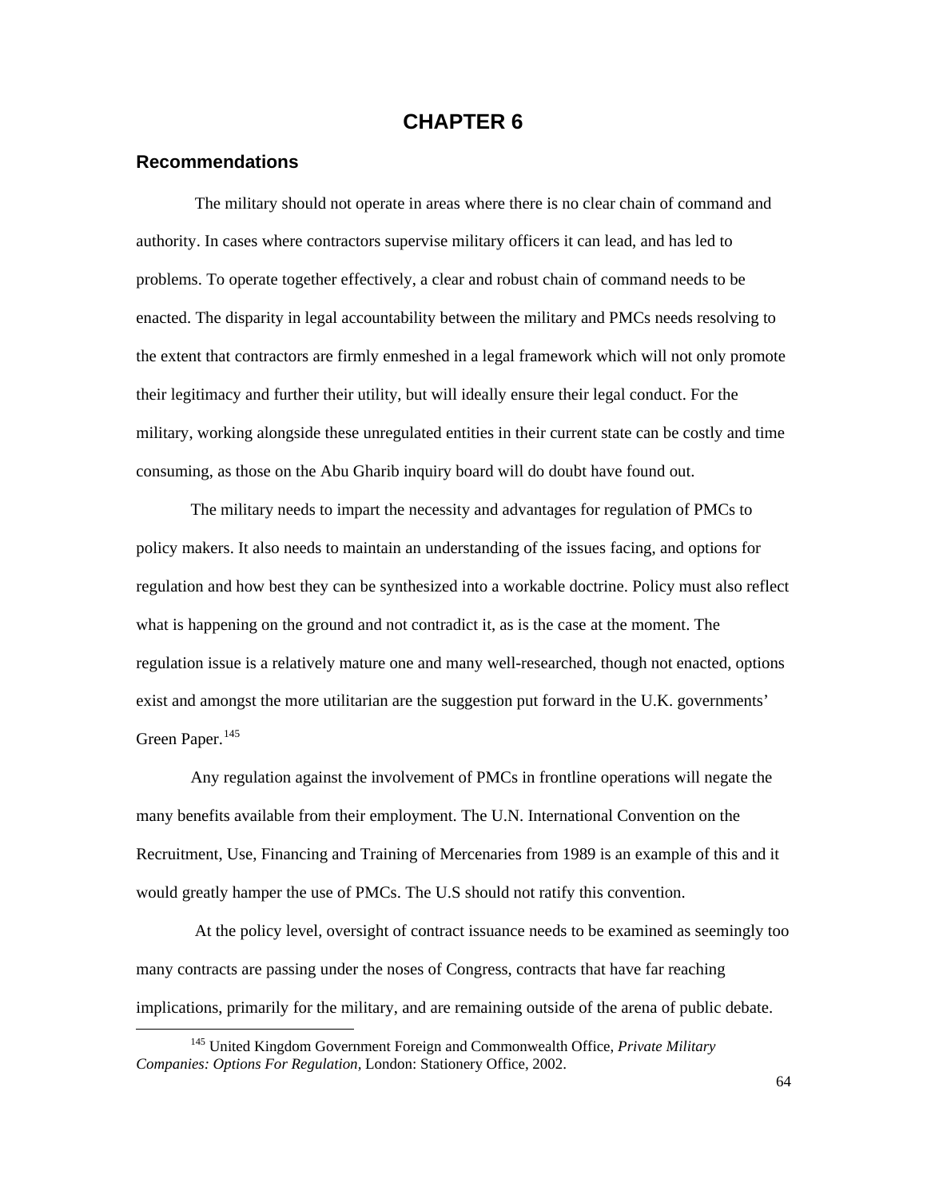# CHAPTER 6

## Recommendations

The military should not operate in areas where there is no clear chain of command and authority. In cases where contractors supervise military officers it can lead, and has led to problems. To operate together effectively, a clear and robust chain of command needs to be enacted. The disparity in legal accountability between the military and PMCs needs resolving to the extent that contractors are firmly enmeshed in a legal framework which will not only promote their legitimacy and further their utility, but will ideally ensure their legal conduct. For the military, working alongside these unregulated entities in their current state can be costly and time consuming, as those on the Abu Gharib inquiry board will do doubt have found out.

The military needs to impart the necessity and advantages for regulation of PMCs to policy makers. It also needs to maintain an understanding of the issues facing, and options for regulation and how best they can be synthesized into a workable doctrine. Policy must also reflect what is happening on the ground and not contradict it, as is the case at the moment. The regulation issue is a relatively mature one and many well-researched, though not enacted, options exist and amongst the more utilitarian are the suggestion put forward in the U.K. governments' Green Paper.[145]

Any regulation against the involvement of PMCs in frontline operations will negate the many benefits available from their employment. The U.N. International Convention on the Recruitment, Use, Financing and Training of Mercenaries from 1989 is an example of this and it would greatly hamper the use of PMCs. The U.S should not ratify this convention.

At the policy level, oversight of contract issuance needs to be examined as seemingly too many contracts are passing under the noses of Congress, contracts that have far reaching implications, primarily for the military, and are remaining outside of the arena of public debate.

---

[145] United Kingdom Government Foreign and Commonwealth Office, *Private Military Companies: Options For Regulation,* London: Stationery Office, 2002.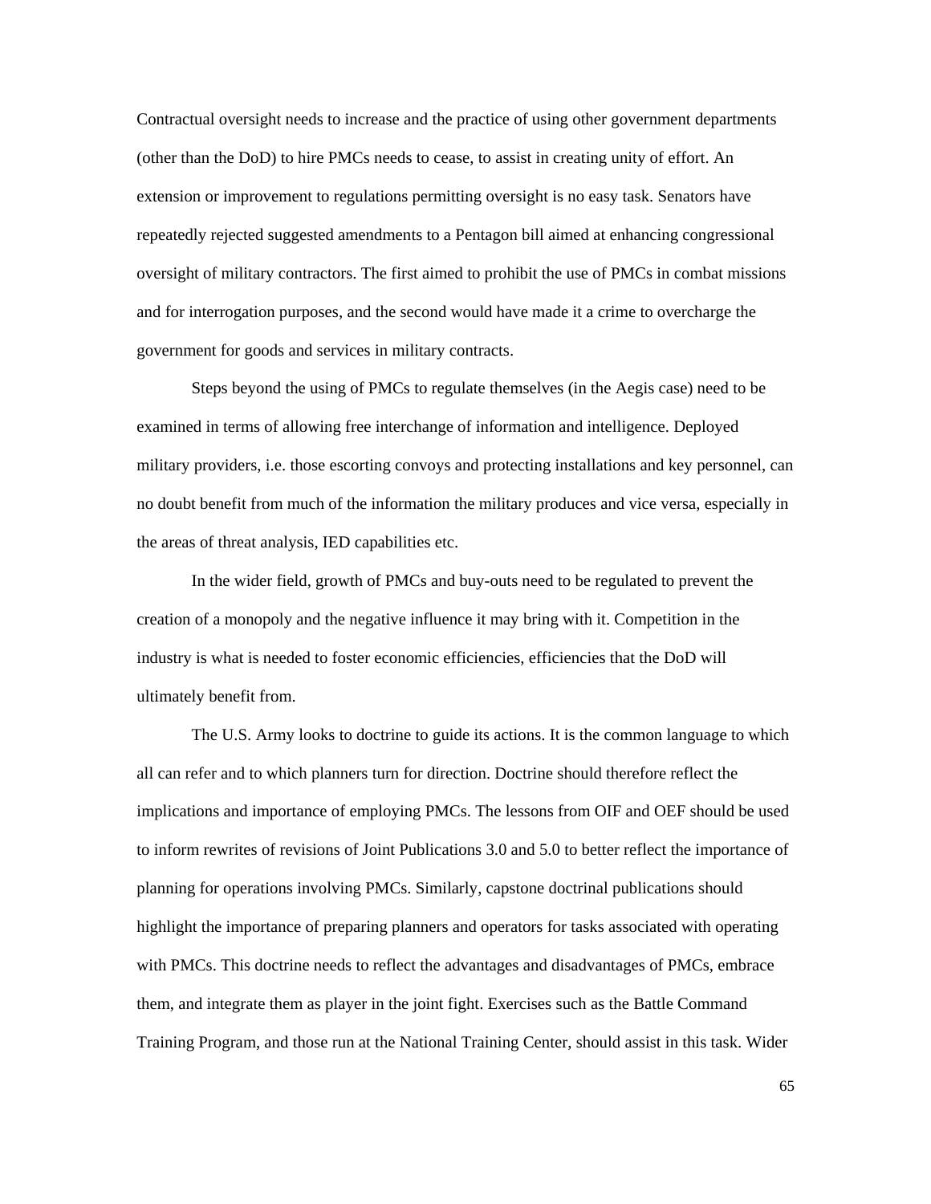Contractual oversight needs to increase and the practice of using other government departments (other than the DoD) to hire PMCs needs to cease, to assist in creating unity of effort. An extension or improvement to regulations permitting oversight is no easy task. Senators have repeatedly rejected suggested amendments to a Pentagon bill aimed at enhancing congressional oversight of military contractors. The first aimed to prohibit the use of PMCs in combat missions and for interrogation purposes, and the second would have made it a crime to overcharge the government for goods and services in military contracts.

Steps beyond the using of PMCs to regulate themselves (in the Aegis case) need to be examined in terms of allowing free interchange of information and intelligence. Deployed military providers, i.e. those escorting convoys and protecting installations and key personnel, can no doubt benefit from much of the information the military produces and vice versa, especially in the areas of threat analysis, IED capabilities etc.

In the wider field, growth of PMCs and buy-outs need to be regulated to prevent the creation of a monopoly and the negative influence it may bring with it. Competition in the industry is what is needed to foster economic efficiencies, efficiencies that the DoD will ultimately benefit from.

The U.S. Army looks to doctrine to guide its actions. It is the common language to which all can refer and to which planners turn for direction. Doctrine should therefore reflect the implications and importance of employing PMCs. The lessons from OIF and OEF should be used to inform rewrites of revisions of Joint Publications 3.0 and 5.0 to better reflect the importance of planning for operations involving PMCs. Similarly, capstone doctrinal publications should highlight the importance of preparing planners and operators for tasks associated with operating with PMCs. This doctrine needs to reflect the advantages and disadvantages of PMCs, embrace them, and integrate them as player in the joint fight. Exercises such as the Battle Command Training Program, and those run at the National Training Center, should assist in this task. Wider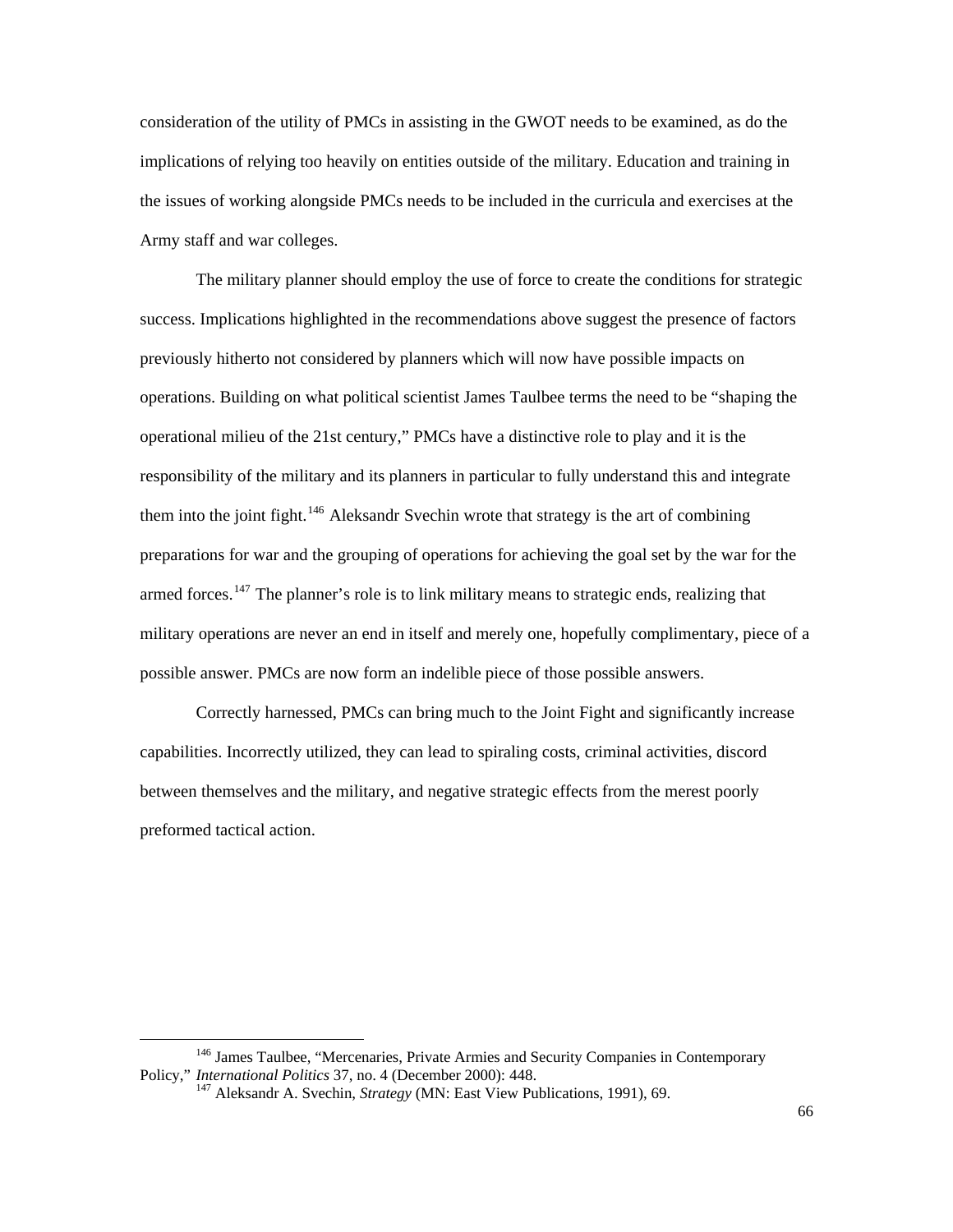consideration of the utility of PMCs in assisting in the GWOT needs to be examined, as do the implications of relying too heavily on entities outside of the military. Education and training in the issues of working alongside PMCs needs to be included in the curricula and exercises at the Army staff and war colleges.

The military planner should employ the use of force to create the conditions for strategic success. Implications highlighted in the recommendations above suggest the presence of factors previously hitherto not considered by planners which will now have possible impacts on operations. Building on what political scientist James Taulbee terms the need to be "shaping the operational milieu of the 21st century," PMCs have a distinctive role to play and it is the responsibility of the military and its planners in particular to fully understand this and integrate them into the joint fight.[146] Aleksandr Svechin wrote that strategy is the art of combining preparations for war and the grouping of operations for achieving the goal set by the war for the armed forces.[147] The planner's role is to link military means to strategic ends, realizing that military operations are never an end in itself and merely one, hopefully complimentary, piece of a possible answer. PMCs are now form an indelible piece of those possible answers.

Correctly harnessed, PMCs can bring much to the Joint Fight and significantly increase capabilities. Incorrectly utilized, they can lead to spiraling costs, criminal activities, discord between themselves and the military, and negative strategic effects from the merest poorly preformed tactical action.

---

[146] James Taulbee, "Mercenaries, Private Armies and Security Companies in Contemporary Policy," *International Politics* 37, no. 4 (December 2000): 448.

[147] Aleksandr A. Svechin, *Strategy* (MN: East View Publications, 1991), 69.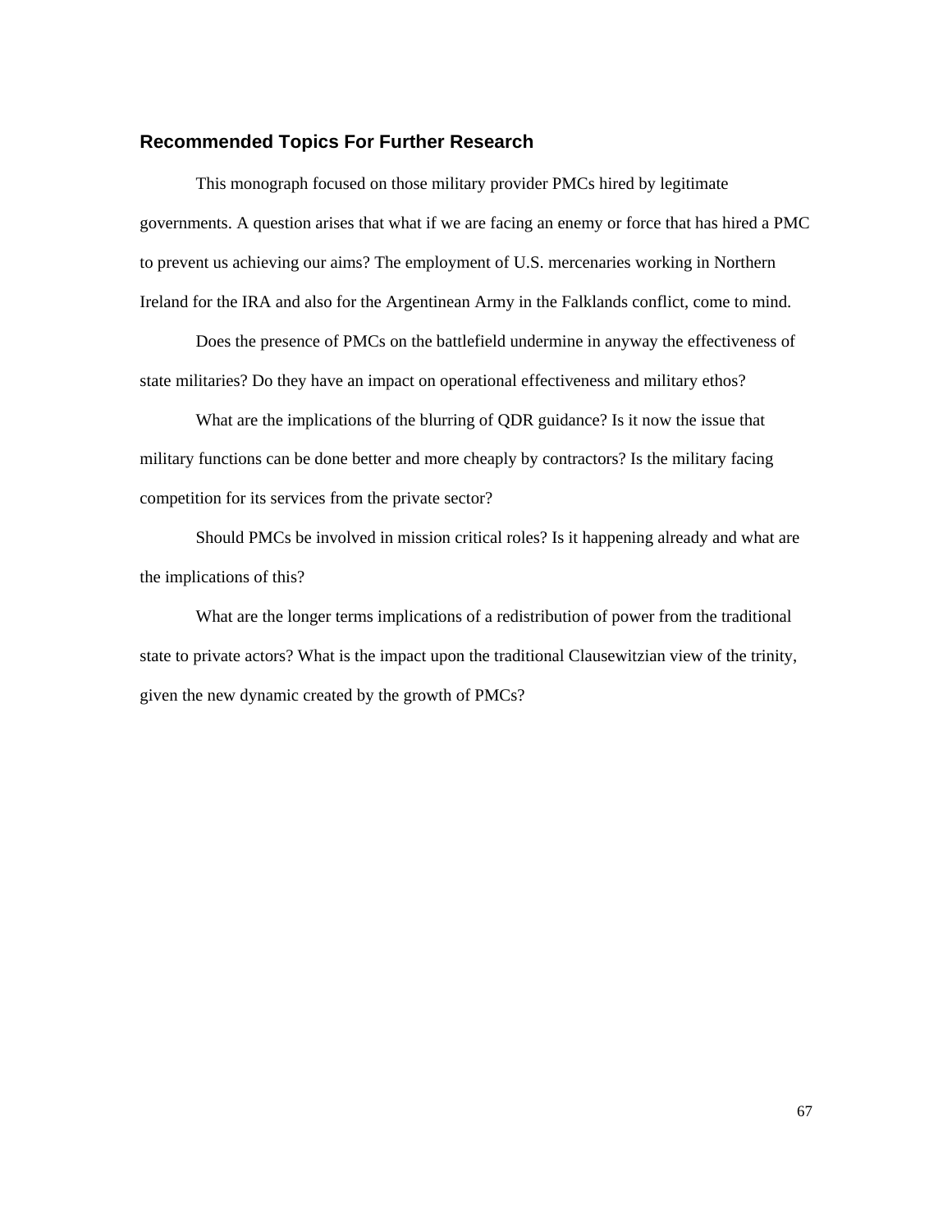## Recommended Topics For Further Research

This monograph focused on those military provider PMCs hired by legitimate governments. A question arises that what if we are facing an enemy or force that has hired a PMC to prevent us achieving our aims? The employment of U.S. mercenaries working in Northern Ireland for the IRA and also for the Argentinean Army in the Falklands conflict, come to mind.

Does the presence of PMCs on the battlefield undermine in anyway the effectiveness of state militaries? Do they have an impact on operational effectiveness and military ethos?

What are the implications of the blurring of QDR guidance? Is it now the issue that military functions can be done better and more cheaply by contractors? Is the military facing competition for its services from the private sector?

Should PMCs be involved in mission critical roles? Is it happening already and what are the implications of this?

What are the longer terms implications of a redistribution of power from the traditional state to private actors? What is the impact upon the traditional Clausewitzian view of the trinity, given the new dynamic created by the growth of PMCs?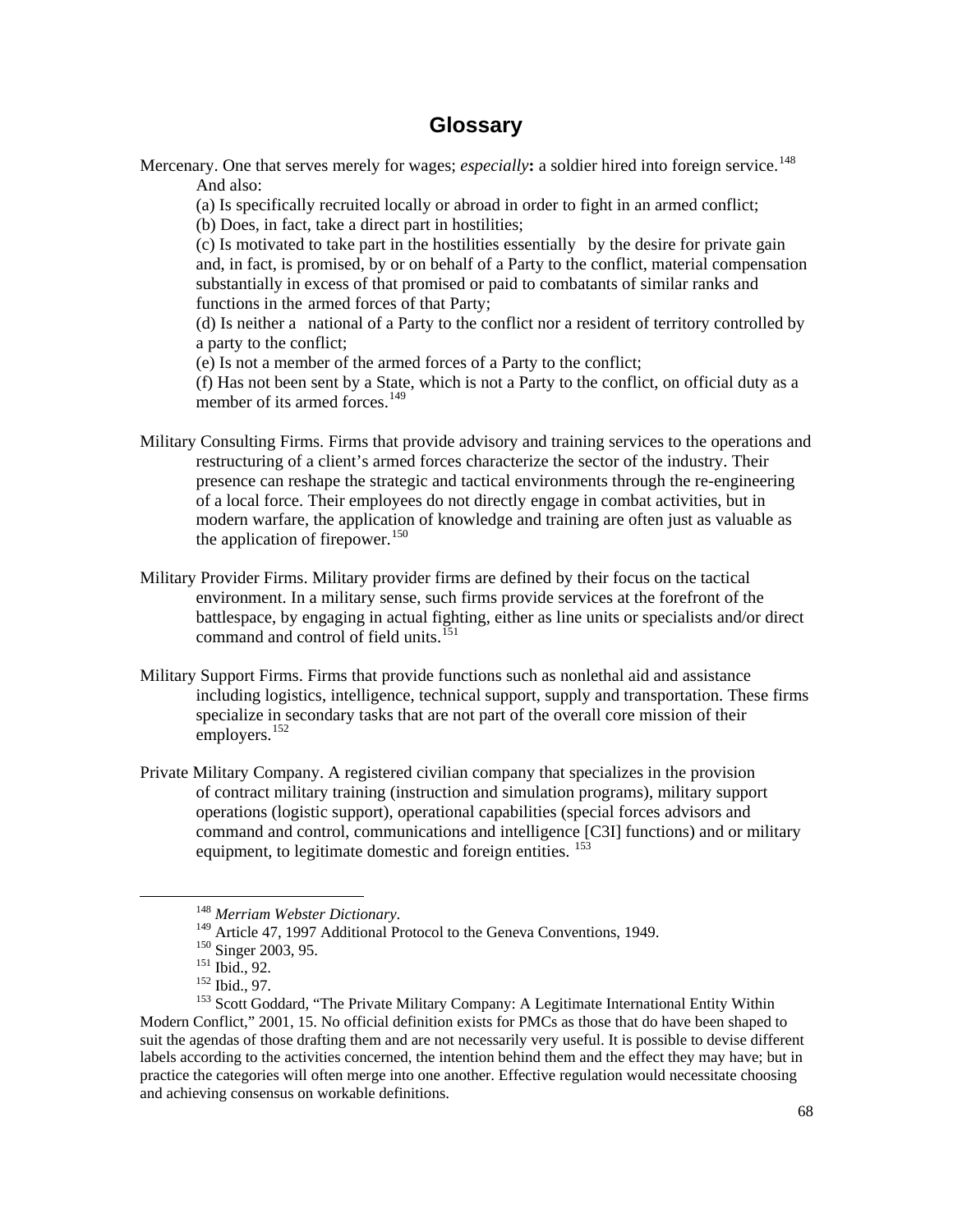# Glossary

Mercenary. One that serves merely for wages; *especially***:** a soldier hired into foreign service.[148] And also:

(a) Is specifically recruited locally or abroad in order to fight in an armed conflict;

(b) Does, in fact, take a direct part in hostilities;

(c) Is motivated to take part in the hostilities essentially by the desire for private gain and, in fact, is promised, by or on behalf of a Party to the conflict, material compensation substantially in excess of that promised or paid to combatants of similar ranks and functions in the armed forces of that Party;

(d) Is neither a national of a Party to the conflict nor a resident of territory controlled by a party to the conflict;

(e) Is not a member of the armed forces of a Party to the conflict;

(f) Has not been sent by a State, which is not a Party to the conflict, on official duty as a member of its armed forces.[149]

Military Consulting Firms. Firms that provide advisory and training services to the operations and restructuring of a client's armed forces characterize the sector of the industry. Their presence can reshape the strategic and tactical environments through the re-engineering of a local force. Their employees do not directly engage in combat activities, but in modern warfare, the application of knowledge and training are often just as valuable as the application of firepower.[150]

Military Provider Firms. Military provider firms are defined by their focus on the tactical environment. In a military sense, such firms provide services at the forefront of the battlespace, by engaging in actual fighting, either as line units or specialists and/or direct command and control of field units.[151]

Military Support Firms. Firms that provide functions such as nonlethal aid and assistance including logistics, intelligence, technical support, supply and transportation. These firms specialize in secondary tasks that are not part of the overall core mission of their employers.[152]

Private Military Company. A registered civilian company that specializes in the provision of contract military training (instruction and simulation programs), military support operations (logistic support), operational capabilities (special forces advisors and command and control, communications and intelligence [C3I] functions) and or military equipment, to legitimate domestic and foreign entities. [153]

---

[148] *Merriam Webster Dictionary*.

[149] Article 47, 1997 Additional Protocol to the Geneva Conventions, 1949.

[150] Singer 2003, 95.

[151] Ibid., 92.

[152] Ibid., 97.

[153] Scott Goddard, "The Private Military Company: A Legitimate International Entity Within Modern Conflict," 2001, 15. No official definition exists for PMCs as those that do have been shaped to suit the agendas of those drafting them and are not necessarily very useful. It is possible to devise different labels according to the activities concerned, the intention behind them and the effect they may have; but in practice the categories will often merge into one another. Effective regulation would necessitate choosing and achieving consensus on workable definitions.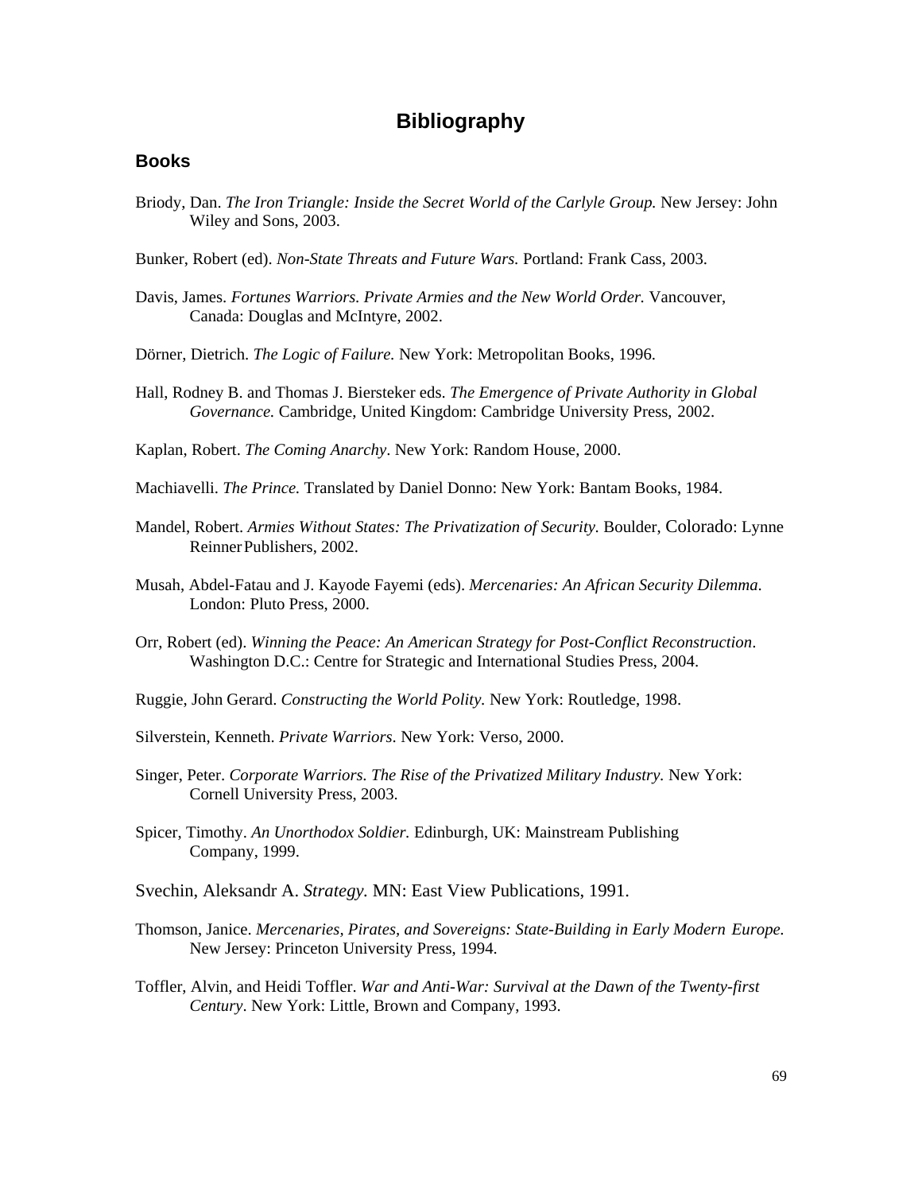# Bibliography

## Books

Briody, Dan. *The Iron Triangle: Inside the Secret World of the Carlyle Group.* New Jersey: John Wiley and Sons, 2003.

Bunker, Robert (ed). *Non-State Threats and Future Wars.* Portland: Frank Cass, 2003.

Davis, James. *Fortunes Warriors. Private Armies and the New World Order.* Vancouver, Canada: Douglas and McIntyre, 2002.

Dörner, Dietrich. *The Logic of Failure.* New York: Metropolitan Books, 1996.

Hall, Rodney B. and Thomas J. Biersteker eds. *The Emergence of Private Authority in Global Governance.* Cambridge, United Kingdom: Cambridge University Press, 2002.

Kaplan, Robert. *The Coming Anarchy*. New York: Random House, 2000.

Machiavelli. *The Prince.* Translated by Daniel Donno: New York: Bantam Books, 1984.

Mandel, Robert. *Armies Without States: The Privatization of Security.* Boulder, Colorado: Lynne Reinner Publishers, 2002.

Musah, Abdel-Fatau and J. Kayode Fayemi (eds). *Mercenaries: An African Security Dilemma*. London: Pluto Press, 2000.

Orr, Robert (ed). *Winning the Peace: An American Strategy for Post-Conflict Reconstruction*. Washington D.C.: Centre for Strategic and International Studies Press, 2004.

Ruggie, John Gerard. *Constructing the World Polity.* New York: Routledge, 1998.

Silverstein, Kenneth. *Private Warriors.* New York: Verso, 2000.

Singer, Peter. *Corporate Warriors. The Rise of the Privatized Military Industry.* New York: Cornell University Press, 2003.

Spicer, Timothy. *An Unorthodox Soldier.* Edinburgh, UK: Mainstream Publishing Company, 1999.

Svechin, Aleksandr A. *Strategy.* MN: East View Publications, 1991.

Thomson, Janice. *Mercenaries, Pirates, and Sovereigns: State-Building in Early Modern Europe.* New Jersey: Princeton University Press, 1994.

Toffler, Alvin, and Heidi Toffler. *War and Anti-War: Survival at the Dawn of the Twenty-first Century*. New York: Little, Brown and Company, 1993.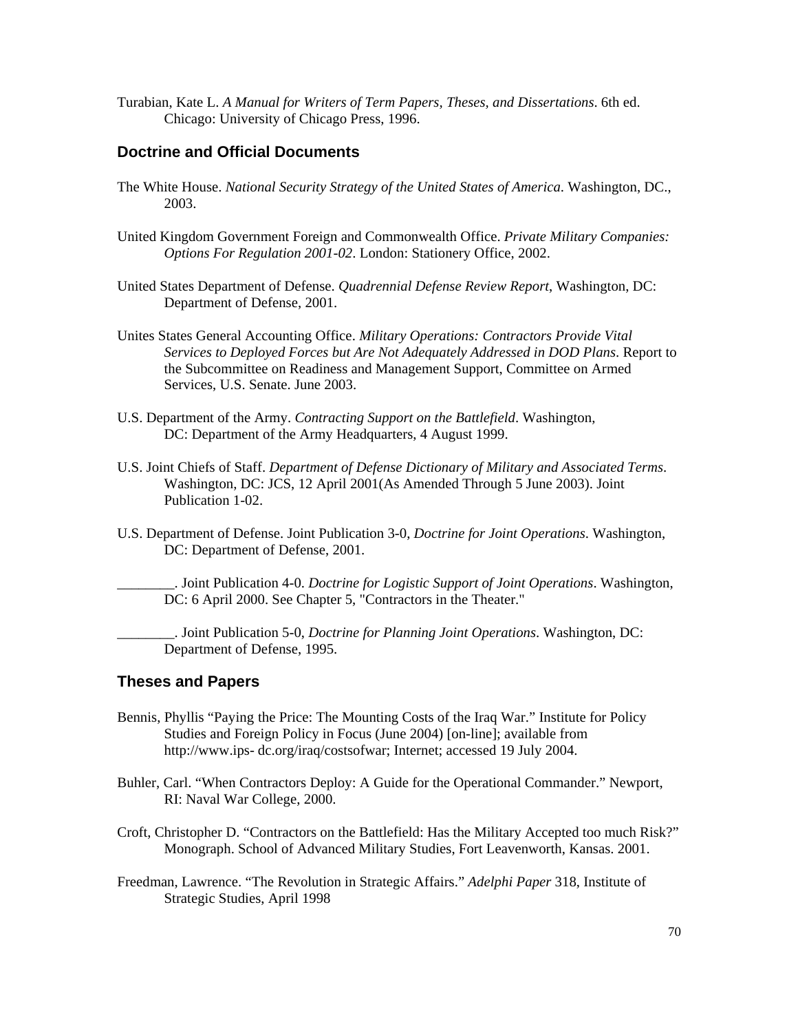Turabian, Kate L. *A Manual for Writers of Term Papers, Theses, and Dissertations*. 6th ed. Chicago: University of Chicago Press, 1996.

## Doctrine and Official Documents

The White House. *National Security Strategy of the United States of America*. Washington, DC., 2003.

United Kingdom Government Foreign and Commonwealth Office. *Private Military Companies: Options For Regulation 2001-02*. London: Stationery Office, 2002.

United States Department of Defense. *Quadrennial Defense Review Report*, Washington, DC: Department of Defense, 2001.

Unites States General Accounting Office. *Military Operations: Contractors Provide Vital Services to Deployed Forces but Are Not Adequately Addressed in DOD Plans*. Report to the Subcommittee on Readiness and Management Support, Committee on Armed Services, U.S. Senate. June 2003.

U.S. Department of the Army. *Contracting Support on the Battlefield*. Washington, DC: Department of the Army Headquarters, 4 August 1999.

U.S. Joint Chiefs of Staff. *Department of Defense Dictionary of Military and Associated Terms*. Washington, DC: JCS, 12 April 2001(As Amended Through 5 June 2003). Joint Publication 1-02.

U.S. Department of Defense. Joint Publication 3-0, *Doctrine for Joint Operations*. Washington, DC: Department of Defense, 2001.

________. Joint Publication 4-0. *Doctrine for Logistic Support of Joint Operations*. Washington, DC: 6 April 2000. See Chapter 5, "Contractors in the Theater."

________. Joint Publication 5-0, *Doctrine for Planning Joint Operations*. Washington, DC: Department of Defense, 1995.

## Theses and Papers

Bennis, Phyllis "Paying the Price: The Mounting Costs of the Iraq War." Institute for Policy Studies and Foreign Policy in Focus (June 2004) [on-line]; available from http://www.ips- dc.org/iraq/costsofwar; Internet; accessed 19 July 2004.

Buhler, Carl. "When Contractors Deploy: A Guide for the Operational Commander." Newport, RI: Naval War College, 2000.

Croft, Christopher D. "Contractors on the Battlefield: Has the Military Accepted too much Risk?" Monograph. School of Advanced Military Studies, Fort Leavenworth, Kansas. 2001.

Freedman, Lawrence. "The Revolution in Strategic Affairs." *Adelphi Paper* 318, Institute of Strategic Studies, April 1998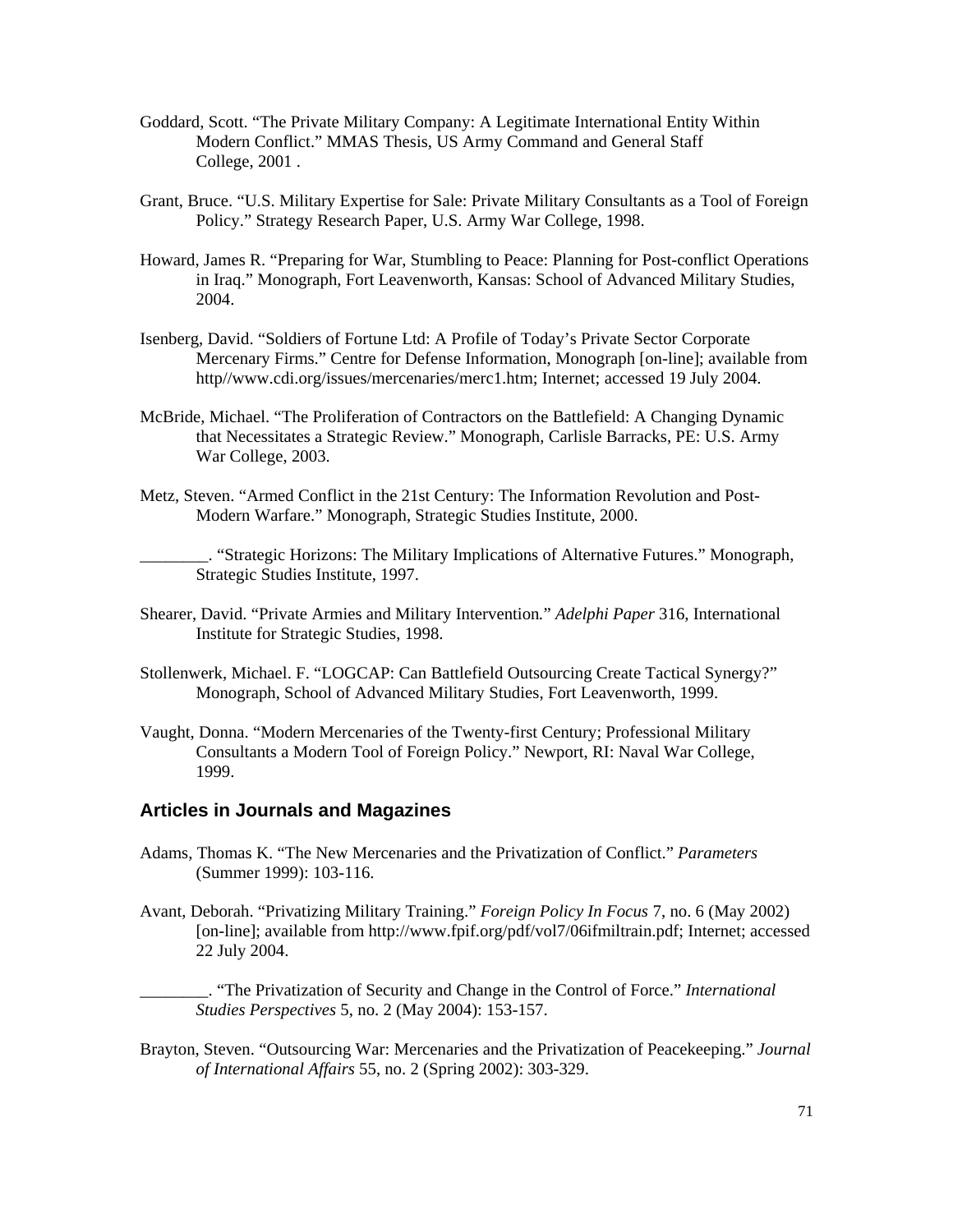Goddard, Scott. "The Private Military Company: A Legitimate International Entity Within Modern Conflict." MMAS Thesis, US Army Command and General Staff College, 2001 .

Grant, Bruce. "U.S. Military Expertise for Sale: Private Military Consultants as a Tool of Foreign Policy." Strategy Research Paper, U.S. Army War College, 1998.

Howard, James R. "Preparing for War, Stumbling to Peace: Planning for Post-conflict Operations in Iraq." Monograph, Fort Leavenworth, Kansas: School of Advanced Military Studies, 2004.

Isenberg, David. "Soldiers of Fortune Ltd: A Profile of Today's Private Sector Corporate Mercenary Firms." Centre for Defense Information, Monograph [on-line]; available from http//www.cdi.org/issues/mercenaries/merc1.htm; Internet; accessed 19 July 2004.

McBride, Michael. "The Proliferation of Contractors on the Battlefield: A Changing Dynamic that Necessitates a Strategic Review." Monograph, Carlisle Barracks, PE: U.S. Army War College, 2003.

Metz, Steven. "Armed Conflict in the 21st Century: The Information Revolution and Post-Modern Warfare." Monograph, Strategic Studies Institute, 2000.

________. "Strategic Horizons: The Military Implications of Alternative Futures." Monograph, Strategic Studies Institute, 1997.

Shearer, David. "Private Armies and Military Intervention." *Adelphi Paper* 316, International Institute for Strategic Studies, 1998.

Stollenwerk, Michael. F. "LOGCAP: Can Battlefield Outsourcing Create Tactical Synergy?" Monograph, School of Advanced Military Studies, Fort Leavenworth, 1999.

Vaught, Donna. "Modern Mercenaries of the Twenty-first Century; Professional Military Consultants a Modern Tool of Foreign Policy." Newport, RI: Naval War College, 1999.

## Articles in Journals and Magazines

Adams, Thomas K. "The New Mercenaries and the Privatization of Conflict." *Parameters* (Summer 1999): 103-116.

Avant, Deborah. "Privatizing Military Training." *Foreign Policy In Focus* 7, no. 6 (May 2002) [on-line]; available from http://www.fpif.org/pdf/vol7/06ifmiltrain.pdf; Internet; accessed 22 July 2004.

________. "The Privatization of Security and Change in the Control of Force." *International Studies Perspectives* 5, no. 2 (May 2004): 153-157.

Brayton, Steven. "Outsourcing War: Mercenaries and the Privatization of Peacekeeping." *Journal of International Affairs* 55, no. 2 (Spring 2002): 303-329.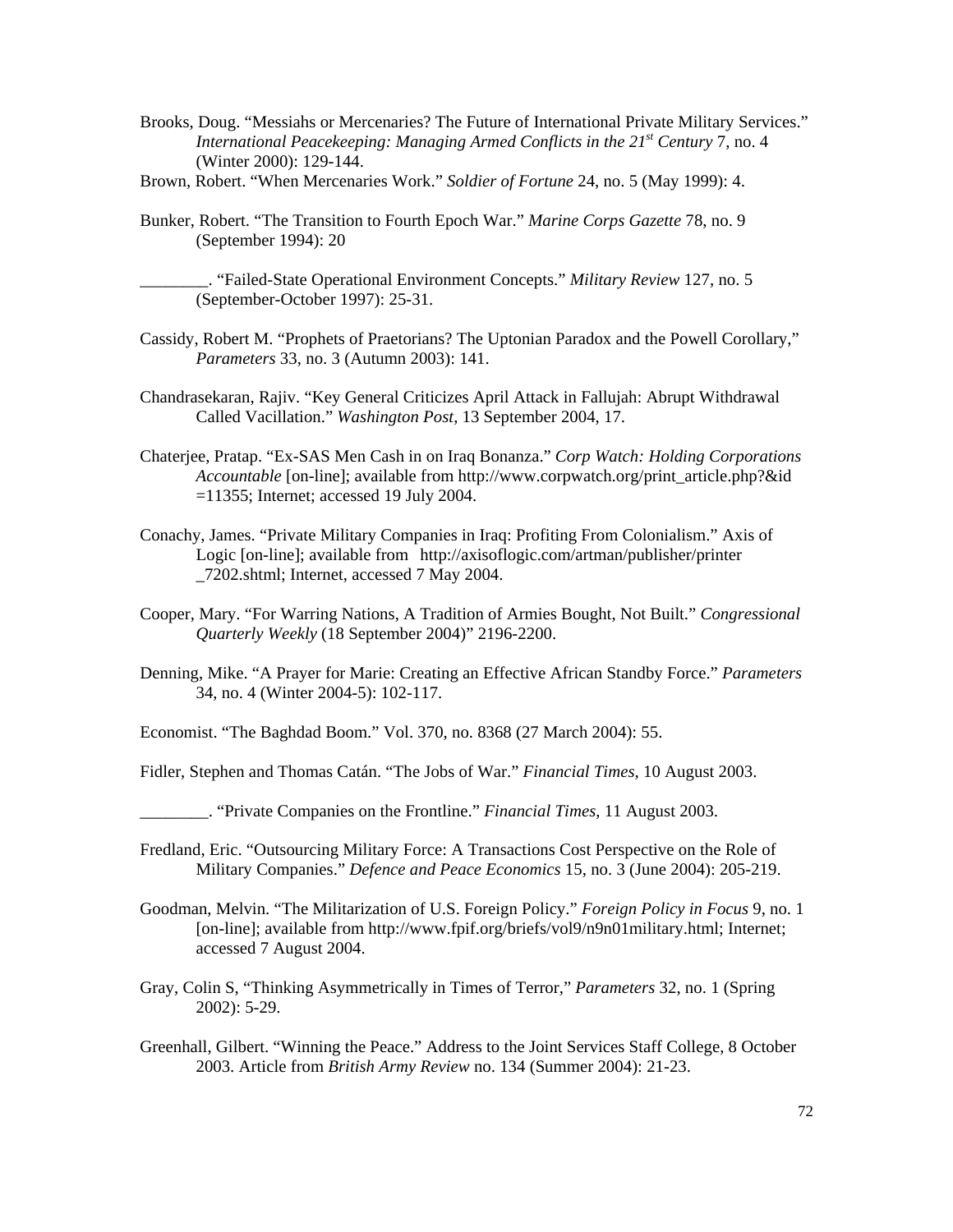Brooks, Doug. “Messiahs or Mercenaries? The Future of International Private Military Services.” *International Peacekeeping: Managing Armed Conflicts in the 21st Century* 7, no. 4 (Winter 2000): 129-144.

Brown, Robert. “When Mercenaries Work.” *Soldier of Fortune* 24, no. 5 (May 1999): 4.

Bunker, Robert. “The Transition to Fourth Epoch War.” *Marine Corps Gazette* 78, no. 9 (September 1994): 20

________. “Failed-State Operational Environment Concepts.” *Military Review* 127, no. 5 (September-October 1997): 25-31.

Cassidy, Robert M. “Prophets of Praetorians? The Uptonian Paradox and the Powell Corollary,” *Parameters* 33, no. 3 (Autumn 2003): 141.

Chandrasekaran, Rajiv. “Key General Criticizes April Attack in Fallujah: Abrupt Withdrawal Called Vacillation.” *Washington Post,* 13 September 2004, 17.

Chaterjee, Pratap. “Ex-SAS Men Cash in on Iraq Bonanza.” *Corp Watch: Holding Corporations Accountable* [on-line]; available from http://www.corpwatch.org/print_article.php?&id =11355; Internet; accessed 19 July 2004.

Conachy, James. “Private Military Companies in Iraq: Profiting From Colonialism.” Axis of Logic [on-line]; available from http://axisoflogic.com/artman/publisher/printer _7202.shtml; Internet, accessed 7 May 2004.

Cooper, Mary. “For Warring Nations, A Tradition of Armies Bought, Not Built.” *Congressional Quarterly Weekly* (18 September 2004)” 2196-2200.

Denning, Mike. “A Prayer for Marie: Creating an Effective African Standby Force.” *Parameters* 34, no. 4 (Winter 2004-5): 102-117.

Economist. “The Baghdad Boom.” Vol. 370, no. 8368 (27 March 2004): 55.

Fidler, Stephen and Thomas Catán. “The Jobs of War.” *Financial Times*, 10 August 2003.

________. “Private Companies on the Frontline.” *Financial Times*, 11 August 2003.

Fredland, Eric. “Outsourcing Military Force: A Transactions Cost Perspective on the Role of Military Companies.” *Defence and Peace Economics* 15, no. 3 (June 2004): 205-219.

Goodman, Melvin. “The Militarization of U.S. Foreign Policy.” *Foreign Policy in Focus* 9, no. 1 [on-line]; available from http://www.fpif.org/briefs/vol9/n9n01military.html; Internet; accessed 7 August 2004.

Gray, Colin S, “Thinking Asymmetrically in Times of Terror,” *Parameters* 32, no. 1 (Spring 2002): 5-29.

Greenhall, Gilbert. “Winning the Peace.” Address to the Joint Services Staff College, 8 October 2003. Article from *British Army Review* no. 134 (Summer 2004): 21-23.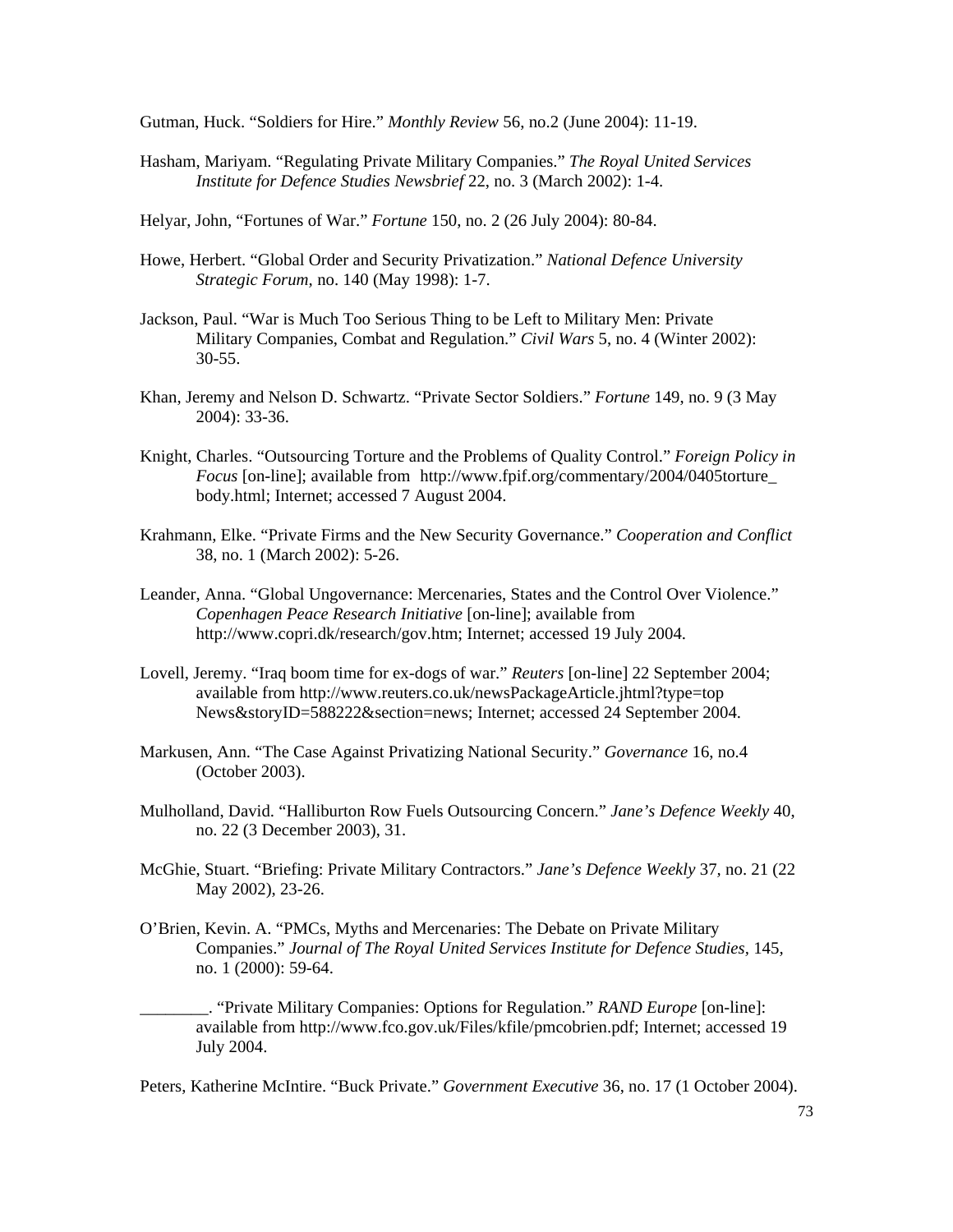Gutman, Huck. "Soldiers for Hire." *Monthly Review* 56, no.2 (June 2004): 11-19.

Hasham, Mariyam. "Regulating Private Military Companies." *The Royal United Services Institute for Defence Studies Newsbrief* 22, no. 3 (March 2002): 1-4.

Helyar, John, "Fortunes of War." *Fortune* 150, no. 2 (26 July 2004): 80-84.

Howe, Herbert. "Global Order and Security Privatization." *National Defence University Strategic Forum*, no. 140 (May 1998): 1-7.

Jackson, Paul. "War is Much Too Serious Thing to be Left to Military Men: Private Military Companies, Combat and Regulation." *Civil Wars* 5, no. 4 (Winter 2002): 30-55.

Khan, Jeremy and Nelson D. Schwartz. "Private Sector Soldiers." *Fortune* 149, no. 9 (3 May 2004): 33-36.

Knight, Charles. "Outsourcing Torture and the Problems of Quality Control." *Foreign Policy in Focus* [on-line]; available from http://www.fpif.org/commentary/2004/0405torture_body.html; Internet; accessed 7 August 2004.

Krahmann, Elke. "Private Firms and the New Security Governance." *Cooperation and Conflict* 38, no. 1 (March 2002): 5-26.

Leander, Anna. "Global Ungovernance: Mercenaries, States and the Control Over Violence." *Copenhagen Peace Research Initiative* [on-line]; available from http://www.copri.dk/research/gov.htm; Internet; accessed 19 July 2004.

Lovell, Jeremy. "Iraq boom time for ex-dogs of war." *Reuters* [on-line] 22 September 2004; available from http://www.reuters.co.uk/newsPackageArticle.jhtml?type=top News&storyID=588222&section=news; Internet; accessed 24 September 2004.

Markusen, Ann. "The Case Against Privatizing National Security." *Governance* 16, no.4 (October 2003).

Mulholland, David. "Halliburton Row Fuels Outsourcing Concern." *Jane's Defence Weekly* 40, no. 22 (3 December 2003), 31.

McGhie, Stuart. "Briefing: Private Military Contractors." *Jane's Defence Weekly* 37, no. 21 (22 May 2002), 23-26.

O'Brien, Kevin. A. "PMCs, Myths and Mercenaries: The Debate on Private Military Companies." *Journal of The Royal United Services Institute for Defence Studies*, 145, no. 1 (2000): 59-64.

________. "Private Military Companies: Options for Regulation." *RAND Europe* [on-line]: available from http://www.fco.gov.uk/Files/kfile/pmcobrien.pdf; Internet; accessed 19 July 2004.

Peters, Katherine McIntire. "Buck Private." *Government Executive* 36, no. 17 (1 October 2004).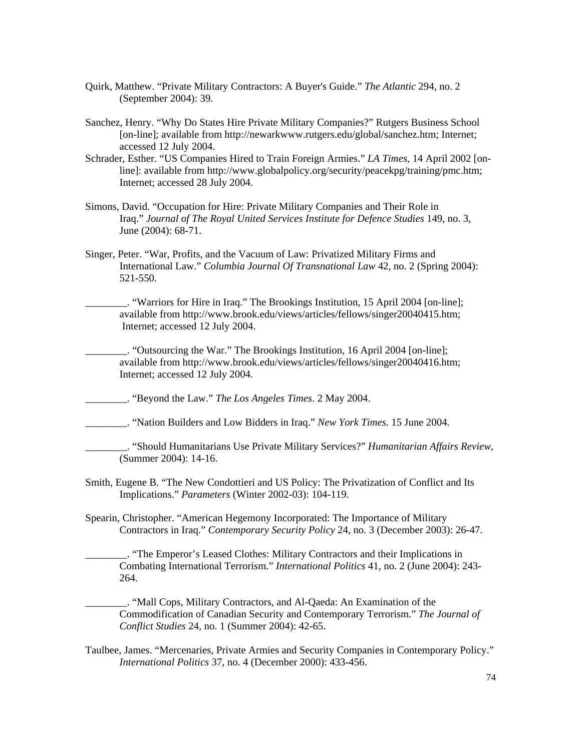Quirk, Matthew. "Private Military Contractors: A Buyer's Guide." *The Atlantic* 294, no. 2 (September 2004): 39.

Sanchez, Henry. "Why Do States Hire Private Military Companies?" Rutgers Business School [on-line]; available from http://newarkwww.rutgers.edu/global/sanchez.htm; Internet; accessed 12 July 2004.

Schrader, Esther. "US Companies Hired to Train Foreign Armies." *LA Times*, 14 April 2002 [on-line]: available from http://www.globalpolicy.org/security/peacekpg/training/pmc.htm; Internet; accessed 28 July 2004.

Simons, David. "Occupation for Hire: Private Military Companies and Their Role in Iraq." *Journal of The Royal United Services Institute for Defence Studies* 149, no. 3, June (2004): 68-71.

Singer, Peter. "War, Profits, and the Vacuum of Law: Privatized Military Firms and International Law." *Columbia Journal Of Transnational Law* 42, no. 2 (Spring 2004): 521-550.

________. "Warriors for Hire in Iraq." The Brookings Institution, 15 April 2004 [on-line]; available from http://www.brook.edu/views/articles/fellows/singer20040415.htm; Internet; accessed 12 July 2004.

________. "Outsourcing the War." The Brookings Institution, 16 April 2004 [on-line]; available from http://www.brook.edu/views/articles/fellows/singer20040416.htm; Internet; accessed 12 July 2004.

________. "Beyond the Law." *The Los Angeles Times*. 2 May 2004.

________. "Nation Builders and Low Bidders in Iraq." *New York Times*. 15 June 2004.

________. "Should Humanitarians Use Private Military Services?" *Humanitarian Affairs Review*, (Summer 2004): 14-16.

Smith, Eugene B. "The New Condottieri and US Policy: The Privatization of Conflict and Its Implications." *Parameters* (Winter 2002-03): 104-119.

Spearin, Christopher. "American Hegemony Incorporated: The Importance of Military Contractors in Iraq." *Contemporary Security Policy* 24, no. 3 (December 2003): 26-47.

________. "The Emperor's Leased Clothes: Military Contractors and their Implications in Combating International Terrorism." *International Politics* 41, no. 2 (June 2004): 243-264.

________. "Mall Cops, Military Contractors, and Al-Qaeda: An Examination of the Commodification of Canadian Security and Contemporary Terrorism." *The Journal of Conflict Studies* 24, no. 1 (Summer 2004): 42-65.

Taulbee, James. "Mercenaries, Private Armies and Security Companies in Contemporary Policy." *International Politics* 37, no. 4 (December 2000): 433-456.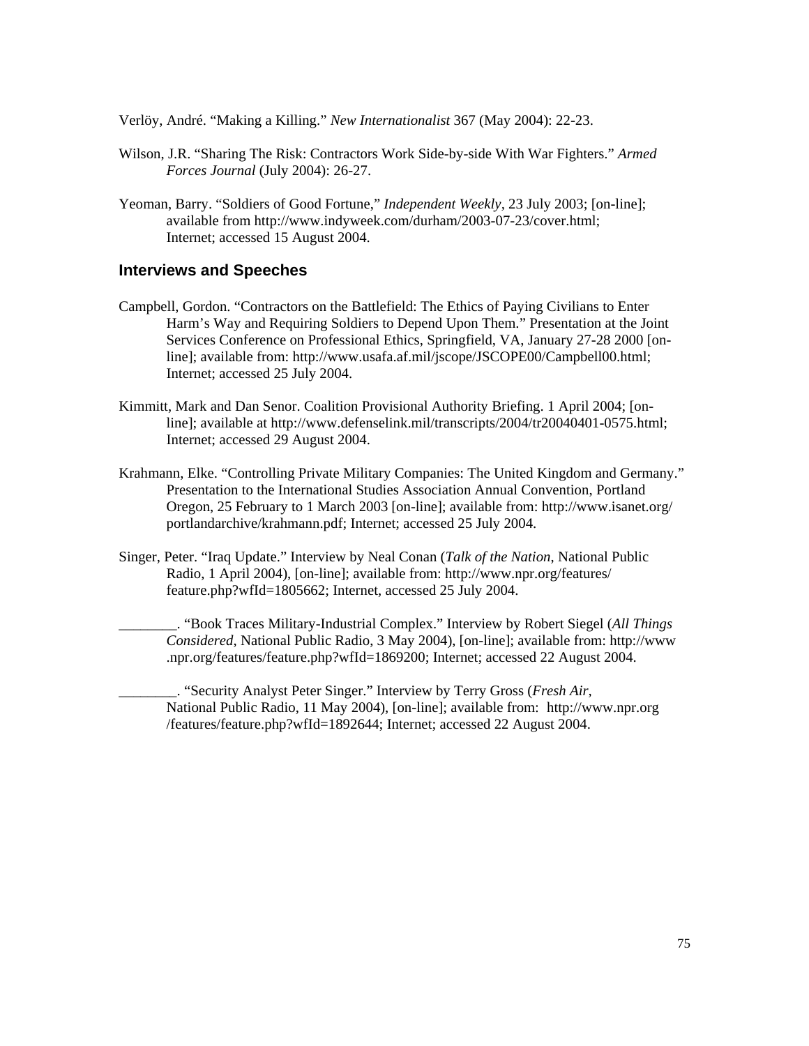Verlöy, André. “Making a Killing.” *New Internationalist* 367 (May 2004): 22-23.

Wilson, J.R. “Sharing The Risk: Contractors Work Side-by-side With War Fighters.” *Armed Forces Journal* (July 2004): 26-27.

Yeoman, Barry. “Soldiers of Good Fortune,” *Independent Weekly,* 23 July 2003; [on-line]; available from http://www.indyweek.com/durham/2003-07-23/cover.html; Internet; accessed 15 August 2004.

### Interviews and Speeches

Campbell, Gordon. “Contractors on the Battlefield: The Ethics of Paying Civilians to Enter Harm’s Way and Requiring Soldiers to Depend Upon Them.” Presentation at the Joint Services Conference on Professional Ethics, Springfield, VA, January 27-28 2000 [on-line]; available from: http://www.usafa.af.mil/jscope/JSCOPE00/Campbell00.html; Internet; accessed 25 July 2004.

Kimmitt, Mark and Dan Senor. Coalition Provisional Authority Briefing. 1 April 2004; [on-line]; available at http://www.defenselink.mil/transcripts/2004/tr20040401-0575.html; Internet; accessed 29 August 2004.

Krahmann, Elke. “Controlling Private Military Companies: The United Kingdom and Germany.” Presentation to the International Studies Association Annual Convention, Portland Oregon, 25 February to 1 March 2003 [on-line]; available from: http://www.isanet.org/portlandarchive/krahmann.pdf; Internet; accessed 25 July 2004.

Singer, Peter. “Iraq Update.” Interview by Neal Conan (*Talk of the Nation*, National Public Radio, 1 April 2004), [on-line]; available from: http://www.npr.org/features/feature.php?wfId=1805662; Internet, accessed 25 July 2004.

________. “Book Traces Military-Industrial Complex.” Interview by Robert Siegel (*All Things Considered*, National Public Radio, 3 May 2004), [on-line]; available from: http://www.npr.org/features/feature.php?wfId=1869200; Internet; accessed 22 August 2004.

________. “Security Analyst Peter Singer.” Interview by Terry Gross (*Fresh Air*, National Public Radio, 11 May 2004), [on-line]; available from: http://www.npr.org/features/feature.php?wfId=1892644; Internet; accessed 22 August 2004.